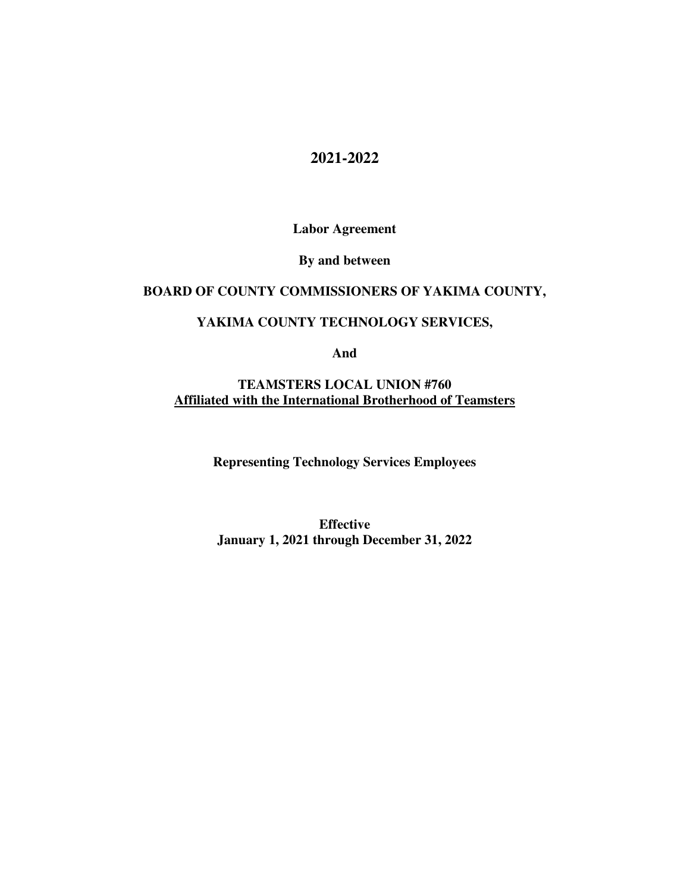# 2021-2022

**Labor Agreement**

**By and between**

**BOARD OF COUNTY COMMISSIONERS OF YAKIMA COUNTY,**

**YAKIMA COUNTY TECHNOLOGY SERVICES,**

**And**

**TEAMSTERS LOCAL UNION #760**
**Affiliated with the International Brotherhood of Teamsters**

**Representing Technology Services Employees**

**Effective**
**January 1, 2021 through December 31, 2022**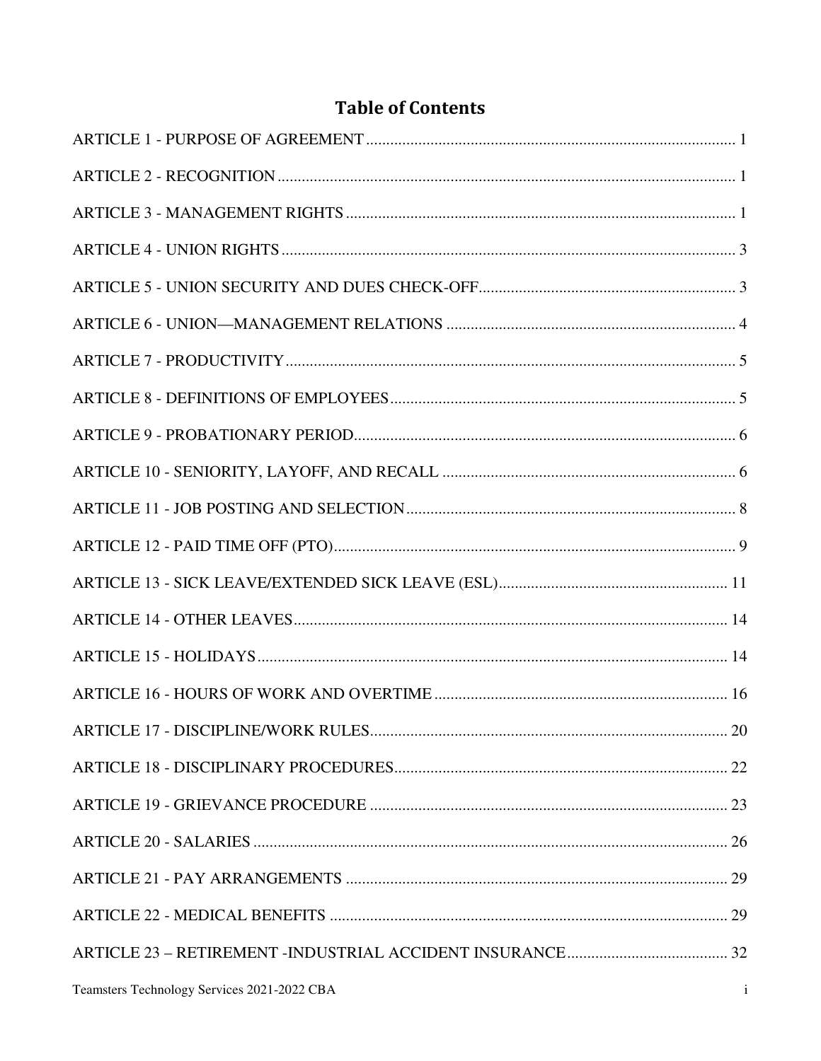# Table of Contents

ARTICLE 1 - PURPOSE OF AGREEMENT ........ 1

ARTICLE 2 - RECOGNITION ........ 1

ARTICLE 3 - MANAGEMENT RIGHTS ........ 1

ARTICLE 4 - UNION RIGHTS ........ 3

ARTICLE 5 - UNION SECURITY AND DUES CHECK-OFF ........ 3

ARTICLE 6 - UNION—MANAGEMENT RELATIONS ........ 4

ARTICLE 7 - PRODUCTIVITY ........ 5

ARTICLE 8 - DEFINITIONS OF EMPLOYEES ........ 5

ARTICLE 9 - PROBATIONARY PERIOD ........ 6

ARTICLE 10 - SENIORITY, LAYOFF, AND RECALL ........ 6

ARTICLE 11 - JOB POSTING AND SELECTION ........ 8

ARTICLE 12 - PAID TIME OFF (PTO) ........ 9

ARTICLE 13 - SICK LEAVE/EXTENDED SICK LEAVE (ESL) ........ 11

ARTICLE 14 - OTHER LEAVES ........ 14

ARTICLE 15 - HOLIDAYS ........ 14

ARTICLE 16 - HOURS OF WORK AND OVERTIME ........ 16

ARTICLE 17 - DISCIPLINE/WORK RULES ........ 20

ARTICLE 18 - DISCIPLINARY PROCEDURES ........ 22

ARTICLE 19 - GRIEVANCE PROCEDURE ........ 23

ARTICLE 20 - SALARIES ........ 26

ARTICLE 21 - PAY ARRANGEMENTS ........ 29

ARTICLE 22 - MEDICAL BENEFITS ........ 29

ARTICLE 23 – RETIREMENT -INDUSTRIAL ACCIDENT INSURANCE ........ 32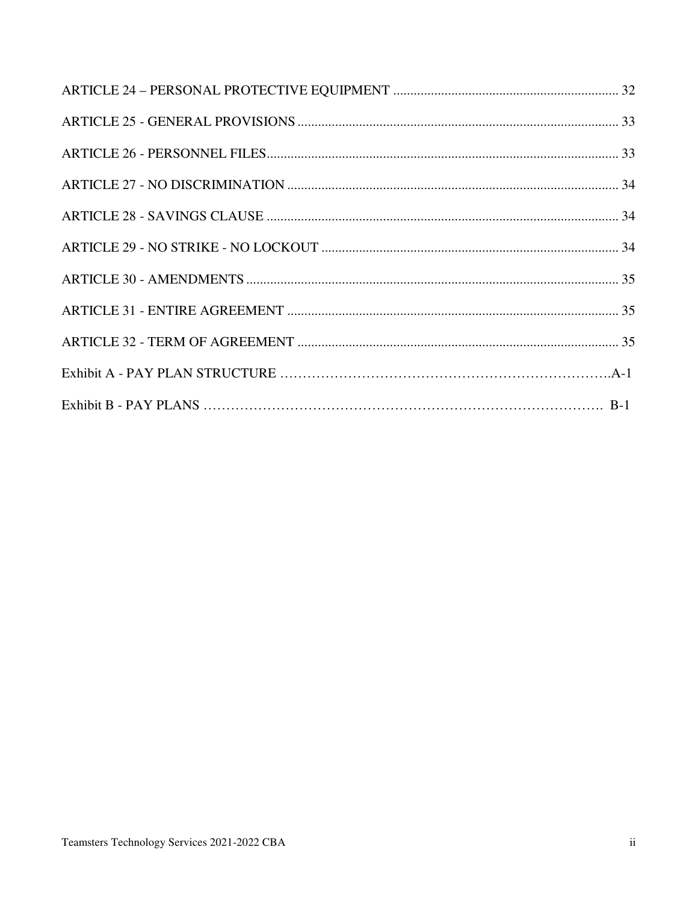ARTICLE 24 – PERSONAL PROTECTIVE EQUIPMENT .................................................................. 32

ARTICLE 25 - GENERAL PROVISIONS ............................................................................................ 33

ARTICLE 26 - PERSONNEL FILES ..................................................................................................... 33

ARTICLE 27 - NO DISCRIMINATION ............................................................................................... 34

ARTICLE 28 - SAVINGS CLAUSE ...................................................................................................... 34

ARTICLE 29 - NO STRIKE - NO LOCKOUT ...................................................................................... 34

ARTICLE 30 - AMENDMENTS ........................................................................................................... 35

ARTICLE 31 - ENTIRE AGREEMENT ................................................................................................ 35

ARTICLE 32 - TERM OF AGREEMENT ............................................................................................. 35

Exhibit A - PAY PLAN STRUCTURE ……………………………………………………………….A-1

Exhibit B - PAY PLANS ………………………………………………………………………… B-1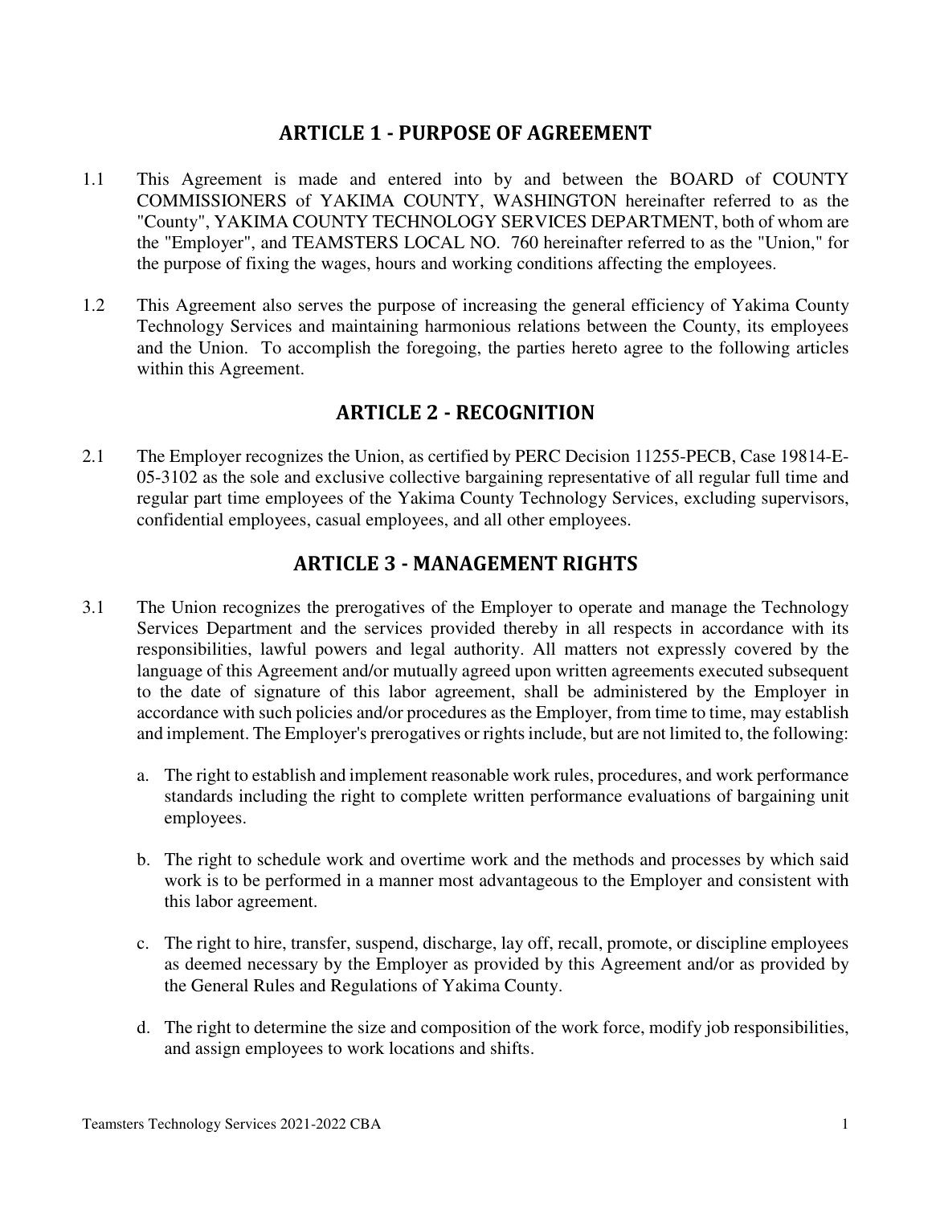## ARTICLE 1 - PURPOSE OF AGREEMENT

1.1 This Agreement is made and entered into by and between the BOARD of COUNTY COMMISSIONERS of YAKIMA COUNTY, WASHINGTON hereinafter referred to as the "County", YAKIMA COUNTY TECHNOLOGY SERVICES DEPARTMENT, both of whom are the "Employer", and TEAMSTERS LOCAL NO. 760 hereinafter referred to as the "Union," for the purpose of fixing the wages, hours and working conditions affecting the employees.

1.2 This Agreement also serves the purpose of increasing the general efficiency of Yakima County Technology Services and maintaining harmonious relations between the County, its employees and the Union. To accomplish the foregoing, the parties hereto agree to the following articles within this Agreement.

## ARTICLE 2 - RECOGNITION

2.1 The Employer recognizes the Union, as certified by PERC Decision 11255-PECB, Case 19814-E-05-3102 as the sole and exclusive collective bargaining representative of all regular full time and regular part time employees of the Yakima County Technology Services, excluding supervisors, confidential employees, casual employees, and all other employees.

## ARTICLE 3 - MANAGEMENT RIGHTS

3.1 The Union recognizes the prerogatives of the Employer to operate and manage the Technology Services Department and the services provided thereby in all respects in accordance with its responsibilities, lawful powers and legal authority. All matters not expressly covered by the language of this Agreement and/or mutually agreed upon written agreements executed subsequent to the date of signature of this labor agreement, shall be administered by the Employer in accordance with such policies and/or procedures as the Employer, from time to time, may establish and implement. The Employer's prerogatives or rights include, but are not limited to, the following:

a. The right to establish and implement reasonable work rules, procedures, and work performance standards including the right to complete written performance evaluations of bargaining unit employees.

b. The right to schedule work and overtime work and the methods and processes by which said work is to be performed in a manner most advantageous to the Employer and consistent with this labor agreement.

c. The right to hire, transfer, suspend, discharge, lay off, recall, promote, or discipline employees as deemed necessary by the Employer as provided by this Agreement and/or as provided by the General Rules and Regulations of Yakima County.

d. The right to determine the size and composition of the work force, modify job responsibilities, and assign employees to work locations and shifts.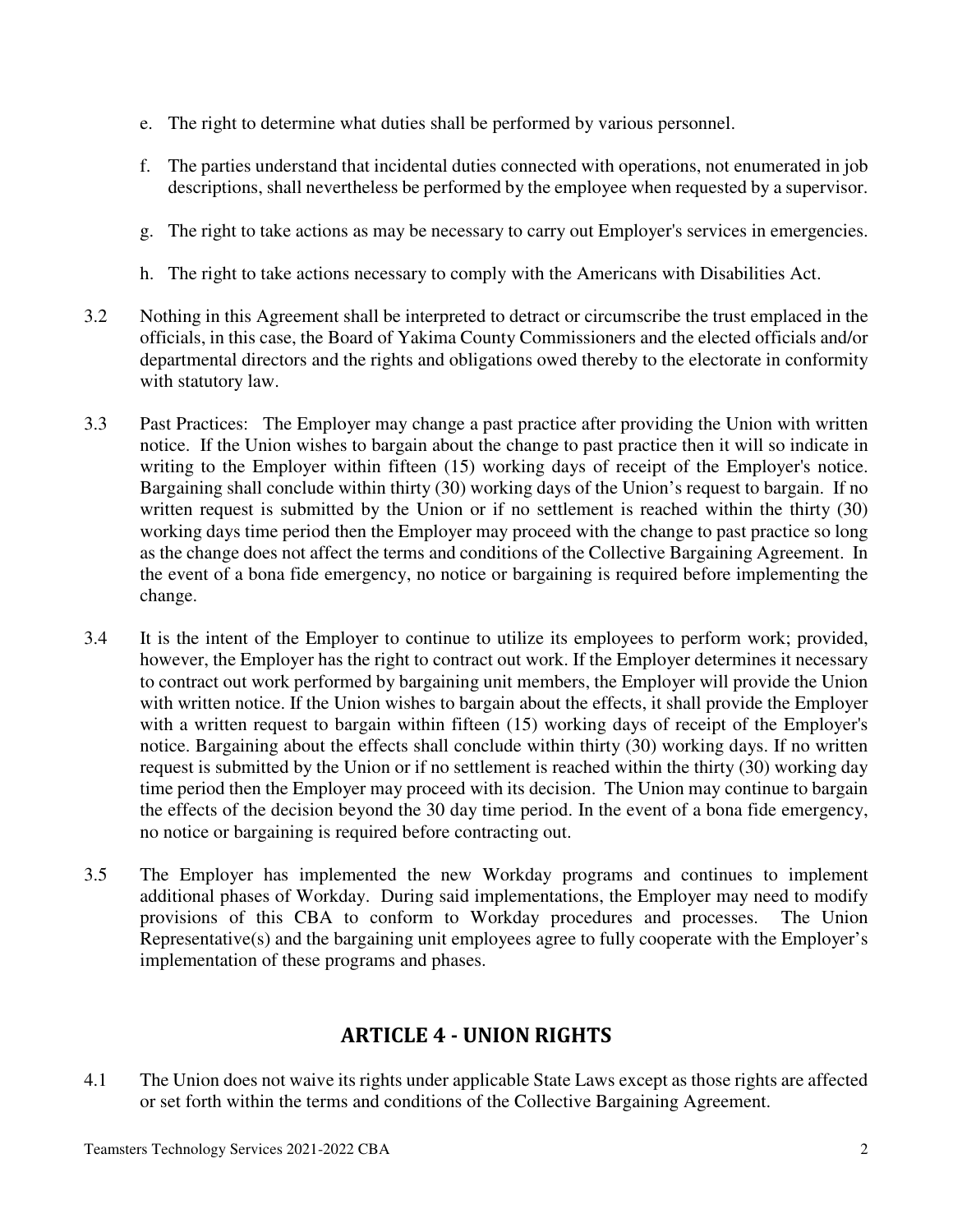e. The right to determine what duties shall be performed by various personnel.

f. The parties understand that incidental duties connected with operations, not enumerated in job descriptions, shall nevertheless be performed by the employee when requested by a supervisor.

g. The right to take actions as may be necessary to carry out Employer's services in emergencies.

h. The right to take actions necessary to comply with the Americans with Disabilities Act.

3.2 Nothing in this Agreement shall be interpreted to detract or circumscribe the trust emplaced in the officials, in this case, the Board of Yakima County Commissioners and the elected officials and/or departmental directors and the rights and obligations owed thereby to the electorate in conformity with statutory law.

3.3 Past Practices: The Employer may change a past practice after providing the Union with written notice. If the Union wishes to bargain about the change to past practice then it will so indicate in writing to the Employer within fifteen (15) working days of receipt of the Employer's notice. Bargaining shall conclude within thirty (30) working days of the Union's request to bargain. If no written request is submitted by the Union or if no settlement is reached within the thirty (30) working days time period then the Employer may proceed with the change to past practice so long as the change does not affect the terms and conditions of the Collective Bargaining Agreement. In the event of a bona fide emergency, no notice or bargaining is required before implementing the change.

3.4 It is the intent of the Employer to continue to utilize its employees to perform work; provided, however, the Employer has the right to contract out work. If the Employer determines it necessary to contract out work performed by bargaining unit members, the Employer will provide the Union with written notice. If the Union wishes to bargain about the effects, it shall provide the Employer with a written request to bargain within fifteen (15) working days of receipt of the Employer's notice. Bargaining about the effects shall conclude within thirty (30) working days. If no written request is submitted by the Union or if no settlement is reached within the thirty (30) working day time period then the Employer may proceed with its decision. The Union may continue to bargain the effects of the decision beyond the 30 day time period. In the event of a bona fide emergency, no notice or bargaining is required before contracting out.

3.5 The Employer has implemented the new Workday programs and continues to implement additional phases of Workday. During said implementations, the Employer may need to modify provisions of this CBA to conform to Workday procedures and processes. The Union Representative(s) and the bargaining unit employees agree to fully cooperate with the Employer's implementation of these programs and phases.

## ARTICLE 4 - UNION RIGHTS

4.1 The Union does not waive its rights under applicable State Laws except as those rights are affected or set forth within the terms and conditions of the Collective Bargaining Agreement.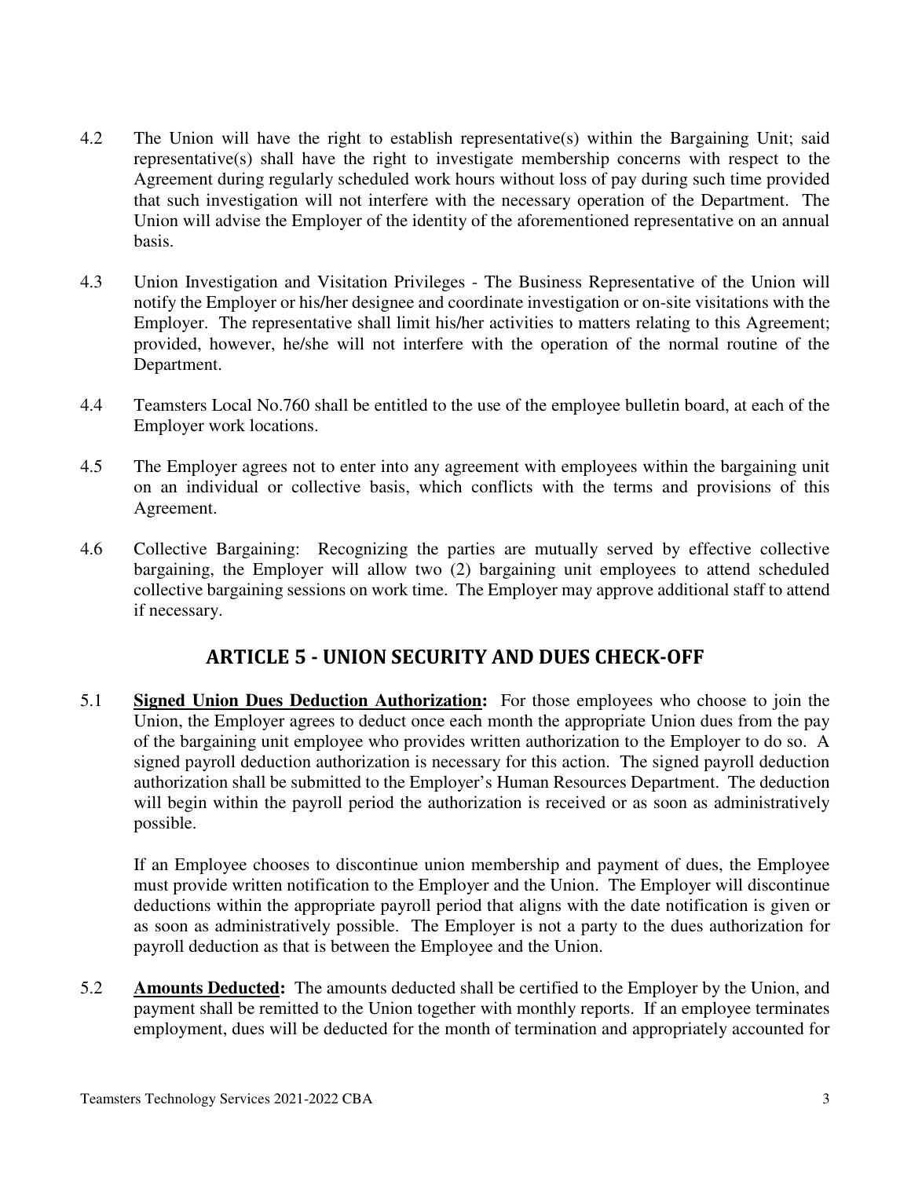4.2 The Union will have the right to establish representative(s) within the Bargaining Unit; said representative(s) shall have the right to investigate membership concerns with respect to the Agreement during regularly scheduled work hours without loss of pay during such time provided that such investigation will not interfere with the necessary operation of the Department. The Union will advise the Employer of the identity of the aforementioned representative on an annual basis.

4.3 Union Investigation and Visitation Privileges - The Business Representative of the Union will notify the Employer or his/her designee and coordinate investigation or on-site visitations with the Employer. The representative shall limit his/her activities to matters relating to this Agreement; provided, however, he/she will not interfere with the operation of the normal routine of the Department.

4.4 Teamsters Local No.760 shall be entitled to the use of the employee bulletin board, at each of the Employer work locations.

4.5 The Employer agrees not to enter into any agreement with employees within the bargaining unit on an individual or collective basis, which conflicts with the terms and provisions of this Agreement.

4.6 Collective Bargaining: Recognizing the parties are mutually served by effective collective bargaining, the Employer will allow two (2) bargaining unit employees to attend scheduled collective bargaining sessions on work time. The Employer may approve additional staff to attend if necessary.

## ARTICLE 5 - UNION SECURITY AND DUES CHECK-OFF

5.1 **Signed Union Dues Deduction Authorization:** For those employees who choose to join the Union, the Employer agrees to deduct once each month the appropriate Union dues from the pay of the bargaining unit employee who provides written authorization to the Employer to do so. A signed payroll deduction authorization is necessary for this action. The signed payroll deduction authorization shall be submitted to the Employer's Human Resources Department. The deduction will begin within the payroll period the authorization is received or as soon as administratively possible.

If an Employee chooses to discontinue union membership and payment of dues, the Employee must provide written notification to the Employer and the Union. The Employer will discontinue deductions within the appropriate payroll period that aligns with the date notification is given or as soon as administratively possible. The Employer is not a party to the dues authorization for payroll deduction as that is between the Employee and the Union.

5.2 **Amounts Deducted:** The amounts deducted shall be certified to the Employer by the Union, and payment shall be remitted to the Union together with monthly reports. If an employee terminates employment, dues will be deducted for the month of termination and appropriately accounted for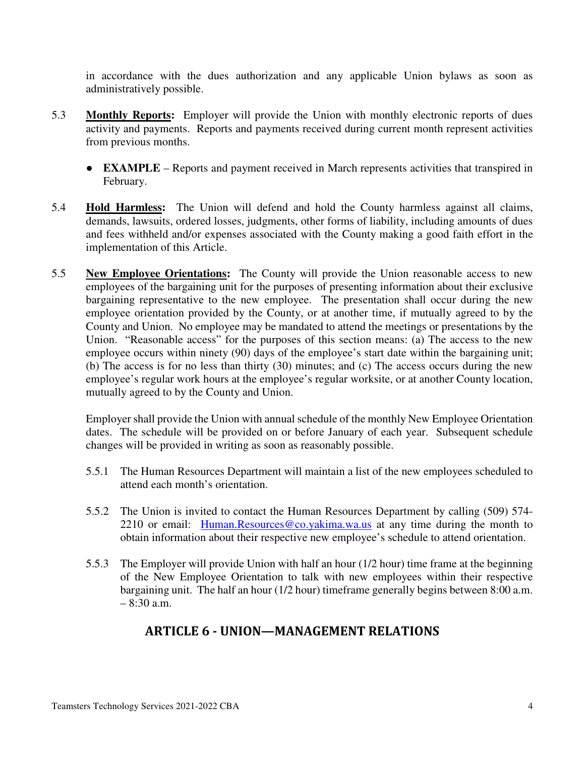in accordance with the dues authorization and any applicable Union bylaws as soon as administratively possible.

5.3 **Monthly Reports:** Employer will provide the Union with monthly electronic reports of dues activity and payments. Reports and payments received during current month represent activities from previous months.

- **EXAMPLE** – Reports and payment received in March represents activities that transpired in February.

5.4 **Hold Harmless:** The Union will defend and hold the County harmless against all claims, demands, lawsuits, ordered losses, judgments, other forms of liability, including amounts of dues and fees withheld and/or expenses associated with the County making a good faith effort in the implementation of this Article.

5.5 **New Employee Orientations:** The County will provide the Union reasonable access to new employees of the bargaining unit for the purposes of presenting information about their exclusive bargaining representative to the new employee. The presentation shall occur during the new employee orientation provided by the County, or at another time, if mutually agreed to by the County and Union. No employee may be mandated to attend the meetings or presentations by the Union. "Reasonable access" for the purposes of this section means: (a) The access to the new employee occurs within ninety (90) days of the employee's start date within the bargaining unit; (b) The access is for no less than thirty (30) minutes; and (c) The access occurs during the new employee's regular work hours at the employee's regular worksite, or at another County location, mutually agreed to by the County and Union.

Employer shall provide the Union with annual schedule of the monthly New Employee Orientation dates. The schedule will be provided on or before January of each year. Subsequent schedule changes will be provided in writing as soon as reasonably possible.

5.5.1 The Human Resources Department will maintain a list of the new employees scheduled to attend each month's orientation.

5.5.2 The Union is invited to contact the Human Resources Department by calling (509) 574-2210 or email: Human.Resources@co.yakima.wa.us at any time during the month to obtain information about their respective new employee's schedule to attend orientation.

5.5.3 The Employer will provide Union with half an hour (1/2 hour) time frame at the beginning of the New Employee Orientation to talk with new employees within their respective bargaining unit. The half an hour (1/2 hour) timeframe generally begins between 8:00 a.m. – 8:30 a.m.

## ARTICLE 6 - UNION—MANAGEMENT RELATIONS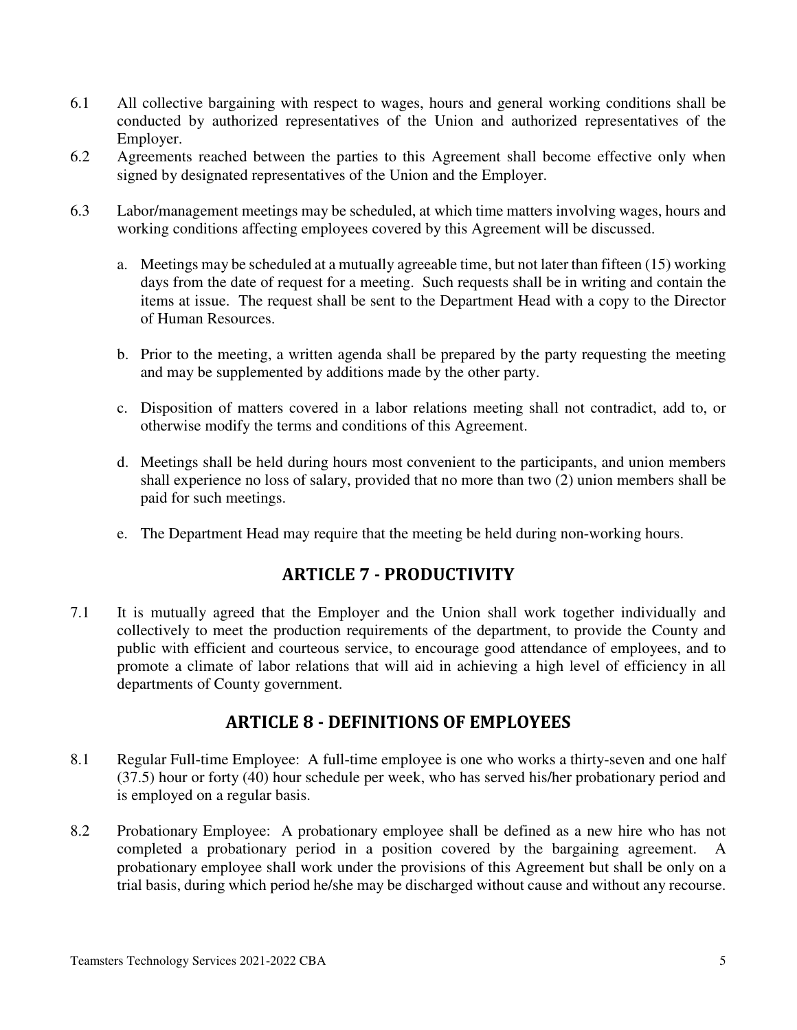6.1 All collective bargaining with respect to wages, hours and general working conditions shall be conducted by authorized representatives of the Union and authorized representatives of the Employer.

6.2 Agreements reached between the parties to this Agreement shall become effective only when signed by designated representatives of the Union and the Employer.

6.3 Labor/management meetings may be scheduled, at which time matters involving wages, hours and working conditions affecting employees covered by this Agreement will be discussed.

a. Meetings may be scheduled at a mutually agreeable time, but not later than fifteen (15) working days from the date of request for a meeting. Such requests shall be in writing and contain the items at issue. The request shall be sent to the Department Head with a copy to the Director of Human Resources.

b. Prior to the meeting, a written agenda shall be prepared by the party requesting the meeting and may be supplemented by additions made by the other party.

c. Disposition of matters covered in a labor relations meeting shall not contradict, add to, or otherwise modify the terms and conditions of this Agreement.

d. Meetings shall be held during hours most convenient to the participants, and union members shall experience no loss of salary, provided that no more than two (2) union members shall be paid for such meetings.

e. The Department Head may require that the meeting be held during non-working hours.

## ARTICLE 7 - PRODUCTIVITY

7.1 It is mutually agreed that the Employer and the Union shall work together individually and collectively to meet the production requirements of the department, to provide the County and public with efficient and courteous service, to encourage good attendance of employees, and to promote a climate of labor relations that will aid in achieving a high level of efficiency in all departments of County government.

## ARTICLE 8 - DEFINITIONS OF EMPLOYEES

8.1 Regular Full-time Employee: A full-time employee is one who works a thirty-seven and one half (37.5) hour or forty (40) hour schedule per week, who has served his/her probationary period and is employed on a regular basis.

8.2 Probationary Employee: A probationary employee shall be defined as a new hire who has not completed a probationary period in a position covered by the bargaining agreement. A probationary employee shall work under the provisions of this Agreement but shall be only on a trial basis, during which period he/she may be discharged without cause and without any recourse.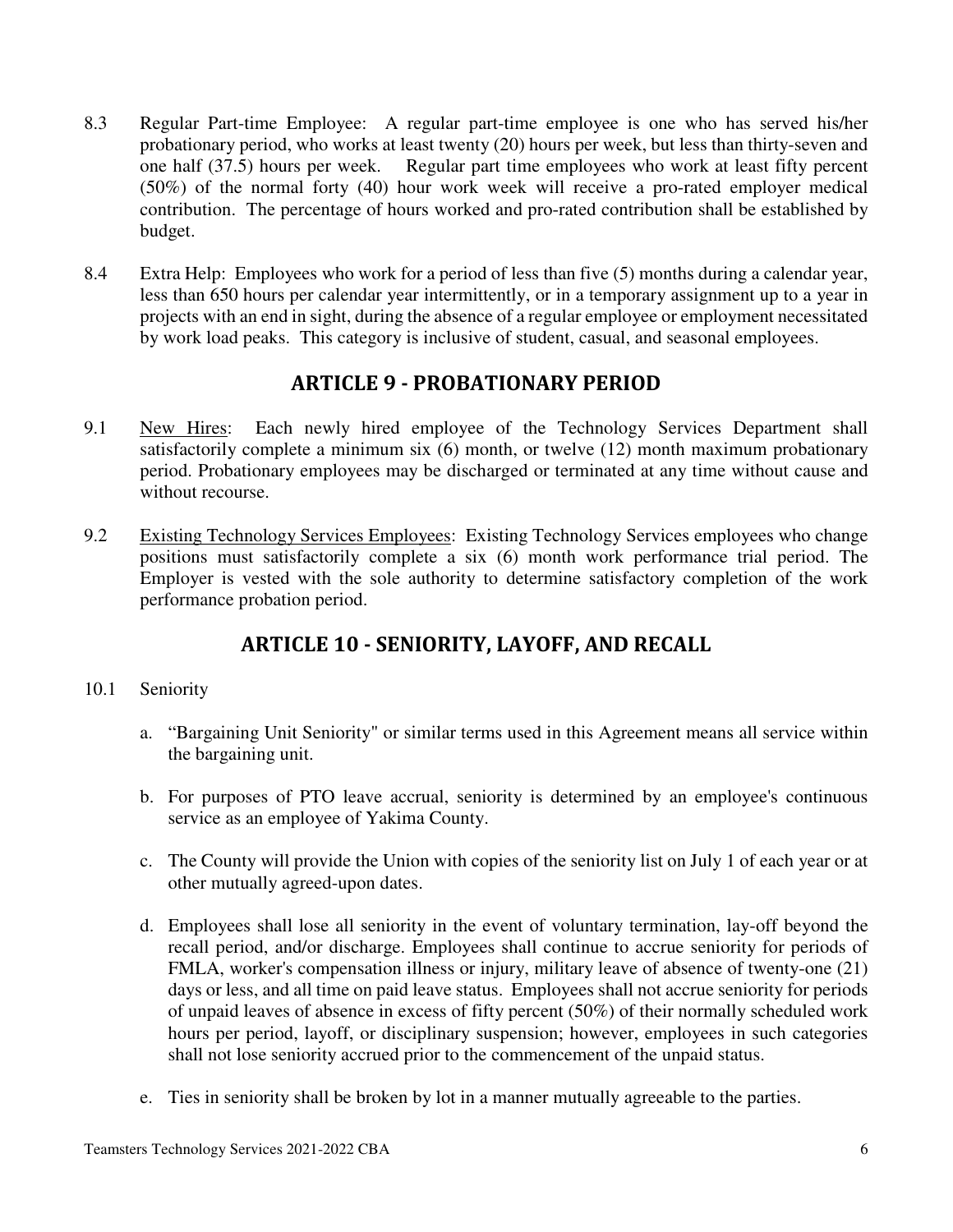8.3 Regular Part-time Employee: A regular part-time employee is one who has served his/her probationary period, who works at least twenty (20) hours per week, but less than thirty-seven and one half (37.5) hours per week. Regular part time employees who work at least fifty percent (50%) of the normal forty (40) hour work week will receive a pro-rated employer medical contribution. The percentage of hours worked and pro-rated contribution shall be established by budget.

8.4 Extra Help: Employees who work for a period of less than five (5) months during a calendar year, less than 650 hours per calendar year intermittently, or in a temporary assignment up to a year in projects with an end in sight, during the absence of a regular employee or employment necessitated by work load peaks. This category is inclusive of student, casual, and seasonal employees.

## ARTICLE 9 - PROBATIONARY PERIOD

9.1 New Hires: Each newly hired employee of the Technology Services Department shall satisfactorily complete a minimum six (6) month, or twelve (12) month maximum probationary period. Probationary employees may be discharged or terminated at any time without cause and without recourse.

9.2 Existing Technology Services Employees: Existing Technology Services employees who change positions must satisfactorily complete a six (6) month work performance trial period. The Employer is vested with the sole authority to determine satisfactory completion of the work performance probation period.

## ARTICLE 10 - SENIORITY, LAYOFF, AND RECALL

10.1 Seniority

a. "Bargaining Unit Seniority" or similar terms used in this Agreement means all service within the bargaining unit.

b. For purposes of PTO leave accrual, seniority is determined by an employee's continuous service as an employee of Yakima County.

c. The County will provide the Union with copies of the seniority list on July 1 of each year or at other mutually agreed-upon dates.

d. Employees shall lose all seniority in the event of voluntary termination, lay-off beyond the recall period, and/or discharge. Employees shall continue to accrue seniority for periods of FMLA, worker's compensation illness or injury, military leave of absence of twenty-one (21) days or less, and all time on paid leave status. Employees shall not accrue seniority for periods of unpaid leaves of absence in excess of fifty percent (50%) of their normally scheduled work hours per period, layoff, or disciplinary suspension; however, employees in such categories shall not lose seniority accrued prior to the commencement of the unpaid status.

e. Ties in seniority shall be broken by lot in a manner mutually agreeable to the parties.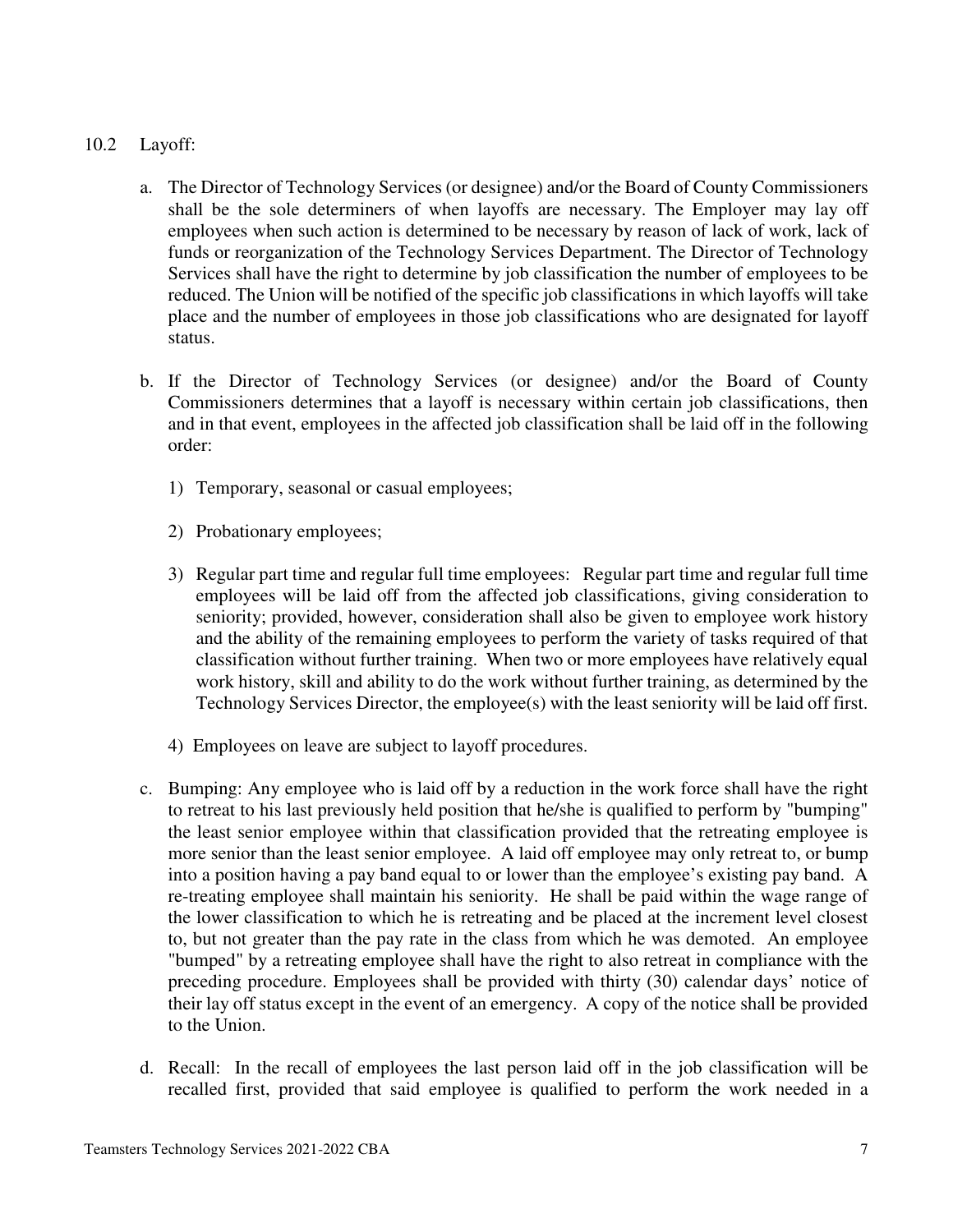10.2 Layoff:

a. The Director of Technology Services (or designee) and/or the Board of County Commissioners shall be the sole determiners of when layoffs are necessary. The Employer may lay off employees when such action is determined to be necessary by reason of lack of work, lack of funds or reorganization of the Technology Services Department. The Director of Technology Services shall have the right to determine by job classification the number of employees to be reduced. The Union will be notified of the specific job classifications in which layoffs will take place and the number of employees in those job classifications who are designated for layoff status.

b. If the Director of Technology Services (or designee) and/or the Board of County Commissioners determines that a layoff is necessary within certain job classifications, then and in that event, employees in the affected job classification shall be laid off in the following order:

   1) Temporary, seasonal or casual employees;

   2) Probationary employees;

   3) Regular part time and regular full time employees: Regular part time and regular full time employees will be laid off from the affected job classifications, giving consideration to seniority; provided, however, consideration shall also be given to employee work history and the ability of the remaining employees to perform the variety of tasks required of that classification without further training. When two or more employees have relatively equal work history, skill and ability to do the work without further training, as determined by the Technology Services Director, the employee(s) with the least seniority will be laid off first.

   4) Employees on leave are subject to layoff procedures.

c. Bumping: Any employee who is laid off by a reduction in the work force shall have the right to retreat to his last previously held position that he/she is qualified to perform by "bumping" the least senior employee within that classification provided that the retreating employee is more senior than the least senior employee. A laid off employee may only retreat to, or bump into a position having a pay band equal to or lower than the employee's existing pay band. A re-treating employee shall maintain his seniority. He shall be paid within the wage range of the lower classification to which he is retreating and be placed at the increment level closest to, but not greater than the pay rate in the class from which he was demoted. An employee "bumped" by a retreating employee shall have the right to also retreat in compliance with the preceding procedure. Employees shall be provided with thirty (30) calendar days' notice of their lay off status except in the event of an emergency. A copy of the notice shall be provided to the Union.

d. Recall: In the recall of employees the last person laid off in the job classification will be recalled first, provided that said employee is qualified to perform the work needed in a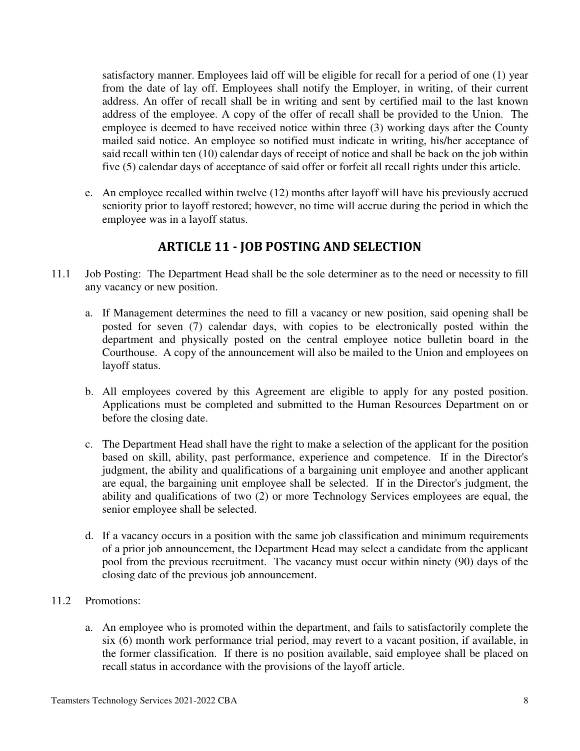satisfactory manner. Employees laid off will be eligible for recall for a period of one (1) year from the date of lay off. Employees shall notify the Employer, in writing, of their current address. An offer of recall shall be in writing and sent by certified mail to the last known address of the employee. A copy of the offer of recall shall be provided to the Union. The employee is deemed to have received notice within three (3) working days after the County mailed said notice. An employee so notified must indicate in writing, his/her acceptance of said recall within ten (10) calendar days of receipt of notice and shall be back on the job within five (5) calendar days of acceptance of said offer or forfeit all recall rights under this article.

e. An employee recalled within twelve (12) months after layoff will have his previously accrued seniority prior to layoff restored; however, no time will accrue during the period in which the employee was in a layoff status.

## ARTICLE 11 - JOB POSTING AND SELECTION

11.1 Job Posting: The Department Head shall be the sole determiner as to the need or necessity to fill any vacancy or new position.

a. If Management determines the need to fill a vacancy or new position, said opening shall be posted for seven (7) calendar days, with copies to be electronically posted within the department and physically posted on the central employee notice bulletin board in the Courthouse. A copy of the announcement will also be mailed to the Union and employees on layoff status.

b. All employees covered by this Agreement are eligible to apply for any posted position. Applications must be completed and submitted to the Human Resources Department on or before the closing date.

c. The Department Head shall have the right to make a selection of the applicant for the position based on skill, ability, past performance, experience and competence. If in the Director's judgment, the ability and qualifications of a bargaining unit employee and another applicant are equal, the bargaining unit employee shall be selected. If in the Director's judgment, the ability and qualifications of two (2) or more Technology Services employees are equal, the senior employee shall be selected.

d. If a vacancy occurs in a position with the same job classification and minimum requirements of a prior job announcement, the Department Head may select a candidate from the applicant pool from the previous recruitment. The vacancy must occur within ninety (90) days of the closing date of the previous job announcement.

11.2 Promotions:

a. An employee who is promoted within the department, and fails to satisfactorily complete the six (6) month work performance trial period, may revert to a vacant position, if available, in the former classification. If there is no position available, said employee shall be placed on recall status in accordance with the provisions of the layoff article.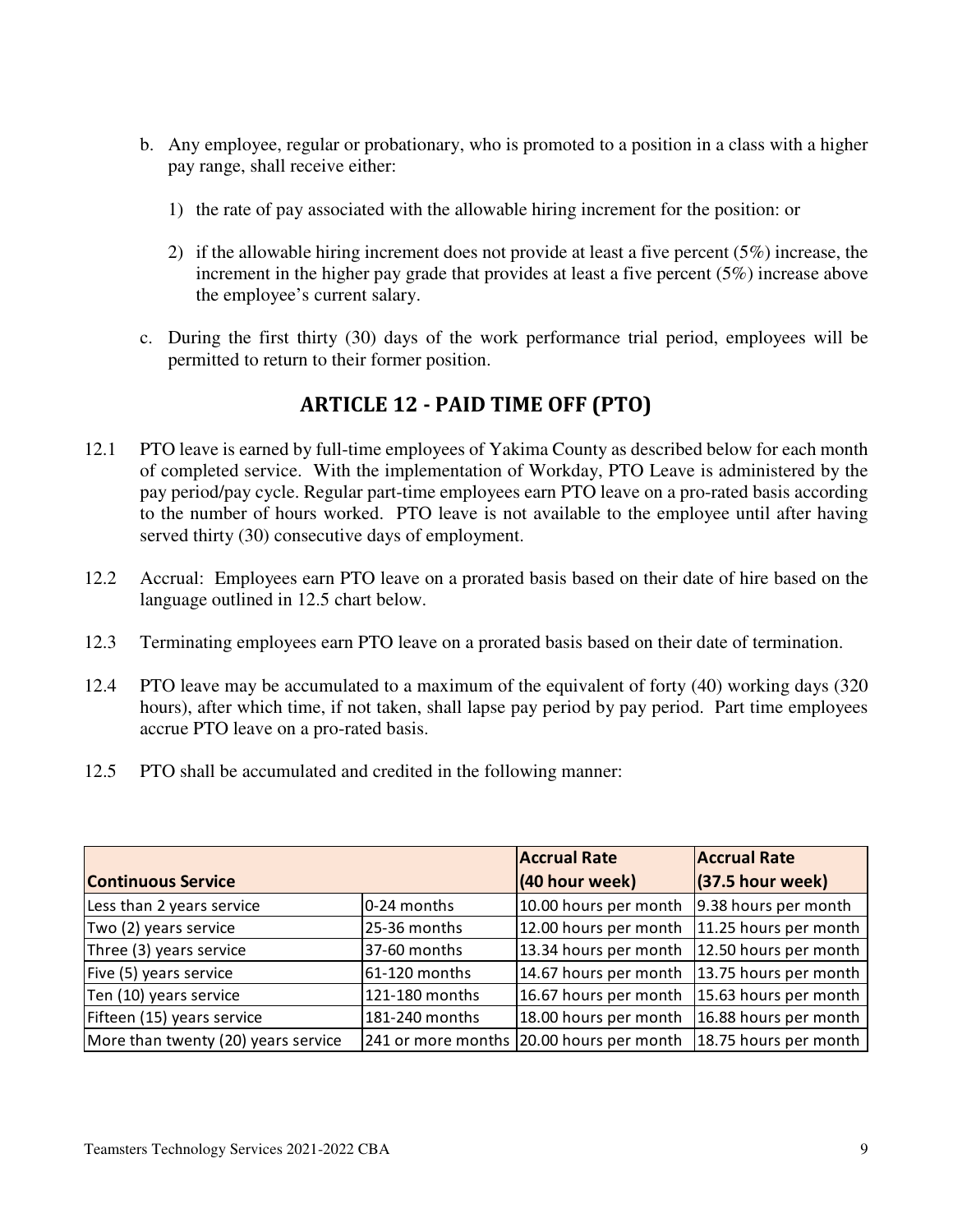b. Any employee, regular or probationary, who is promoted to a position in a class with a higher pay range, shall receive either:

   1) the rate of pay associated with the allowable hiring increment for the position: or

   2) if the allowable hiring increment does not provide at least a five percent (5%) increase, the increment in the higher pay grade that provides at least a five percent (5%) increase above the employee's current salary.

c. During the first thirty (30) days of the work performance trial period, employees will be permitted to return to their former position.

## ARTICLE 12 - PAID TIME OFF (PTO)

12.1 PTO leave is earned by full-time employees of Yakima County as described below for each month of completed service. With the implementation of Workday, PTO Leave is administered by the pay period/pay cycle. Regular part-time employees earn PTO leave on a pro-rated basis according to the number of hours worked. PTO leave is not available to the employee until after having served thirty (30) consecutive days of employment.

12.2 Accrual: Employees earn PTO leave on a prorated basis based on their date of hire based on the language outlined in 12.5 chart below.

12.3 Terminating employees earn PTO leave on a prorated basis based on their date of termination.

12.4 PTO leave may be accumulated to a maximum of the equivalent of forty (40) working days (320 hours), after which time, if not taken, shall lapse pay period by pay period. Part time employees accrue PTO leave on a pro-rated basis.

12.5 PTO shall be accumulated and credited in the following manner:

| **Continuous Service** | | **Accrual Rate (40 hour week)** | **Accrual Rate (37.5 hour week)** |
|---|---|---|---|
| Less than 2 years service | 0-24 months | 10.00 hours per month | 9.38 hours per month |
| Two (2) years service | 25-36 months | 12.00 hours per month | 11.25 hours per month |
| Three (3) years service | 37-60 months | 13.34 hours per month | 12.50 hours per month |
| Five (5) years service | 61-120 months | 14.67 hours per month | 13.75 hours per month |
| Ten (10) years service | 121-180 months | 16.67 hours per month | 15.63 hours per month |
| Fifteen (15) years service | 181-240 months | 18.00 hours per month | 16.88 hours per month |
| More than twenty (20) years service | 241 or more months | 20.00 hours per month | 18.75 hours per month |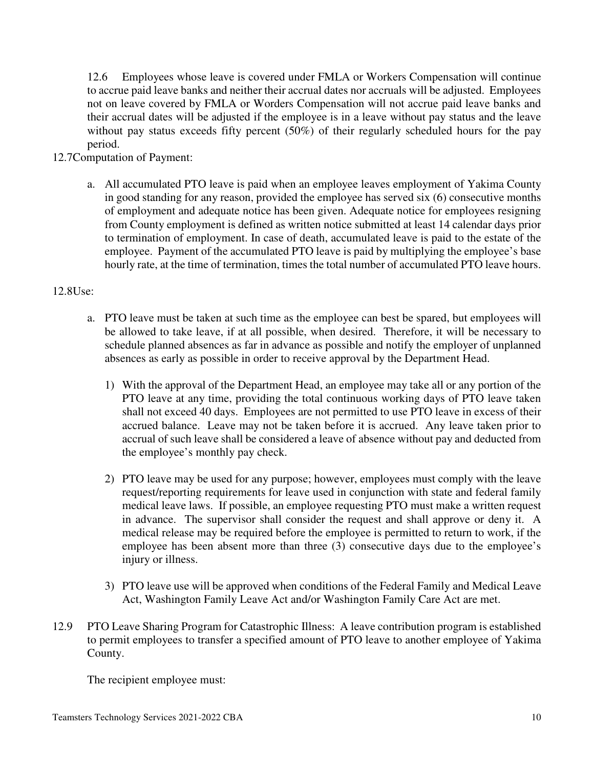12.6 Employees whose leave is covered under FMLA or Workers Compensation will continue to accrue paid leave banks and neither their accrual dates nor accruals will be adjusted. Employees not on leave covered by FMLA or Worders Compensation will not accrue paid leave banks and their accrual dates will be adjusted if the employee is in a leave without pay status and the leave without pay status exceeds fifty percent (50%) of their regularly scheduled hours for the pay period.

12.7Computation of Payment:

a. All accumulated PTO leave is paid when an employee leaves employment of Yakima County in good standing for any reason, provided the employee has served six (6) consecutive months of employment and adequate notice has been given. Adequate notice for employees resigning from County employment is defined as written notice submitted at least 14 calendar days prior to termination of employment. In case of death, accumulated leave is paid to the estate of the employee. Payment of the accumulated PTO leave is paid by multiplying the employee's base hourly rate, at the time of termination, times the total number of accumulated PTO leave hours.

12.8Use:

a. PTO leave must be taken at such time as the employee can best be spared, but employees will be allowed to take leave, if at all possible, when desired. Therefore, it will be necessary to schedule planned absences as far in advance as possible and notify the employer of unplanned absences as early as possible in order to receive approval by the Department Head.

   1) With the approval of the Department Head, an employee may take all or any portion of the PTO leave at any time, providing the total continuous working days of PTO leave taken shall not exceed 40 days. Employees are not permitted to use PTO leave in excess of their accrued balance. Leave may not be taken before it is accrued. Any leave taken prior to accrual of such leave shall be considered a leave of absence without pay and deducted from the employee's monthly pay check.

   2) PTO leave may be used for any purpose; however, employees must comply with the leave request/reporting requirements for leave used in conjunction with state and federal family medical leave laws. If possible, an employee requesting PTO must make a written request in advance. The supervisor shall consider the request and shall approve or deny it. A medical release may be required before the employee is permitted to return to work, if the employee has been absent more than three (3) consecutive days due to the employee's injury or illness.

   3) PTO leave use will be approved when conditions of the Federal Family and Medical Leave Act, Washington Family Leave Act and/or Washington Family Care Act are met.

12.9 PTO Leave Sharing Program for Catastrophic Illness: A leave contribution program is established to permit employees to transfer a specified amount of PTO leave to another employee of Yakima County.

The recipient employee must: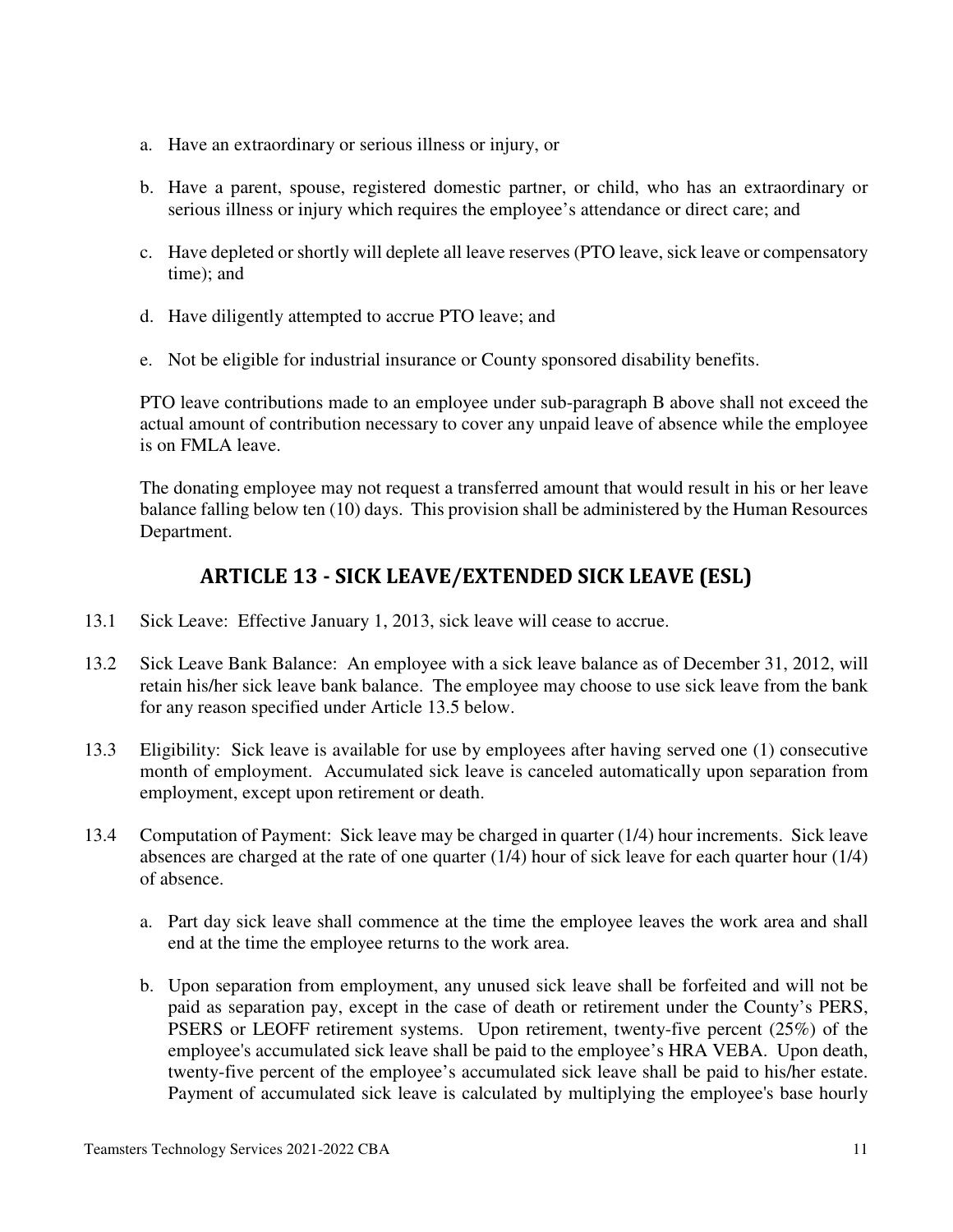a. Have an extraordinary or serious illness or injury, or

b. Have a parent, spouse, registered domestic partner, or child, who has an extraordinary or serious illness or injury which requires the employee's attendance or direct care; and

c. Have depleted or shortly will deplete all leave reserves (PTO leave, sick leave or compensatory time); and

d. Have diligently attempted to accrue PTO leave; and

e. Not be eligible for industrial insurance or County sponsored disability benefits.

PTO leave contributions made to an employee under sub-paragraph B above shall not exceed the actual amount of contribution necessary to cover any unpaid leave of absence while the employee is on FMLA leave.

The donating employee may not request a transferred amount that would result in his or her leave balance falling below ten (10) days. This provision shall be administered by the Human Resources Department.

## ARTICLE 13 - SICK LEAVE/EXTENDED SICK LEAVE (ESL)

13.1 Sick Leave: Effective January 1, 2013, sick leave will cease to accrue.

13.2 Sick Leave Bank Balance: An employee with a sick leave balance as of December 31, 2012, will retain his/her sick leave bank balance. The employee may choose to use sick leave from the bank for any reason specified under Article 13.5 below.

13.3 Eligibility: Sick leave is available for use by employees after having served one (1) consecutive month of employment. Accumulated sick leave is canceled automatically upon separation from employment, except upon retirement or death.

13.4 Computation of Payment: Sick leave may be charged in quarter (1/4) hour increments. Sick leave absences are charged at the rate of one quarter (1/4) hour of sick leave for each quarter hour (1/4) of absence.

a. Part day sick leave shall commence at the time the employee leaves the work area and shall end at the time the employee returns to the work area.

b. Upon separation from employment, any unused sick leave shall be forfeited and will not be paid as separation pay, except in the case of death or retirement under the County's PERS, PSERS or LEOFF retirement systems. Upon retirement, twenty-five percent (25%) of the employee's accumulated sick leave shall be paid to the employee's HRA VEBA. Upon death, twenty-five percent of the employee's accumulated sick leave shall be paid to his/her estate. Payment of accumulated sick leave is calculated by multiplying the employee's base hourly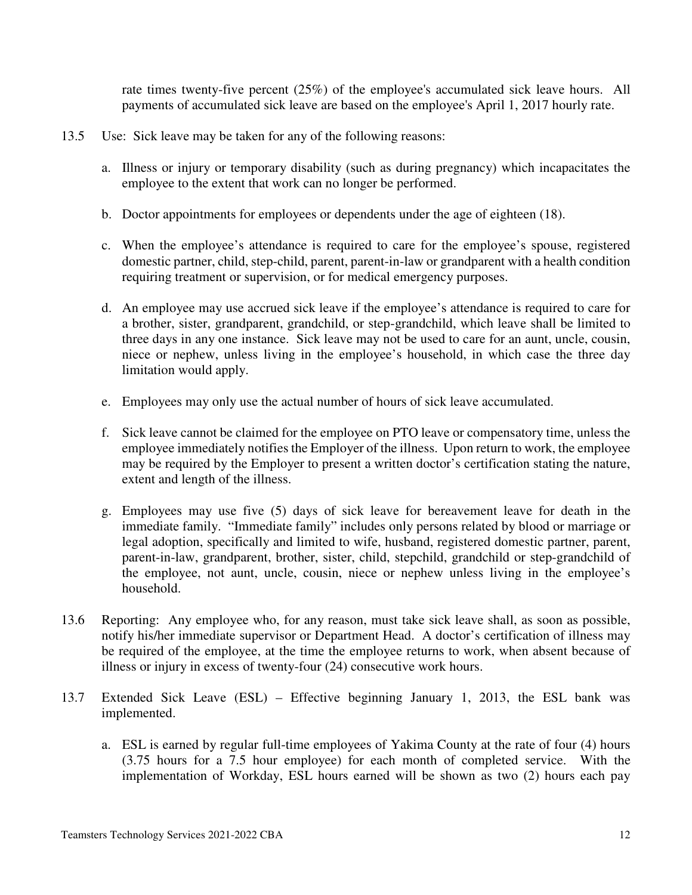rate times twenty-five percent (25%) of the employee's accumulated sick leave hours. All payments of accumulated sick leave are based on the employee's April 1, 2017 hourly rate.

13.5 Use: Sick leave may be taken for any of the following reasons:

a. Illness or injury or temporary disability (such as during pregnancy) which incapacitates the employee to the extent that work can no longer be performed.

b. Doctor appointments for employees or dependents under the age of eighteen (18).

c. When the employee's attendance is required to care for the employee's spouse, registered domestic partner, child, step-child, parent, parent-in-law or grandparent with a health condition requiring treatment or supervision, or for medical emergency purposes.

d. An employee may use accrued sick leave if the employee's attendance is required to care for a brother, sister, grandparent, grandchild, or step-grandchild, which leave shall be limited to three days in any one instance. Sick leave may not be used to care for an aunt, uncle, cousin, niece or nephew, unless living in the employee's household, in which case the three day limitation would apply.

e. Employees may only use the actual number of hours of sick leave accumulated.

f. Sick leave cannot be claimed for the employee on PTO leave or compensatory time, unless the employee immediately notifies the Employer of the illness. Upon return to work, the employee may be required by the Employer to present a written doctor's certification stating the nature, extent and length of the illness.

g. Employees may use five (5) days of sick leave for bereavement leave for death in the immediate family. "Immediate family" includes only persons related by blood or marriage or legal adoption, specifically and limited to wife, husband, registered domestic partner, parent, parent-in-law, grandparent, brother, sister, child, stepchild, grandchild or step-grandchild of the employee, not aunt, uncle, cousin, niece or nephew unless living in the employee's household.

13.6 Reporting: Any employee who, for any reason, must take sick leave shall, as soon as possible, notify his/her immediate supervisor or Department Head. A doctor's certification of illness may be required of the employee, at the time the employee returns to work, when absent because of illness or injury in excess of twenty-four (24) consecutive work hours.

13.7 Extended Sick Leave (ESL) – Effective beginning January 1, 2013, the ESL bank was implemented.

a. ESL is earned by regular full-time employees of Yakima County at the rate of four (4) hours (3.75 hours for a 7.5 hour employee) for each month of completed service. With the implementation of Workday, ESL hours earned will be shown as two (2) hours each pay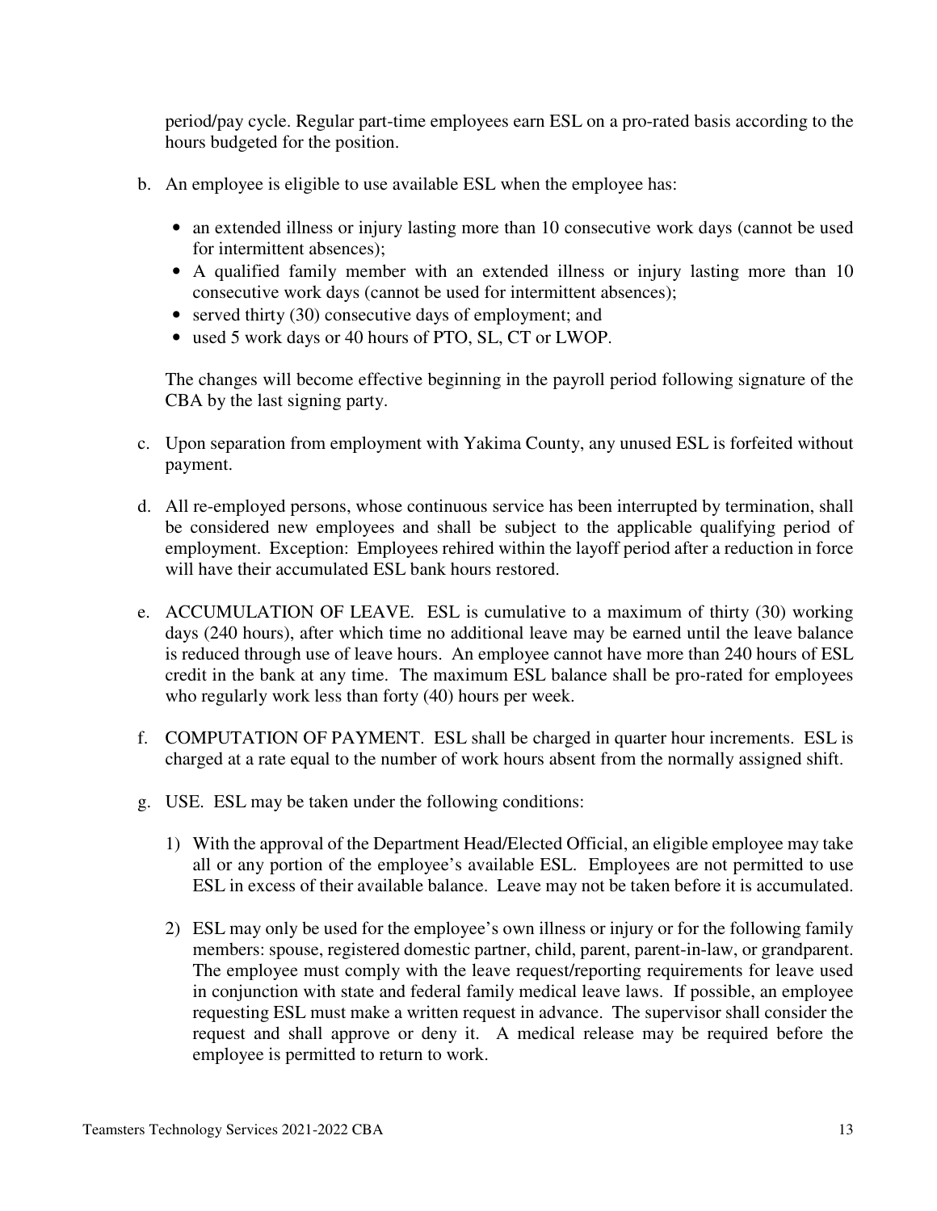period/pay cycle. Regular part-time employees earn ESL on a pro-rated basis according to the hours budgeted for the position.

b. An employee is eligible to use available ESL when the employee has:

- an extended illness or injury lasting more than 10 consecutive work days (cannot be used for intermittent absences);
- A qualified family member with an extended illness or injury lasting more than 10 consecutive work days (cannot be used for intermittent absences);
- served thirty (30) consecutive days of employment; and
- used 5 work days or 40 hours of PTO, SL, CT or LWOP.

The changes will become effective beginning in the payroll period following signature of the CBA by the last signing party.

c. Upon separation from employment with Yakima County, any unused ESL is forfeited without payment.

d. All re-employed persons, whose continuous service has been interrupted by termination, shall be considered new employees and shall be subject to the applicable qualifying period of employment. Exception: Employees rehired within the layoff period after a reduction in force will have their accumulated ESL bank hours restored.

e. ACCUMULATION OF LEAVE. ESL is cumulative to a maximum of thirty (30) working days (240 hours), after which time no additional leave may be earned until the leave balance is reduced through use of leave hours. An employee cannot have more than 240 hours of ESL credit in the bank at any time. The maximum ESL balance shall be pro-rated for employees who regularly work less than forty (40) hours per week.

f. COMPUTATION OF PAYMENT. ESL shall be charged in quarter hour increments. ESL is charged at a rate equal to the number of work hours absent from the normally assigned shift.

g. USE. ESL may be taken under the following conditions:

1) With the approval of the Department Head/Elected Official, an eligible employee may take all or any portion of the employee's available ESL. Employees are not permitted to use ESL in excess of their available balance. Leave may not be taken before it is accumulated.

2) ESL may only be used for the employee's own illness or injury or for the following family members: spouse, registered domestic partner, child, parent, parent-in-law, or grandparent. The employee must comply with the leave request/reporting requirements for leave used in conjunction with state and federal family medical leave laws. If possible, an employee requesting ESL must make a written request in advance. The supervisor shall consider the request and shall approve or deny it. A medical release may be required before the employee is permitted to return to work.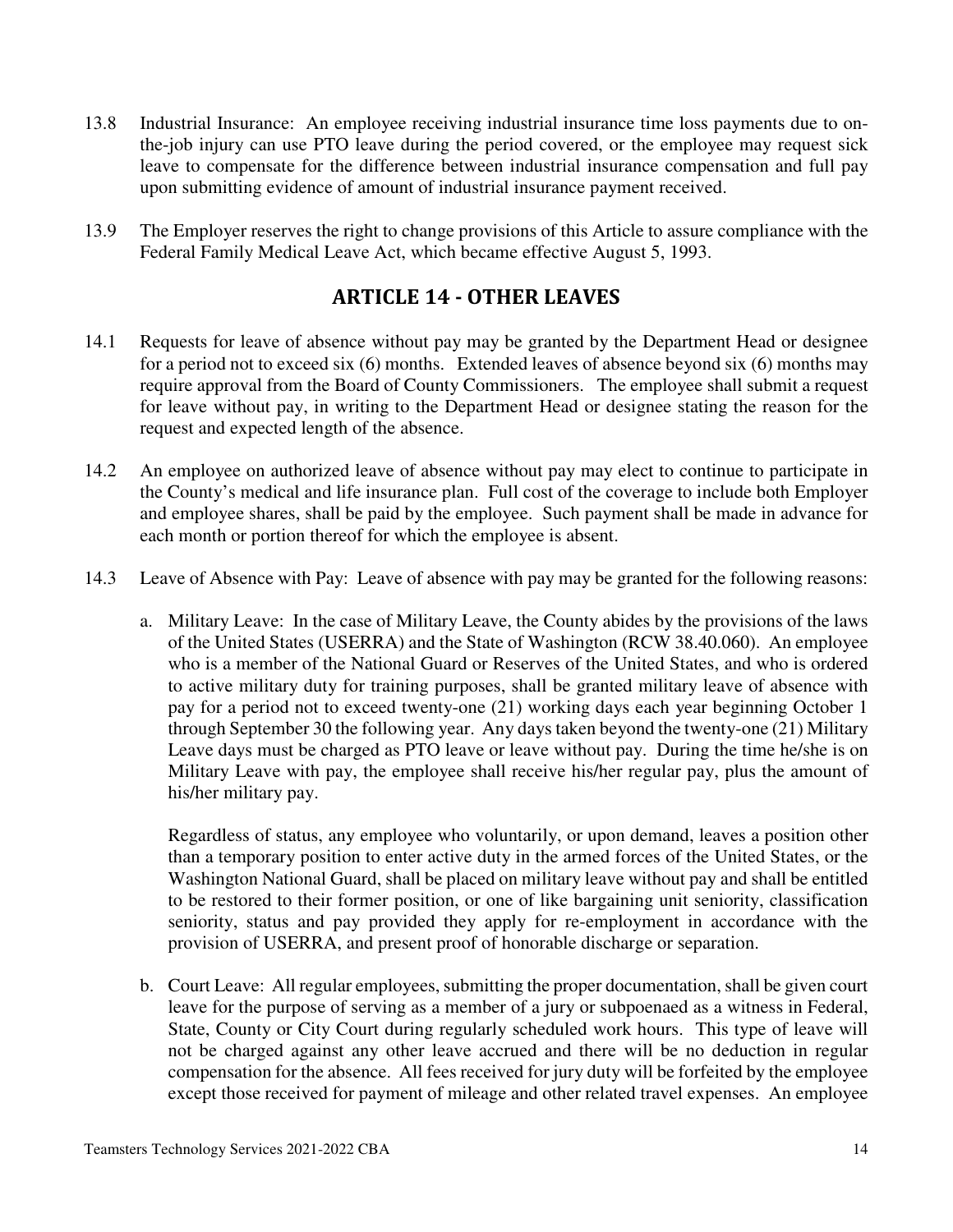13.8 Industrial Insurance: An employee receiving industrial insurance time loss payments due to on-the-job injury can use PTO leave during the period covered, or the employee may request sick leave to compensate for the difference between industrial insurance compensation and full pay upon submitting evidence of amount of industrial insurance payment received.

13.9 The Employer reserves the right to change provisions of this Article to assure compliance with the Federal Family Medical Leave Act, which became effective August 5, 1993.

## ARTICLE 14 - OTHER LEAVES

14.1 Requests for leave of absence without pay may be granted by the Department Head or designee for a period not to exceed six (6) months. Extended leaves of absence beyond six (6) months may require approval from the Board of County Commissioners. The employee shall submit a request for leave without pay, in writing to the Department Head or designee stating the reason for the request and expected length of the absence.

14.2 An employee on authorized leave of absence without pay may elect to continue to participate in the County's medical and life insurance plan. Full cost of the coverage to include both Employer and employee shares, shall be paid by the employee. Such payment shall be made in advance for each month or portion thereof for which the employee is absent.

14.3 Leave of Absence with Pay: Leave of absence with pay may be granted for the following reasons:

a. Military Leave: In the case of Military Leave, the County abides by the provisions of the laws of the United States (USERRA) and the State of Washington (RCW 38.40.060). An employee who is a member of the National Guard or Reserves of the United States, and who is ordered to active military duty for training purposes, shall be granted military leave of absence with pay for a period not to exceed twenty-one (21) working days each year beginning October 1 through September 30 the following year. Any days taken beyond the twenty-one (21) Military Leave days must be charged as PTO leave or leave without pay. During the time he/she is on Military Leave with pay, the employee shall receive his/her regular pay, plus the amount of his/her military pay.

   Regardless of status, any employee who voluntarily, or upon demand, leaves a position other than a temporary position to enter active duty in the armed forces of the United States, or the Washington National Guard, shall be placed on military leave without pay and shall be entitled to be restored to their former position, or one of like bargaining unit seniority, classification seniority, status and pay provided they apply for re-employment in accordance with the provision of USERRA, and present proof of honorable discharge or separation.

b. Court Leave: All regular employees, submitting the proper documentation, shall be given court leave for the purpose of serving as a member of a jury or subpoenaed as a witness in Federal, State, County or City Court during regularly scheduled work hours. This type of leave will not be charged against any other leave accrued and there will be no deduction in regular compensation for the absence. All fees received for jury duty will be forfeited by the employee except those received for payment of mileage and other related travel expenses. An employee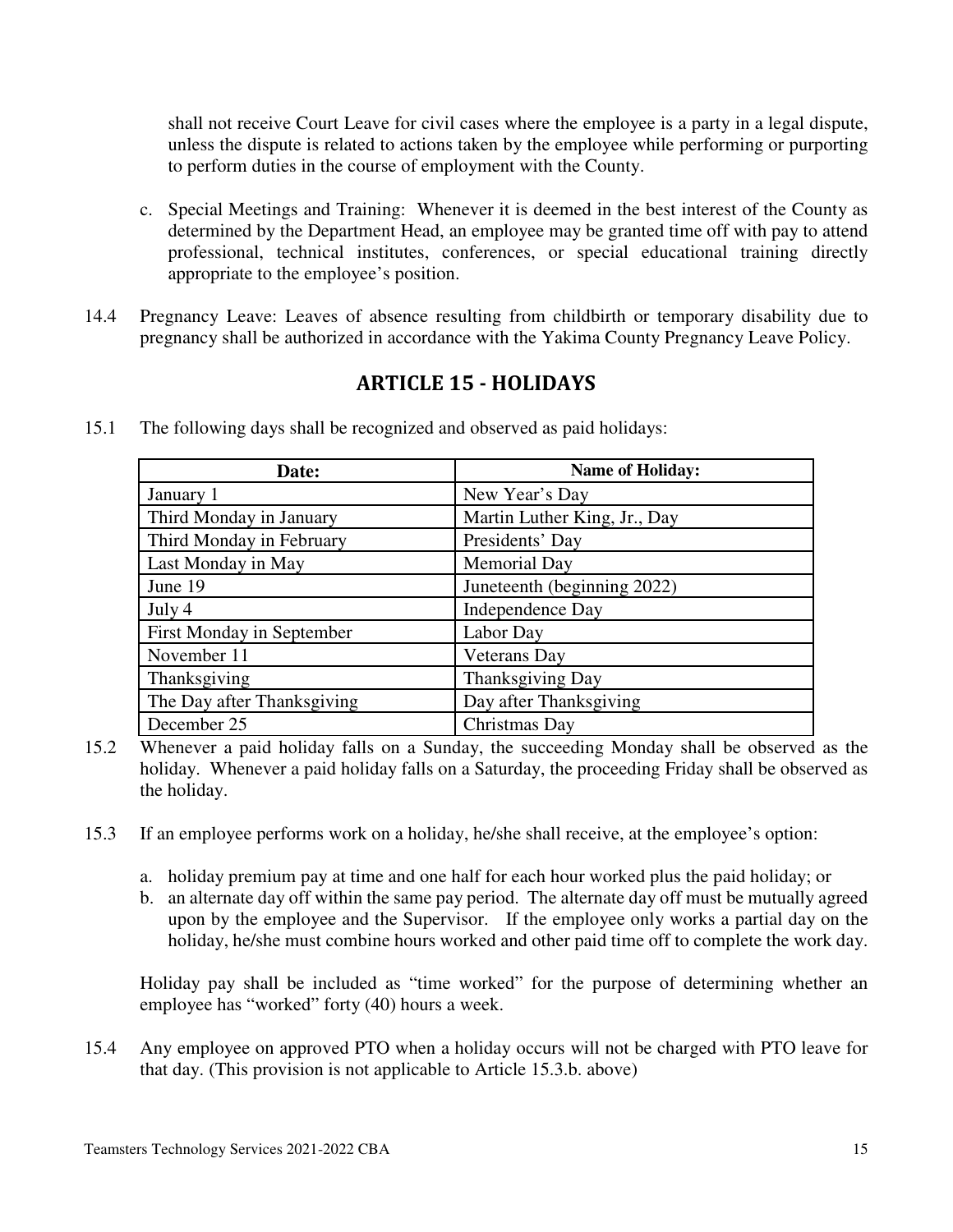shall not receive Court Leave for civil cases where the employee is a party in a legal dispute, unless the dispute is related to actions taken by the employee while performing or purporting to perform duties in the course of employment with the County.

c. Special Meetings and Training: Whenever it is deemed in the best interest of the County as determined by the Department Head, an employee may be granted time off with pay to attend professional, technical institutes, conferences, or special educational training directly appropriate to the employee's position.

14.4 Pregnancy Leave: Leaves of absence resulting from childbirth or temporary disability due to pregnancy shall be authorized in accordance with the Yakima County Pregnancy Leave Policy.

## ARTICLE 15 - HOLIDAYS

15.1 The following days shall be recognized and observed as paid holidays:

| Date: | Name of Holiday: |
|---|---|
| January 1 | New Year's Day |
| Third Monday in January | Martin Luther King, Jr., Day |
| Third Monday in February | Presidents' Day |
| Last Monday in May | Memorial Day |
| June 19 | Juneteenth (beginning 2022) |
| July 4 | Independence Day |
| First Monday in September | Labor Day |
| November 11 | Veterans Day |
| Thanksgiving | Thanksgiving Day |
| The Day after Thanksgiving | Day after Thanksgiving |
| December 25 | Christmas Day |

15.2 Whenever a paid holiday falls on a Sunday, the succeeding Monday shall be observed as the holiday. Whenever a paid holiday falls on a Saturday, the proceeding Friday shall be observed as the holiday.

15.3 If an employee performs work on a holiday, he/she shall receive, at the employee's option:

a. holiday premium pay at time and one half for each hour worked plus the paid holiday; or
b. an alternate day off within the same pay period. The alternate day off must be mutually agreed upon by the employee and the Supervisor. If the employee only works a partial day on the holiday, he/she must combine hours worked and other paid time off to complete the work day.

Holiday pay shall be included as "time worked" for the purpose of determining whether an employee has "worked" forty (40) hours a week.

15.4 Any employee on approved PTO when a holiday occurs will not be charged with PTO leave for that day. (This provision is not applicable to Article 15.3.b. above)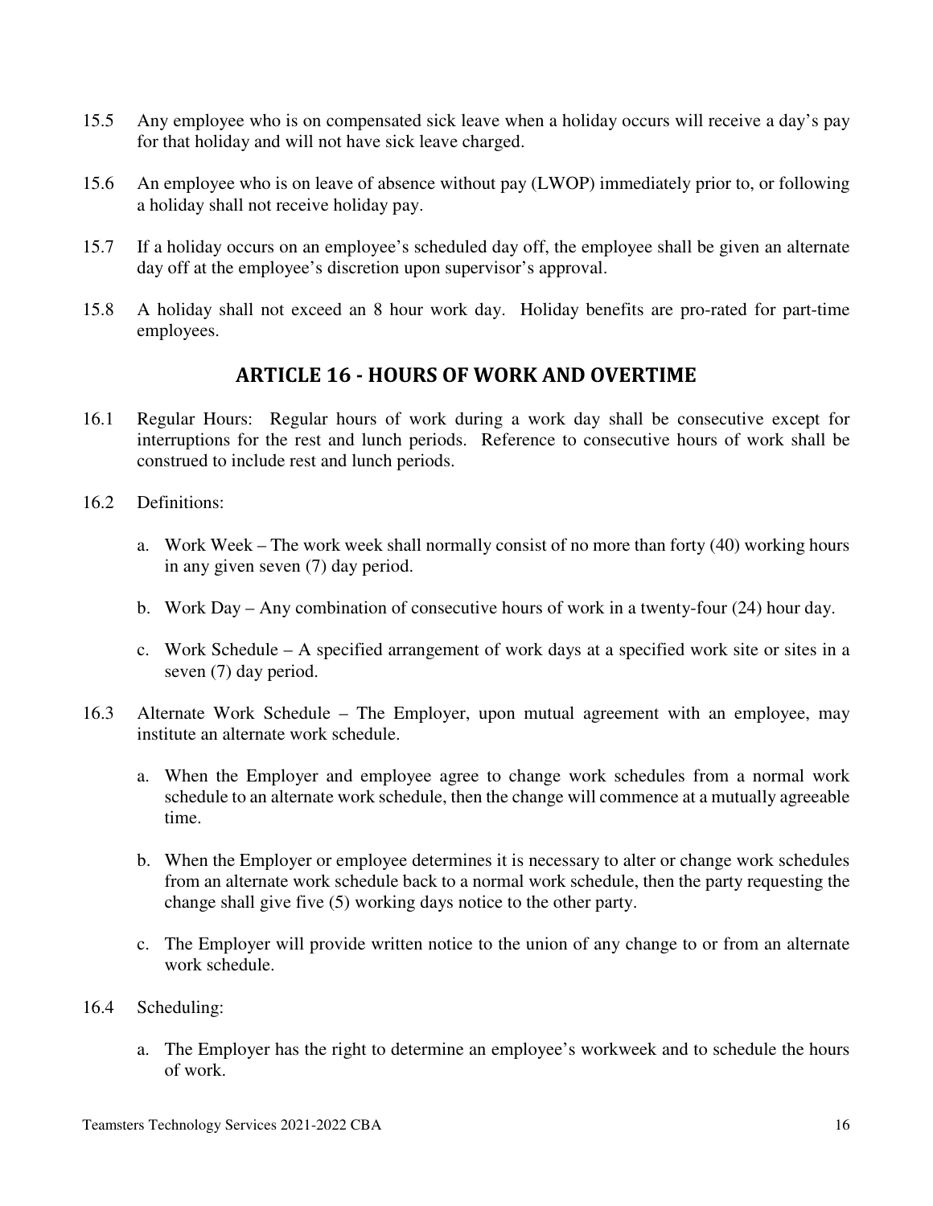15.5 Any employee who is on compensated sick leave when a holiday occurs will receive a day's pay for that holiday and will not have sick leave charged.

15.6 An employee who is on leave of absence without pay (LWOP) immediately prior to, or following a holiday shall not receive holiday pay.

15.7 If a holiday occurs on an employee's scheduled day off, the employee shall be given an alternate day off at the employee's discretion upon supervisor's approval.

15.8 A holiday shall not exceed an 8 hour work day. Holiday benefits are pro-rated for part-time employees.

## ARTICLE 16 - HOURS OF WORK AND OVERTIME

16.1 Regular Hours: Regular hours of work during a work day shall be consecutive except for interruptions for the rest and lunch periods. Reference to consecutive hours of work shall be construed to include rest and lunch periods.

16.2 Definitions:

a. Work Week – The work week shall normally consist of no more than forty (40) working hours in any given seven (7) day period.

b. Work Day – Any combination of consecutive hours of work in a twenty-four (24) hour day.

c. Work Schedule – A specified arrangement of work days at a specified work site or sites in a seven (7) day period.

16.3 Alternate Work Schedule – The Employer, upon mutual agreement with an employee, may institute an alternate work schedule.

a. When the Employer and employee agree to change work schedules from a normal work schedule to an alternate work schedule, then the change will commence at a mutually agreeable time.

b. When the Employer or employee determines it is necessary to alter or change work schedules from an alternate work schedule back to a normal work schedule, then the party requesting the change shall give five (5) working days notice to the other party.

c. The Employer will provide written notice to the union of any change to or from an alternate work schedule.

16.4 Scheduling:

a. The Employer has the right to determine an employee's workweek and to schedule the hours of work.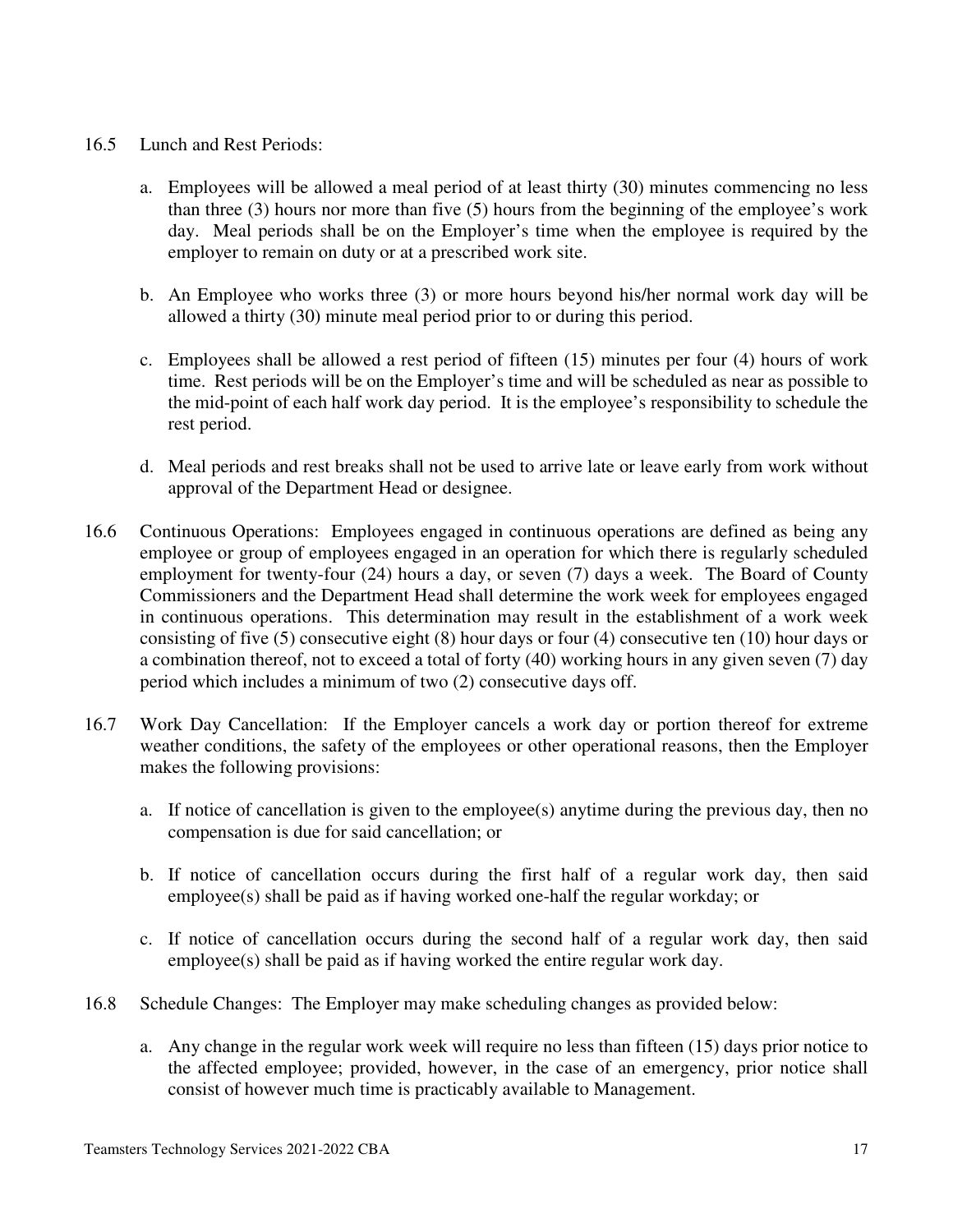16.5 Lunch and Rest Periods:

a. Employees will be allowed a meal period of at least thirty (30) minutes commencing no less than three (3) hours nor more than five (5) hours from the beginning of the employee's work day. Meal periods shall be on the Employer's time when the employee is required by the employer to remain on duty or at a prescribed work site.

b. An Employee who works three (3) or more hours beyond his/her normal work day will be allowed a thirty (30) minute meal period prior to or during this period.

c. Employees shall be allowed a rest period of fifteen (15) minutes per four (4) hours of work time. Rest periods will be on the Employer's time and will be scheduled as near as possible to the mid-point of each half work day period. It is the employee's responsibility to schedule the rest period.

d. Meal periods and rest breaks shall not be used to arrive late or leave early from work without approval of the Department Head or designee.

16.6 Continuous Operations: Employees engaged in continuous operations are defined as being any employee or group of employees engaged in an operation for which there is regularly scheduled employment for twenty-four (24) hours a day, or seven (7) days a week. The Board of County Commissioners and the Department Head shall determine the work week for employees engaged in continuous operations. This determination may result in the establishment of a work week consisting of five (5) consecutive eight (8) hour days or four (4) consecutive ten (10) hour days or a combination thereof, not to exceed a total of forty (40) working hours in any given seven (7) day period which includes a minimum of two (2) consecutive days off.

16.7 Work Day Cancellation: If the Employer cancels a work day or portion thereof for extreme weather conditions, the safety of the employees or other operational reasons, then the Employer makes the following provisions:

a. If notice of cancellation is given to the employee(s) anytime during the previous day, then no compensation is due for said cancellation; or

b. If notice of cancellation occurs during the first half of a regular work day, then said employee(s) shall be paid as if having worked one-half the regular workday; or

c. If notice of cancellation occurs during the second half of a regular work day, then said employee(s) shall be paid as if having worked the entire regular work day.

16.8 Schedule Changes: The Employer may make scheduling changes as provided below:

a. Any change in the regular work week will require no less than fifteen (15) days prior notice to the affected employee; provided, however, in the case of an emergency, prior notice shall consist of however much time is practicably available to Management.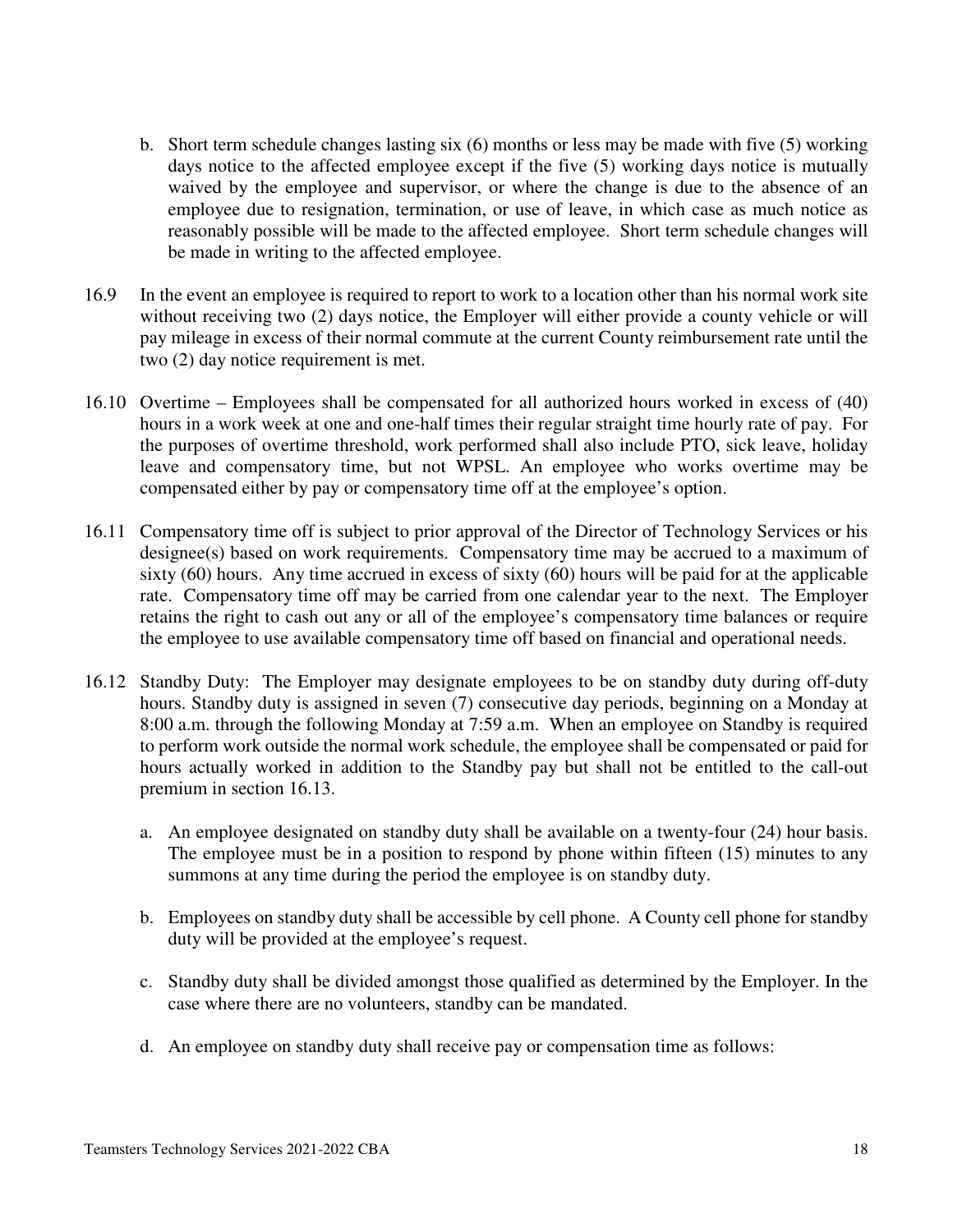b. Short term schedule changes lasting six (6) months or less may be made with five (5) working days notice to the affected employee except if the five (5) working days notice is mutually waived by the employee and supervisor, or where the change is due to the absence of an employee due to resignation, termination, or use of leave, in which case as much notice as reasonably possible will be made to the affected employee. Short term schedule changes will be made in writing to the affected employee.

16.9 In the event an employee is required to report to work to a location other than his normal work site without receiving two (2) days notice, the Employer will either provide a county vehicle or will pay mileage in excess of their normal commute at the current County reimbursement rate until the two (2) day notice requirement is met.

16.10 Overtime – Employees shall be compensated for all authorized hours worked in excess of (40) hours in a work week at one and one-half times their regular straight time hourly rate of pay. For the purposes of overtime threshold, work performed shall also include PTO, sick leave, holiday leave and compensatory time, but not WPSL. An employee who works overtime may be compensated either by pay or compensatory time off at the employee's option.

16.11 Compensatory time off is subject to prior approval of the Director of Technology Services or his designee(s) based on work requirements. Compensatory time may be accrued to a maximum of sixty (60) hours. Any time accrued in excess of sixty (60) hours will be paid for at the applicable rate. Compensatory time off may be carried from one calendar year to the next. The Employer retains the right to cash out any or all of the employee's compensatory time balances or require the employee to use available compensatory time off based on financial and operational needs.

16.12 Standby Duty: The Employer may designate employees to be on standby duty during off-duty hours. Standby duty is assigned in seven (7) consecutive day periods, beginning on a Monday at 8:00 a.m. through the following Monday at 7:59 a.m. When an employee on Standby is required to perform work outside the normal work schedule, the employee shall be compensated or paid for hours actually worked in addition to the Standby pay but shall not be entitled to the call-out premium in section 16.13.

a. An employee designated on standby duty shall be available on a twenty-four (24) hour basis. The employee must be in a position to respond by phone within fifteen (15) minutes to any summons at any time during the period the employee is on standby duty.

b. Employees on standby duty shall be accessible by cell phone. A County cell phone for standby duty will be provided at the employee's request.

c. Standby duty shall be divided amongst those qualified as determined by the Employer. In the case where there are no volunteers, standby can be mandated.

d. An employee on standby duty shall receive pay or compensation time as follows: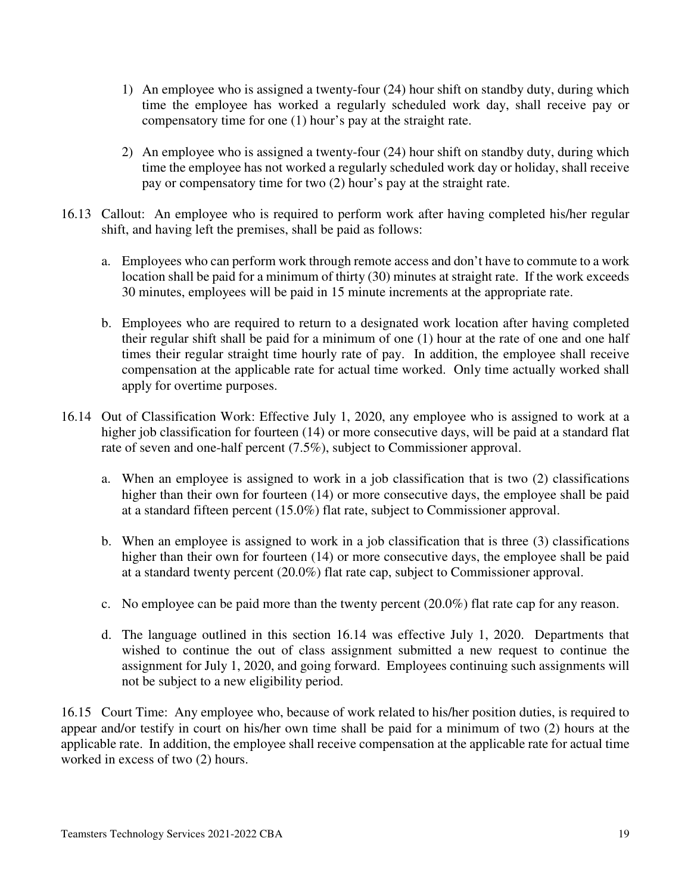1) An employee who is assigned a twenty-four (24) hour shift on standby duty, during which time the employee has worked a regularly scheduled work day, shall receive pay or compensatory time for one (1) hour's pay at the straight rate.

2) An employee who is assigned a twenty-four (24) hour shift on standby duty, during which time the employee has not worked a regularly scheduled work day or holiday, shall receive pay or compensatory time for two (2) hour's pay at the straight rate.

16.13 Callout: An employee who is required to perform work after having completed his/her regular shift, and having left the premises, shall be paid as follows:

a. Employees who can perform work through remote access and don't have to commute to a work location shall be paid for a minimum of thirty (30) minutes at straight rate. If the work exceeds 30 minutes, employees will be paid in 15 minute increments at the appropriate rate.

b. Employees who are required to return to a designated work location after having completed their regular shift shall be paid for a minimum of one (1) hour at the rate of one and one half times their regular straight time hourly rate of pay. In addition, the employee shall receive compensation at the applicable rate for actual time worked. Only time actually worked shall apply for overtime purposes.

16.14 Out of Classification Work: Effective July 1, 2020, any employee who is assigned to work at a higher job classification for fourteen (14) or more consecutive days, will be paid at a standard flat rate of seven and one-half percent (7.5%), subject to Commissioner approval.

a. When an employee is assigned to work in a job classification that is two (2) classifications higher than their own for fourteen (14) or more consecutive days, the employee shall be paid at a standard fifteen percent (15.0%) flat rate, subject to Commissioner approval.

b. When an employee is assigned to work in a job classification that is three (3) classifications higher than their own for fourteen (14) or more consecutive days, the employee shall be paid at a standard twenty percent (20.0%) flat rate cap, subject to Commissioner approval.

c. No employee can be paid more than the twenty percent (20.0%) flat rate cap for any reason.

d. The language outlined in this section 16.14 was effective July 1, 2020. Departments that wished to continue the out of class assignment submitted a new request to continue the assignment for July 1, 2020, and going forward. Employees continuing such assignments will not be subject to a new eligibility period.

16.15 Court Time: Any employee who, because of work related to his/her position duties, is required to appear and/or testify in court on his/her own time shall be paid for a minimum of two (2) hours at the applicable rate. In addition, the employee shall receive compensation at the applicable rate for actual time worked in excess of two (2) hours.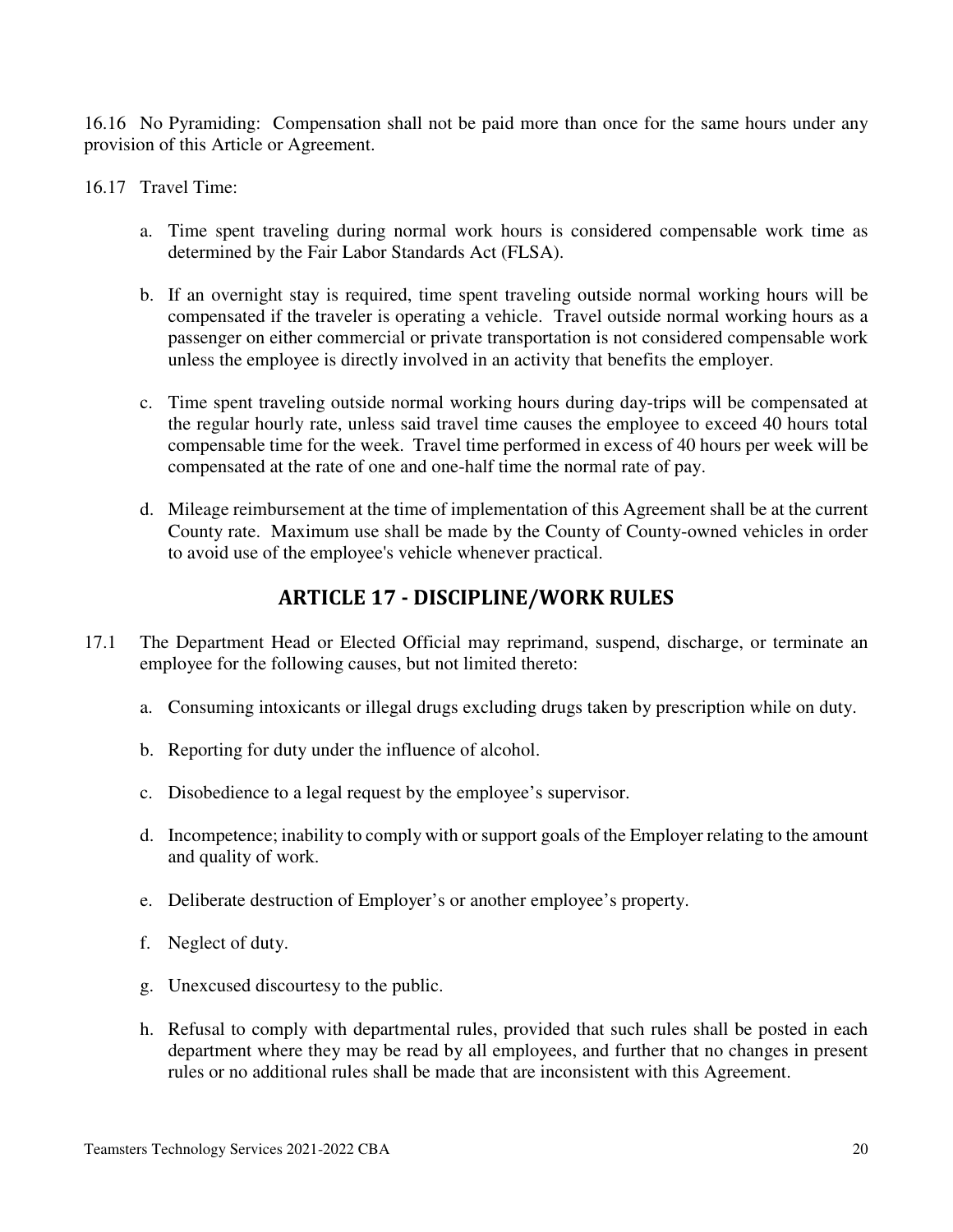16.16 No Pyramiding: Compensation shall not be paid more than once for the same hours under any provision of this Article or Agreement.

16.17 Travel Time:

a. Time spent traveling during normal work hours is considered compensable work time as determined by the Fair Labor Standards Act (FLSA).

b. If an overnight stay is required, time spent traveling outside normal working hours will be compensated if the traveler is operating a vehicle. Travel outside normal working hours as a passenger on either commercial or private transportation is not considered compensable work unless the employee is directly involved in an activity that benefits the employer.

c. Time spent traveling outside normal working hours during day-trips will be compensated at the regular hourly rate, unless said travel time causes the employee to exceed 40 hours total compensable time for the week. Travel time performed in excess of 40 hours per week will be compensated at the rate of one and one-half time the normal rate of pay.

d. Mileage reimbursement at the time of implementation of this Agreement shall be at the current County rate. Maximum use shall be made by the County of County-owned vehicles in order to avoid use of the employee's vehicle whenever practical.

## ARTICLE 17 - DISCIPLINE/WORK RULES

17.1 The Department Head or Elected Official may reprimand, suspend, discharge, or terminate an employee for the following causes, but not limited thereto:

a. Consuming intoxicants or illegal drugs excluding drugs taken by prescription while on duty.

b. Reporting for duty under the influence of alcohol.

c. Disobedience to a legal request by the employee's supervisor.

d. Incompetence; inability to comply with or support goals of the Employer relating to the amount and quality of work.

e. Deliberate destruction of Employer's or another employee's property.

f. Neglect of duty.

g. Unexcused discourtesy to the public.

h. Refusal to comply with departmental rules, provided that such rules shall be posted in each department where they may be read by all employees, and further that no changes in present rules or no additional rules shall be made that are inconsistent with this Agreement.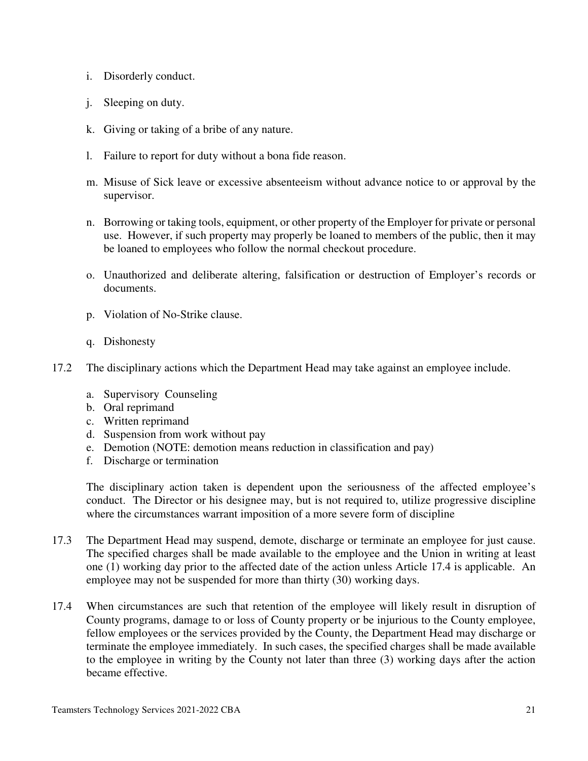i. Disorderly conduct.

j. Sleeping on duty.

k. Giving or taking of a bribe of any nature.

l. Failure to report for duty without a bona fide reason.

m. Misuse of Sick leave or excessive absenteeism without advance notice to or approval by the supervisor.

n. Borrowing or taking tools, equipment, or other property of the Employer for private or personal use. However, if such property may properly be loaned to members of the public, then it may be loaned to employees who follow the normal checkout procedure.

o. Unauthorized and deliberate altering, falsification or destruction of Employer's records or documents.

p. Violation of No-Strike clause.

q. Dishonesty

17.2 The disciplinary actions which the Department Head may take against an employee include.

a. Supervisory Counseling
b. Oral reprimand
c. Written reprimand
d. Suspension from work without pay
e. Demotion (NOTE: demotion means reduction in classification and pay)
f. Discharge or termination

The disciplinary action taken is dependent upon the seriousness of the affected employee's conduct. The Director or his designee may, but is not required to, utilize progressive discipline where the circumstances warrant imposition of a more severe form of discipline

17.3 The Department Head may suspend, demote, discharge or terminate an employee for just cause. The specified charges shall be made available to the employee and the Union in writing at least one (1) working day prior to the affected date of the action unless Article 17.4 is applicable. An employee may not be suspended for more than thirty (30) working days.

17.4 When circumstances are such that retention of the employee will likely result in disruption of County programs, damage to or loss of County property or be injurious to the County employee, fellow employees or the services provided by the County, the Department Head may discharge or terminate the employee immediately. In such cases, the specified charges shall be made available to the employee in writing by the County not later than three (3) working days after the action became effective.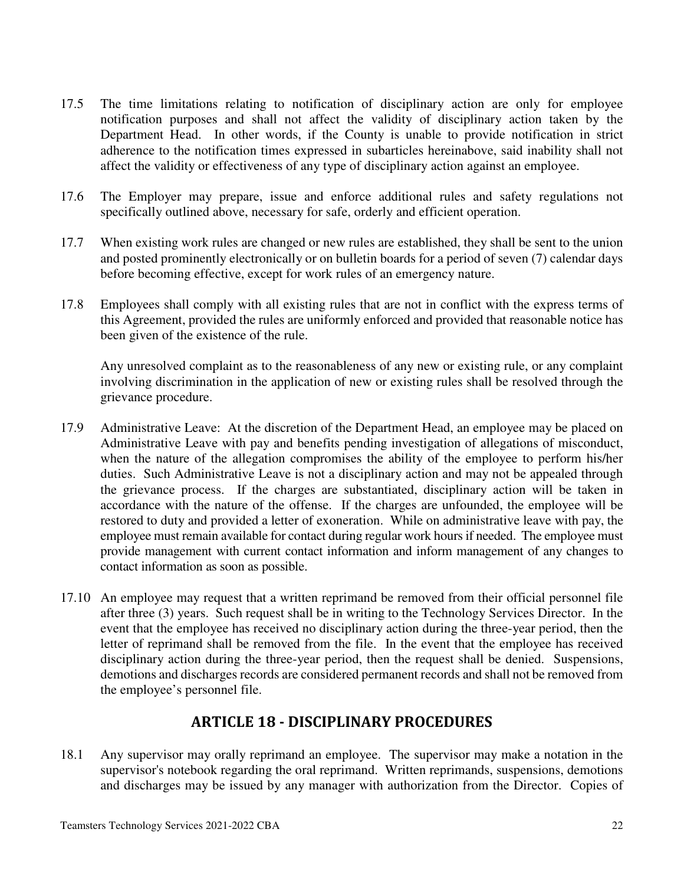17.5 The time limitations relating to notification of disciplinary action are only for employee notification purposes and shall not affect the validity of disciplinary action taken by the Department Head. In other words, if the County is unable to provide notification in strict adherence to the notification times expressed in subarticles hereinabove, said inability shall not affect the validity or effectiveness of any type of disciplinary action against an employee.

17.6 The Employer may prepare, issue and enforce additional rules and safety regulations not specifically outlined above, necessary for safe, orderly and efficient operation.

17.7 When existing work rules are changed or new rules are established, they shall be sent to the union and posted prominently electronically or on bulletin boards for a period of seven (7) calendar days before becoming effective, except for work rules of an emergency nature.

17.8 Employees shall comply with all existing rules that are not in conflict with the express terms of this Agreement, provided the rules are uniformly enforced and provided that reasonable notice has been given of the existence of the rule.

Any unresolved complaint as to the reasonableness of any new or existing rule, or any complaint involving discrimination in the application of new or existing rules shall be resolved through the grievance procedure.

17.9 Administrative Leave: At the discretion of the Department Head, an employee may be placed on Administrative Leave with pay and benefits pending investigation of allegations of misconduct, when the nature of the allegation compromises the ability of the employee to perform his/her duties. Such Administrative Leave is not a disciplinary action and may not be appealed through the grievance process. If the charges are substantiated, disciplinary action will be taken in accordance with the nature of the offense. If the charges are unfounded, the employee will be restored to duty and provided a letter of exoneration. While on administrative leave with pay, the employee must remain available for contact during regular work hours if needed. The employee must provide management with current contact information and inform management of any changes to contact information as soon as possible.

17.10 An employee may request that a written reprimand be removed from their official personnel file after three (3) years. Such request shall be in writing to the Technology Services Director. In the event that the employee has received no disciplinary action during the three-year period, then the letter of reprimand shall be removed from the file. In the event that the employee has received disciplinary action during the three-year period, then the request shall be denied. Suspensions, demotions and discharges records are considered permanent records and shall not be removed from the employee's personnel file.

## ARTICLE 18 - DISCIPLINARY PROCEDURES

18.1 Any supervisor may orally reprimand an employee. The supervisor may make a notation in the supervisor's notebook regarding the oral reprimand. Written reprimands, suspensions, demotions and discharges may be issued by any manager with authorization from the Director. Copies of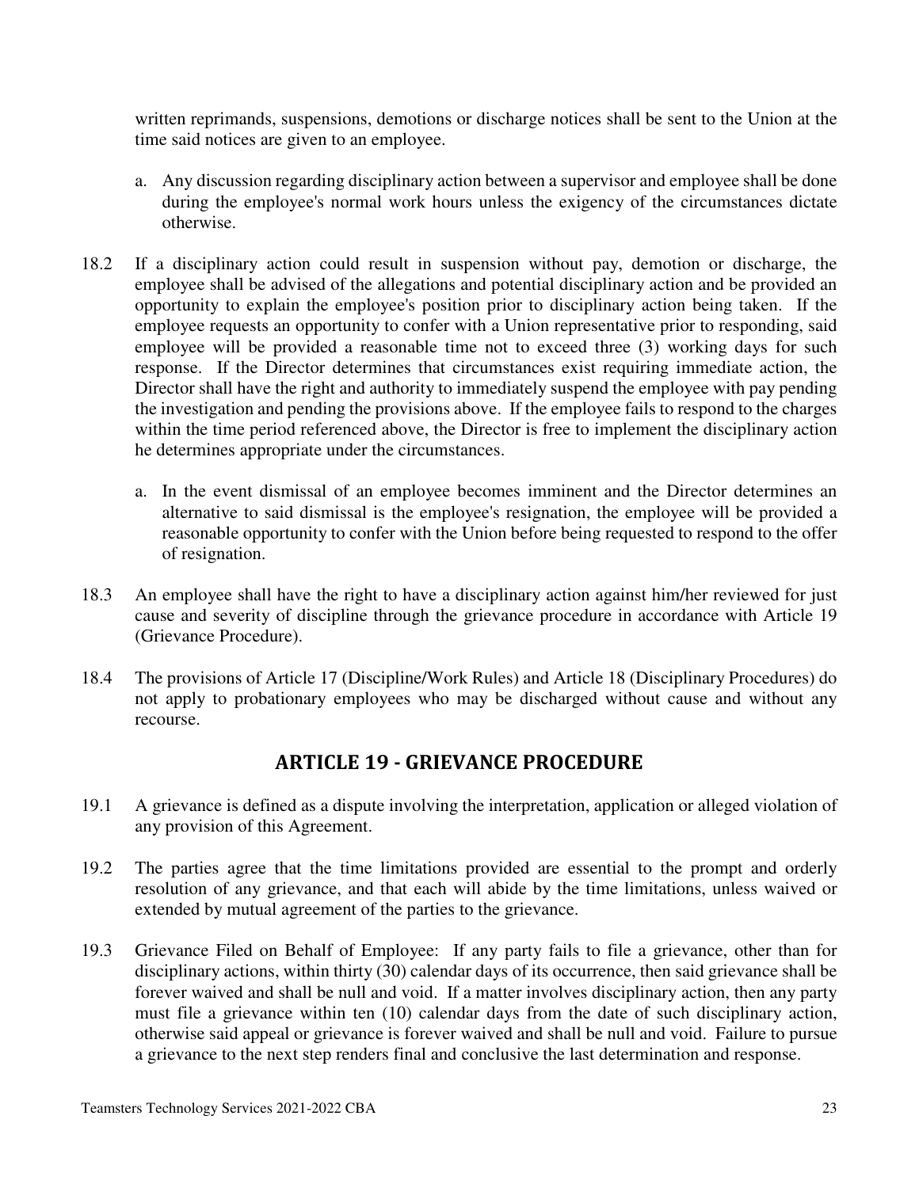written reprimands, suspensions, demotions or discharge notices shall be sent to the Union at the time said notices are given to an employee.

a. Any discussion regarding disciplinary action between a supervisor and employee shall be done during the employee's normal work hours unless the exigency of the circumstances dictate otherwise.

18.2 If a disciplinary action could result in suspension without pay, demotion or discharge, the employee shall be advised of the allegations and potential disciplinary action and be provided an opportunity to explain the employee's position prior to disciplinary action being taken. If the employee requests an opportunity to confer with a Union representative prior to responding, said employee will be provided a reasonable time not to exceed three (3) working days for such response. If the Director determines that circumstances exist requiring immediate action, the Director shall have the right and authority to immediately suspend the employee with pay pending the investigation and pending the provisions above. If the employee fails to respond to the charges within the time period referenced above, the Director is free to implement the disciplinary action he determines appropriate under the circumstances.

a. In the event dismissal of an employee becomes imminent and the Director determines an alternative to said dismissal is the employee's resignation, the employee will be provided a reasonable opportunity to confer with the Union before being requested to respond to the offer of resignation.

18.3 An employee shall have the right to have a disciplinary action against him/her reviewed for just cause and severity of discipline through the grievance procedure in accordance with Article 19 (Grievance Procedure).

18.4 The provisions of Article 17 (Discipline/Work Rules) and Article 18 (Disciplinary Procedures) do not apply to probationary employees who may be discharged without cause and without any recourse.

## ARTICLE 19 - GRIEVANCE PROCEDURE

19.1 A grievance is defined as a dispute involving the interpretation, application or alleged violation of any provision of this Agreement.

19.2 The parties agree that the time limitations provided are essential to the prompt and orderly resolution of any grievance, and that each will abide by the time limitations, unless waived or extended by mutual agreement of the parties to the grievance.

19.3 Grievance Filed on Behalf of Employee: If any party fails to file a grievance, other than for disciplinary actions, within thirty (30) calendar days of its occurrence, then said grievance shall be forever waived and shall be null and void. If a matter involves disciplinary action, then any party must file a grievance within ten (10) calendar days from the date of such disciplinary action, otherwise said appeal or grievance is forever waived and shall be null and void. Failure to pursue a grievance to the next step renders final and conclusive the last determination and response.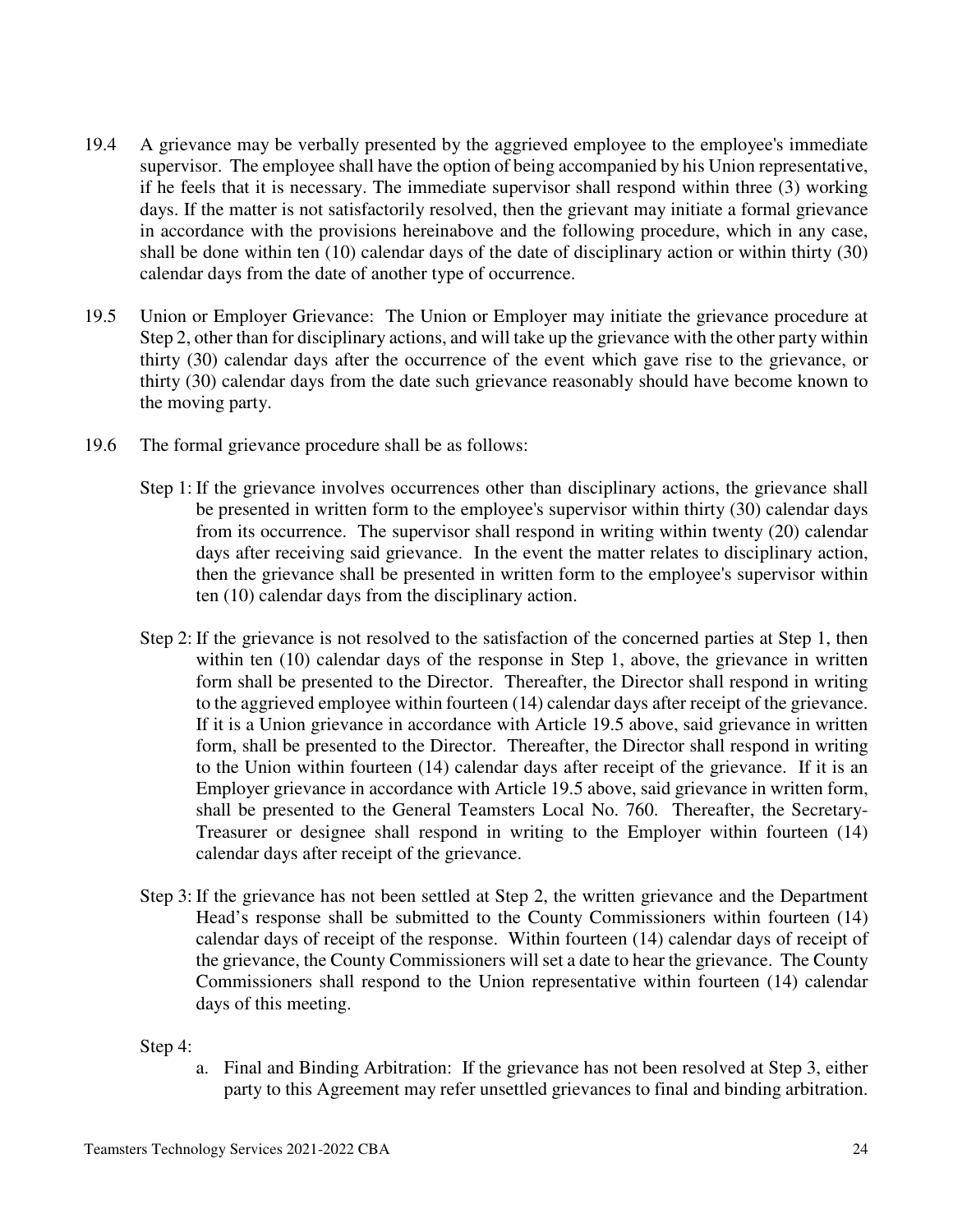19.4 A grievance may be verbally presented by the aggrieved employee to the employee's immediate supervisor. The employee shall have the option of being accompanied by his Union representative, if he feels that it is necessary. The immediate supervisor shall respond within three (3) working days. If the matter is not satisfactorily resolved, then the grievant may initiate a formal grievance in accordance with the provisions hereinabove and the following procedure, which in any case, shall be done within ten (10) calendar days of the date of disciplinary action or within thirty (30) calendar days from the date of another type of occurrence.

19.5 Union or Employer Grievance: The Union or Employer may initiate the grievance procedure at Step 2, other than for disciplinary actions, and will take up the grievance with the other party within thirty (30) calendar days after the occurrence of the event which gave rise to the grievance, or thirty (30) calendar days from the date such grievance reasonably should have become known to the moving party.

19.6 The formal grievance procedure shall be as follows:

Step 1: If the grievance involves occurrences other than disciplinary actions, the grievance shall be presented in written form to the employee's supervisor within thirty (30) calendar days from its occurrence. The supervisor shall respond in writing within twenty (20) calendar days after receiving said grievance. In the event the matter relates to disciplinary action, then the grievance shall be presented in written form to the employee's supervisor within ten (10) calendar days from the disciplinary action.

Step 2: If the grievance is not resolved to the satisfaction of the concerned parties at Step 1, then within ten (10) calendar days of the response in Step 1, above, the grievance in written form shall be presented to the Director. Thereafter, the Director shall respond in writing to the aggrieved employee within fourteen (14) calendar days after receipt of the grievance. If it is a Union grievance in accordance with Article 19.5 above, said grievance in written form, shall be presented to the Director. Thereafter, the Director shall respond in writing to the Union within fourteen (14) calendar days after receipt of the grievance. If it is an Employer grievance in accordance with Article 19.5 above, said grievance in written form, shall be presented to the General Teamsters Local No. 760. Thereafter, the Secretary-Treasurer or designee shall respond in writing to the Employer within fourteen (14) calendar days after receipt of the grievance.

Step 3: If the grievance has not been settled at Step 2, the written grievance and the Department Head's response shall be submitted to the County Commissioners within fourteen (14) calendar days of receipt of the response. Within fourteen (14) calendar days of receipt of the grievance, the County Commissioners will set a date to hear the grievance. The County Commissioners shall respond to the Union representative within fourteen (14) calendar days of this meeting.

Step 4:

a. Final and Binding Arbitration: If the grievance has not been resolved at Step 3, either party to this Agreement may refer unsettled grievances to final and binding arbitration.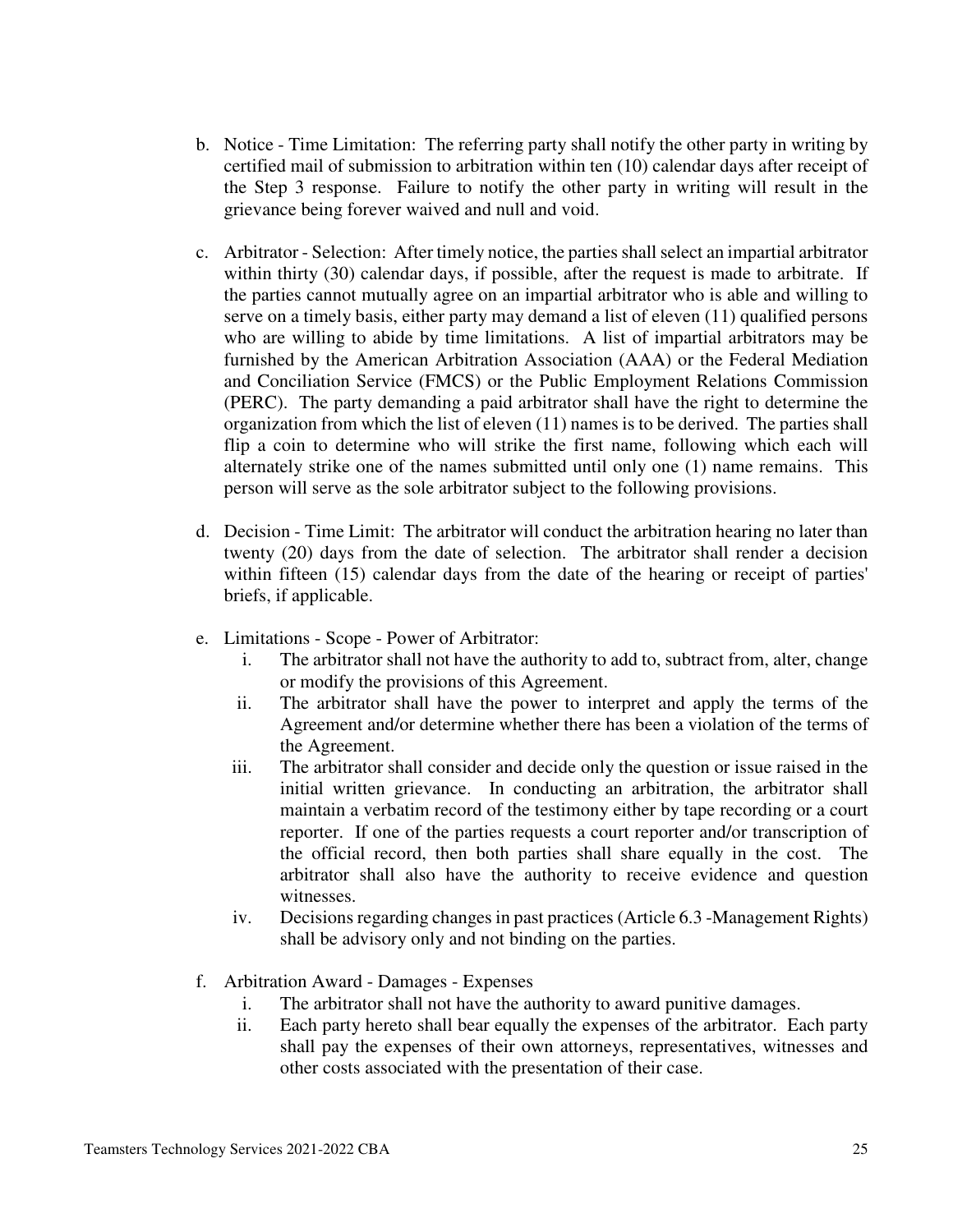b. Notice - Time Limitation: The referring party shall notify the other party in writing by certified mail of submission to arbitration within ten (10) calendar days after receipt of the Step 3 response. Failure to notify the other party in writing will result in the grievance being forever waived and null and void.

c. Arbitrator - Selection: After timely notice, the parties shall select an impartial arbitrator within thirty (30) calendar days, if possible, after the request is made to arbitrate. If the parties cannot mutually agree on an impartial arbitrator who is able and willing to serve on a timely basis, either party may demand a list of eleven (11) qualified persons who are willing to abide by time limitations. A list of impartial arbitrators may be furnished by the American Arbitration Association (AAA) or the Federal Mediation and Conciliation Service (FMCS) or the Public Employment Relations Commission (PERC). The party demanding a paid arbitrator shall have the right to determine the organization from which the list of eleven (11) names is to be derived. The parties shall flip a coin to determine who will strike the first name, following which each will alternately strike one of the names submitted until only one (1) name remains. This person will serve as the sole arbitrator subject to the following provisions.

d. Decision - Time Limit: The arbitrator will conduct the arbitration hearing no later than twenty (20) days from the date of selection. The arbitrator shall render a decision within fifteen (15) calendar days from the date of the hearing or receipt of parties' briefs, if applicable.

e. Limitations - Scope - Power of Arbitrator:
   i. The arbitrator shall not have the authority to add to, subtract from, alter, change or modify the provisions of this Agreement.
   ii. The arbitrator shall have the power to interpret and apply the terms of the Agreement and/or determine whether there has been a violation of the terms of the Agreement.
   iii. The arbitrator shall consider and decide only the question or issue raised in the initial written grievance. In conducting an arbitration, the arbitrator shall maintain a verbatim record of the testimony either by tape recording or a court reporter. If one of the parties requests a court reporter and/or transcription of the official record, then both parties shall share equally in the cost. The arbitrator shall also have the authority to receive evidence and question witnesses.
   iv. Decisions regarding changes in past practices (Article 6.3 -Management Rights) shall be advisory only and not binding on the parties.

f. Arbitration Award - Damages - Expenses
   i. The arbitrator shall not have the authority to award punitive damages.
   ii. Each party hereto shall bear equally the expenses of the arbitrator. Each party shall pay the expenses of their own attorneys, representatives, witnesses and other costs associated with the presentation of their case.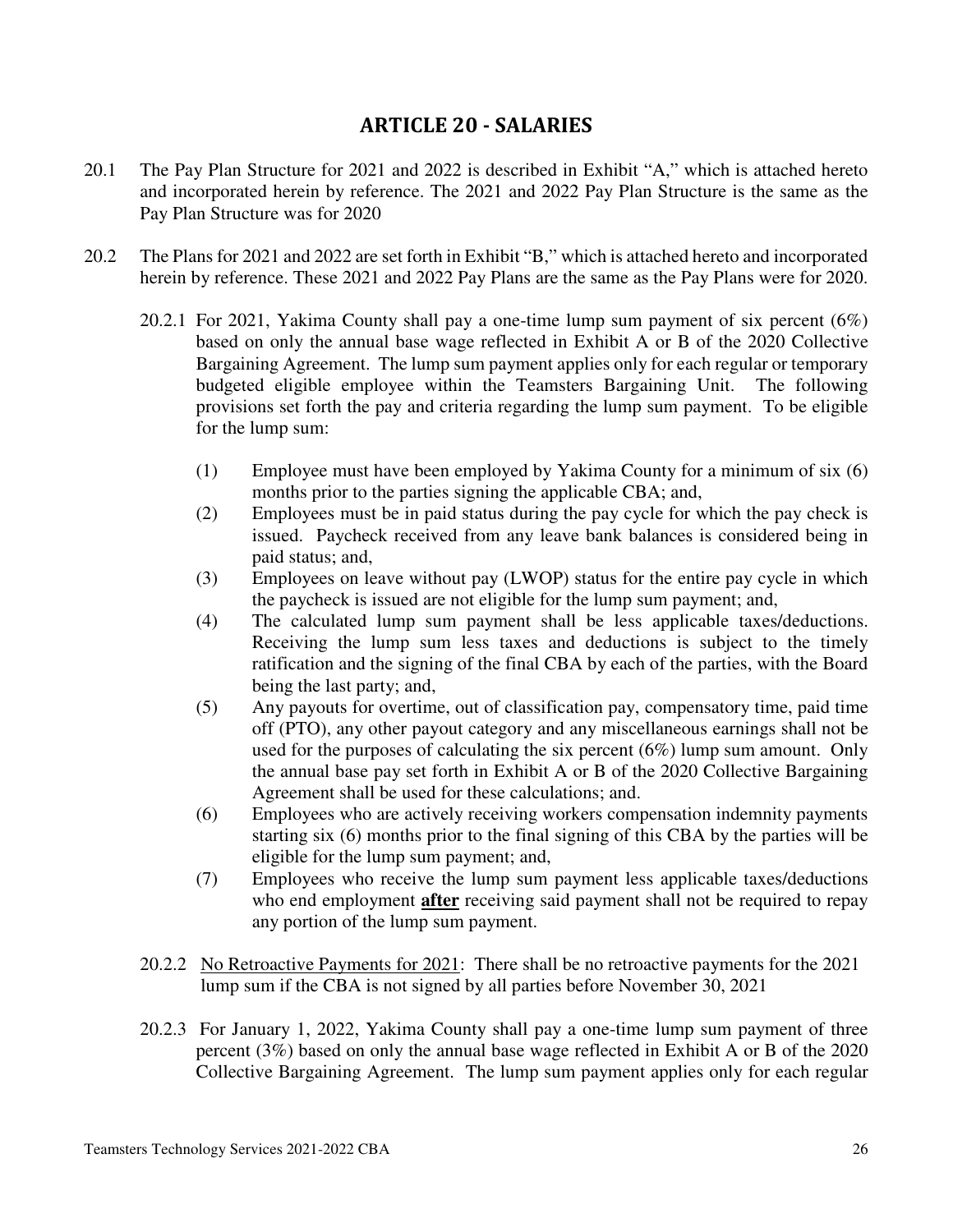## ARTICLE 20 - SALARIES

20.1 The Pay Plan Structure for 2021 and 2022 is described in Exhibit "A," which is attached hereto and incorporated herein by reference. The 2021 and 2022 Pay Plan Structure is the same as the Pay Plan Structure was for 2020

20.2 The Plans for 2021 and 2022 are set forth in Exhibit "B," which is attached hereto and incorporated herein by reference. These 2021 and 2022 Pay Plans are the same as the Pay Plans were for 2020.

20.2.1 For 2021, Yakima County shall pay a one-time lump sum payment of six percent (6%) based on only the annual base wage reflected in Exhibit A or B of the 2020 Collective Bargaining Agreement. The lump sum payment applies only for each regular or temporary budgeted eligible employee within the Teamsters Bargaining Unit. The following provisions set forth the pay and criteria regarding the lump sum payment. To be eligible for the lump sum:

(1) Employee must have been employed by Yakima County for a minimum of six (6) months prior to the parties signing the applicable CBA; and,

(2) Employees must be in paid status during the pay cycle for which the pay check is issued. Paycheck received from any leave bank balances is considered being in paid status; and,

(3) Employees on leave without pay (LWOP) status for the entire pay cycle in which the paycheck is issued are not eligible for the lump sum payment; and,

(4) The calculated lump sum payment shall be less applicable taxes/deductions. Receiving the lump sum less taxes and deductions is subject to the timely ratification and the signing of the final CBA by each of the parties, with the Board being the last party; and,

(5) Any payouts for overtime, out of classification pay, compensatory time, paid time off (PTO), any other payout category and any miscellaneous earnings shall not be used for the purposes of calculating the six percent (6%) lump sum amount. Only the annual base pay set forth in Exhibit A or B of the 2020 Collective Bargaining Agreement shall be used for these calculations; and.

(6) Employees who are actively receiving workers compensation indemnity payments starting six (6) months prior to the final signing of this CBA by the parties will be eligible for the lump sum payment; and,

(7) Employees who receive the lump sum payment less applicable taxes/deductions who end employment **after** receiving said payment shall not be required to repay any portion of the lump sum payment.

20.2.2 No Retroactive Payments for 2021: There shall be no retroactive payments for the 2021 lump sum if the CBA is not signed by all parties before November 30, 2021

20.2.3 For January 1, 2022, Yakima County shall pay a one-time lump sum payment of three percent (3%) based on only the annual base wage reflected in Exhibit A or B of the 2020 Collective Bargaining Agreement. The lump sum payment applies only for each regular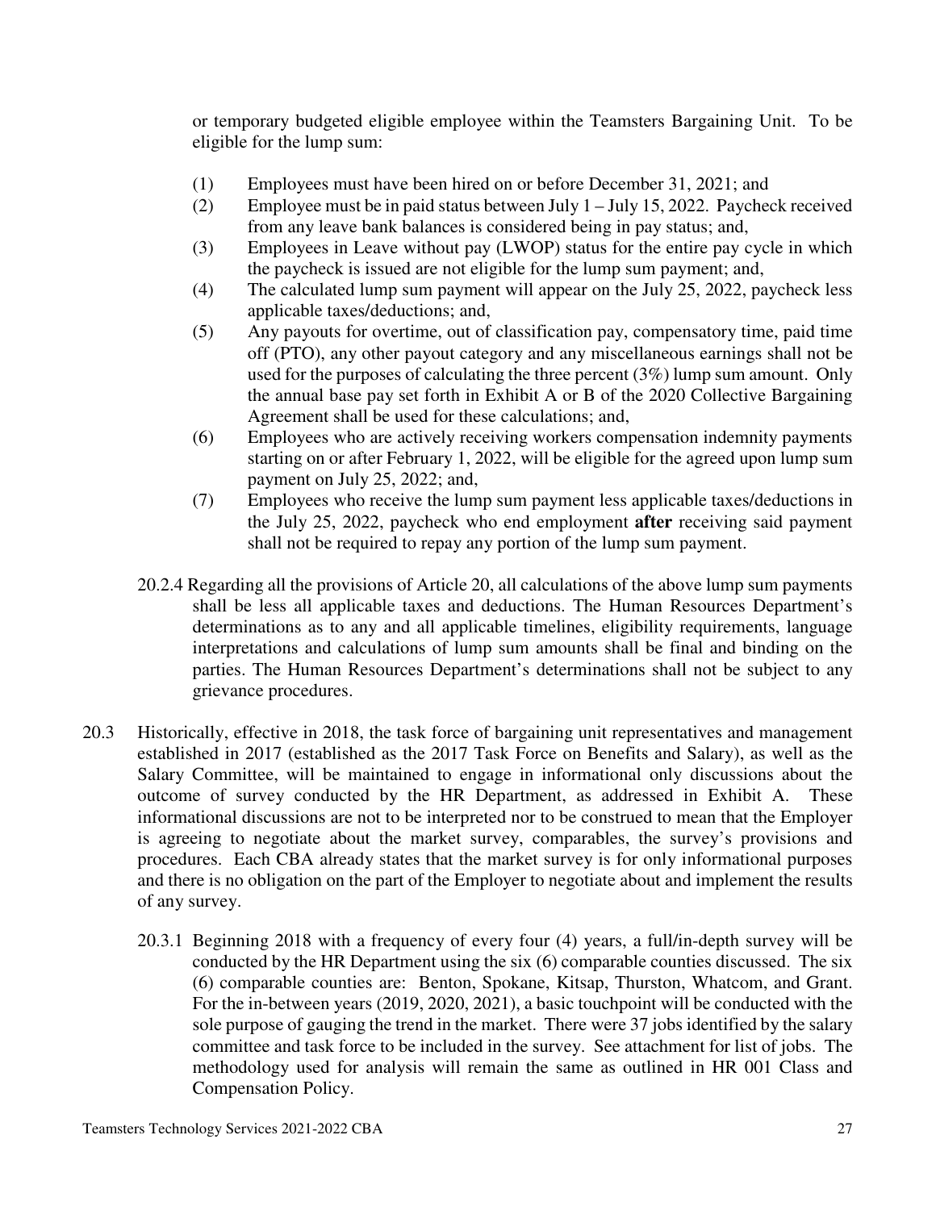or temporary budgeted eligible employee within the Teamsters Bargaining Unit. To be eligible for the lump sum:

(1) Employees must have been hired on or before December 31, 2021; and

(2) Employee must be in paid status between July 1 – July 15, 2022. Paycheck received from any leave bank balances is considered being in pay status; and,

(3) Employees in Leave without pay (LWOP) status for the entire pay cycle in which the paycheck is issued are not eligible for the lump sum payment; and,

(4) The calculated lump sum payment will appear on the July 25, 2022, paycheck less applicable taxes/deductions; and,

(5) Any payouts for overtime, out of classification pay, compensatory time, paid time off (PTO), any other payout category and any miscellaneous earnings shall not be used for the purposes of calculating the three percent (3%) lump sum amount. Only the annual base pay set forth in Exhibit A or B of the 2020 Collective Bargaining Agreement shall be used for these calculations; and,

(6) Employees who are actively receiving workers compensation indemnity payments starting on or after February 1, 2022, will be eligible for the agreed upon lump sum payment on July 25, 2022; and,

(7) Employees who receive the lump sum payment less applicable taxes/deductions in the July 25, 2022, paycheck who end employment **after** receiving said payment shall not be required to repay any portion of the lump sum payment.

20.2.4 Regarding all the provisions of Article 20, all calculations of the above lump sum payments shall be less all applicable taxes and deductions. The Human Resources Department's determinations as to any and all applicable timelines, eligibility requirements, language interpretations and calculations of lump sum amounts shall be final and binding on the parties. The Human Resources Department's determinations shall not be subject to any grievance procedures.

20.3 Historically, effective in 2018, the task force of bargaining unit representatives and management established in 2017 (established as the 2017 Task Force on Benefits and Salary), as well as the Salary Committee, will be maintained to engage in informational only discussions about the outcome of survey conducted by the HR Department, as addressed in Exhibit A. These informational discussions are not to be interpreted nor to be construed to mean that the Employer is agreeing to negotiate about the market survey, comparables, the survey's provisions and procedures. Each CBA already states that the market survey is for only informational purposes and there is no obligation on the part of the Employer to negotiate about and implement the results of any survey.

20.3.1 Beginning 2018 with a frequency of every four (4) years, a full/in-depth survey will be conducted by the HR Department using the six (6) comparable counties discussed. The six (6) comparable counties are: Benton, Spokane, Kitsap, Thurston, Whatcom, and Grant. For the in-between years (2019, 2020, 2021), a basic touchpoint will be conducted with the sole purpose of gauging the trend in the market. There were 37 jobs identified by the salary committee and task force to be included in the survey. See attachment for list of jobs. The methodology used for analysis will remain the same as outlined in HR 001 Class and Compensation Policy.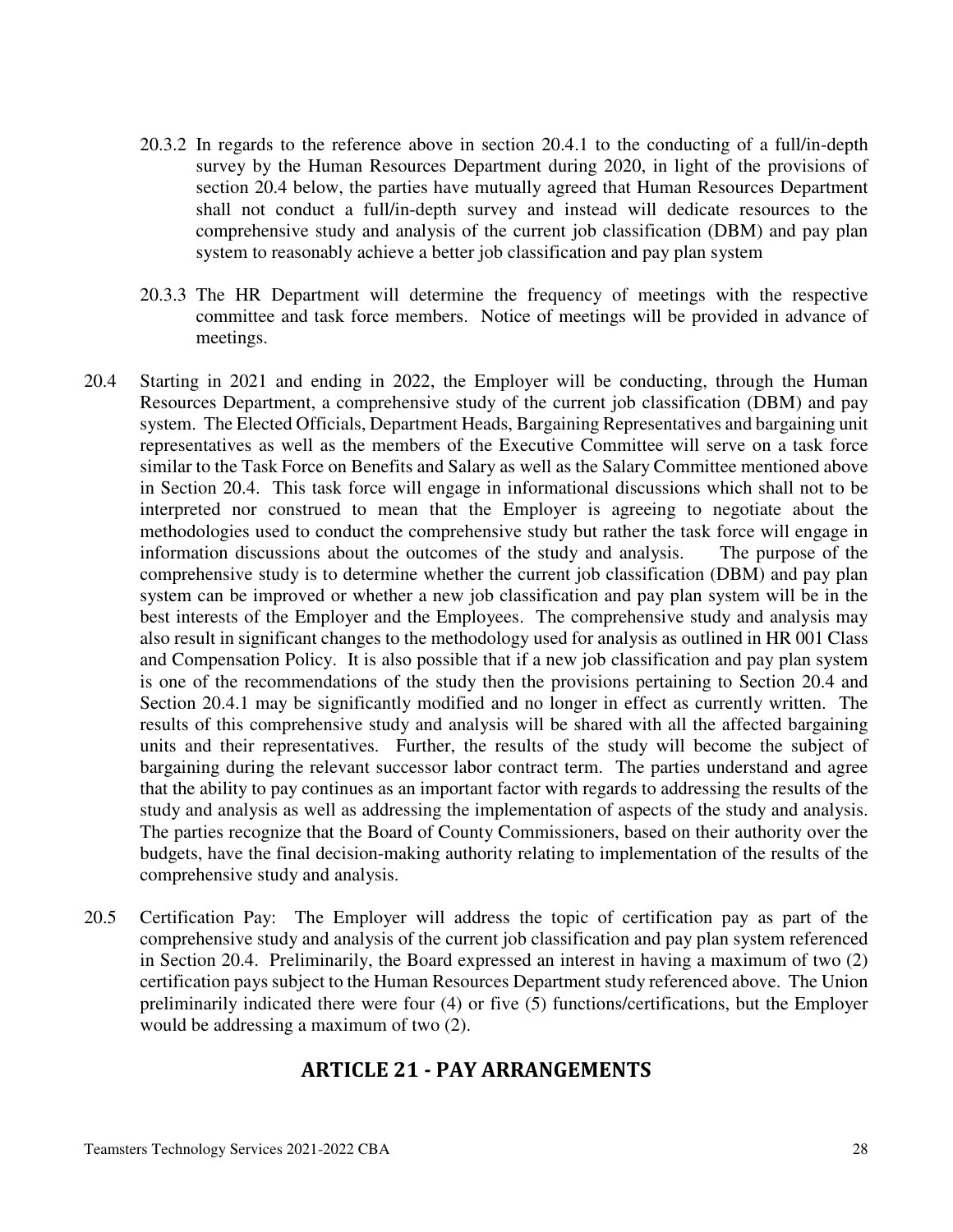20.3.2 In regards to the reference above in section 20.4.1 to the conducting of a full/in-depth survey by the Human Resources Department during 2020, in light of the provisions of section 20.4 below, the parties have mutually agreed that Human Resources Department shall not conduct a full/in-depth survey and instead will dedicate resources to the comprehensive study and analysis of the current job classification (DBM) and pay plan system to reasonably achieve a better job classification and pay plan system

20.3.3 The HR Department will determine the frequency of meetings with the respective committee and task force members. Notice of meetings will be provided in advance of meetings.

20.4 Starting in 2021 and ending in 2022, the Employer will be conducting, through the Human Resources Department, a comprehensive study of the current job classification (DBM) and pay system. The Elected Officials, Department Heads, Bargaining Representatives and bargaining unit representatives as well as the members of the Executive Committee will serve on a task force similar to the Task Force on Benefits and Salary as well as the Salary Committee mentioned above in Section 20.4. This task force will engage in informational discussions which shall not to be interpreted nor construed to mean that the Employer is agreeing to negotiate about the methodologies used to conduct the comprehensive study but rather the task force will engage in information discussions about the outcomes of the study and analysis. The purpose of the comprehensive study is to determine whether the current job classification (DBM) and pay plan system can be improved or whether a new job classification and pay plan system will be in the best interests of the Employer and the Employees. The comprehensive study and analysis may also result in significant changes to the methodology used for analysis as outlined in HR 001 Class and Compensation Policy. It is also possible that if a new job classification and pay plan system is one of the recommendations of the study then the provisions pertaining to Section 20.4 and Section 20.4.1 may be significantly modified and no longer in effect as currently written. The results of this comprehensive study and analysis will be shared with all the affected bargaining units and their representatives. Further, the results of the study will become the subject of bargaining during the relevant successor labor contract term. The parties understand and agree that the ability to pay continues as an important factor with regards to addressing the results of the study and analysis as well as addressing the implementation of aspects of the study and analysis. The parties recognize that the Board of County Commissioners, based on their authority over the budgets, have the final decision-making authority relating to implementation of the results of the comprehensive study and analysis.

20.5 Certification Pay: The Employer will address the topic of certification pay as part of the comprehensive study and analysis of the current job classification and pay plan system referenced in Section 20.4. Preliminarily, the Board expressed an interest in having a maximum of two (2) certification pays subject to the Human Resources Department study referenced above. The Union preliminarily indicated there were four (4) or five (5) functions/certifications, but the Employer would be addressing a maximum of two (2).

## ARTICLE 21 - PAY ARRANGEMENTS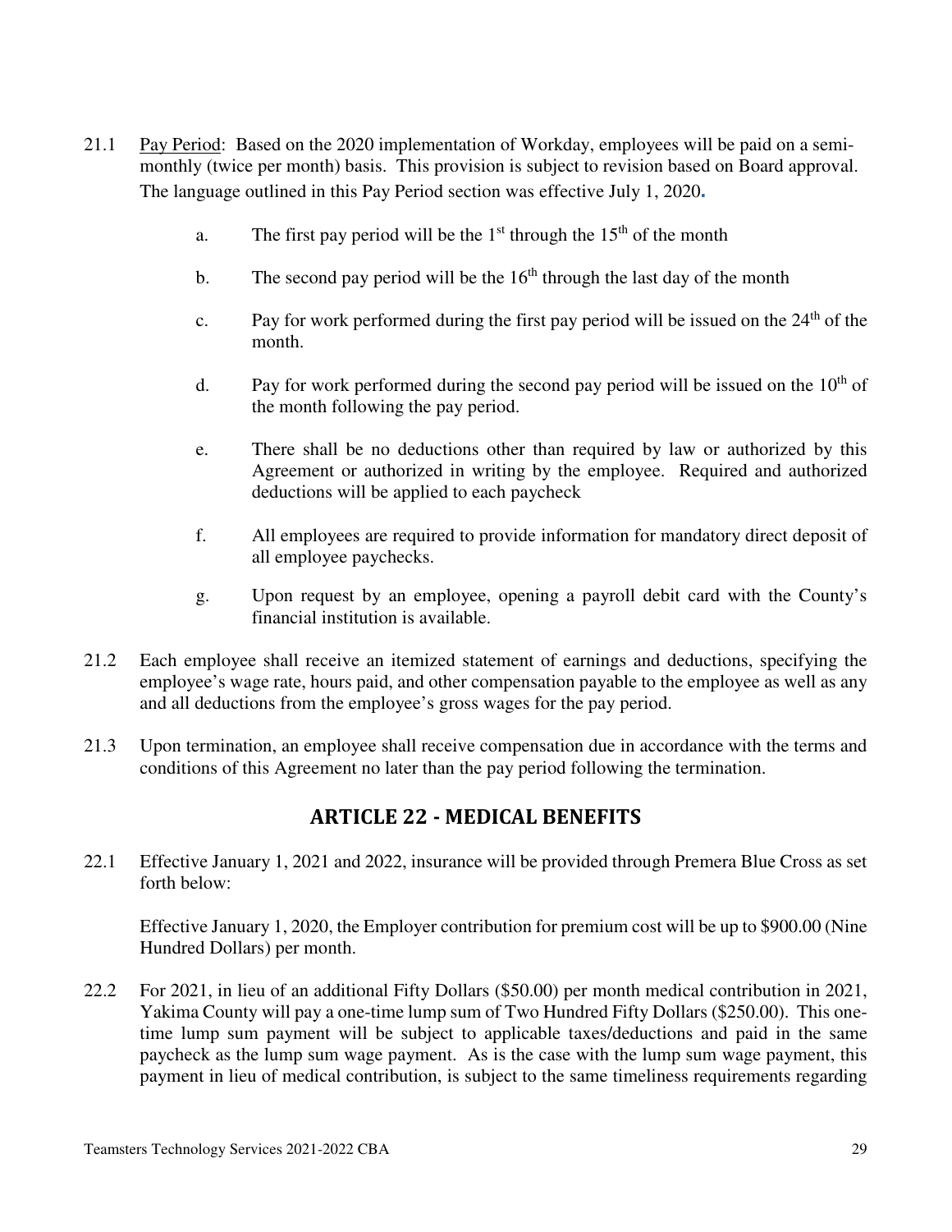21.1 Pay Period: Based on the 2020 implementation of Workday, employees will be paid on a semi-monthly (twice per month) basis. This provision is subject to revision based on Board approval. The language outlined in this Pay Period section was effective July 1, 2020.

a. The first pay period will be the 1st through the 15th of the month

b. The second pay period will be the 16th through the last day of the month

c. Pay for work performed during the first pay period will be issued on the 24th of the month.

d. Pay for work performed during the second pay period will be issued on the 10th of the month following the pay period.

e. There shall be no deductions other than required by law or authorized by this Agreement or authorized in writing by the employee. Required and authorized deductions will be applied to each paycheck

f. All employees are required to provide information for mandatory direct deposit of all employee paychecks.

g. Upon request by an employee, opening a payroll debit card with the County's financial institution is available.

21.2 Each employee shall receive an itemized statement of earnings and deductions, specifying the employee's wage rate, hours paid, and other compensation payable to the employee as well as any and all deductions from the employee's gross wages for the pay period.

21.3 Upon termination, an employee shall receive compensation due in accordance with the terms and conditions of this Agreement no later than the pay period following the termination.

## ARTICLE 22 - MEDICAL BENEFITS

22.1 Effective January 1, 2021 and 2022, insurance will be provided through Premera Blue Cross as set forth below:

Effective January 1, 2020, the Employer contribution for premium cost will be up to $900.00 (Nine Hundred Dollars) per month.

22.2 For 2021, in lieu of an additional Fifty Dollars ($50.00) per month medical contribution in 2021, Yakima County will pay a one-time lump sum of Two Hundred Fifty Dollars ($250.00). This one-time lump sum payment will be subject to applicable taxes/deductions and paid in the same paycheck as the lump sum wage payment. As is the case with the lump sum wage payment, this payment in lieu of medical contribution, is subject to the same timeliness requirements regarding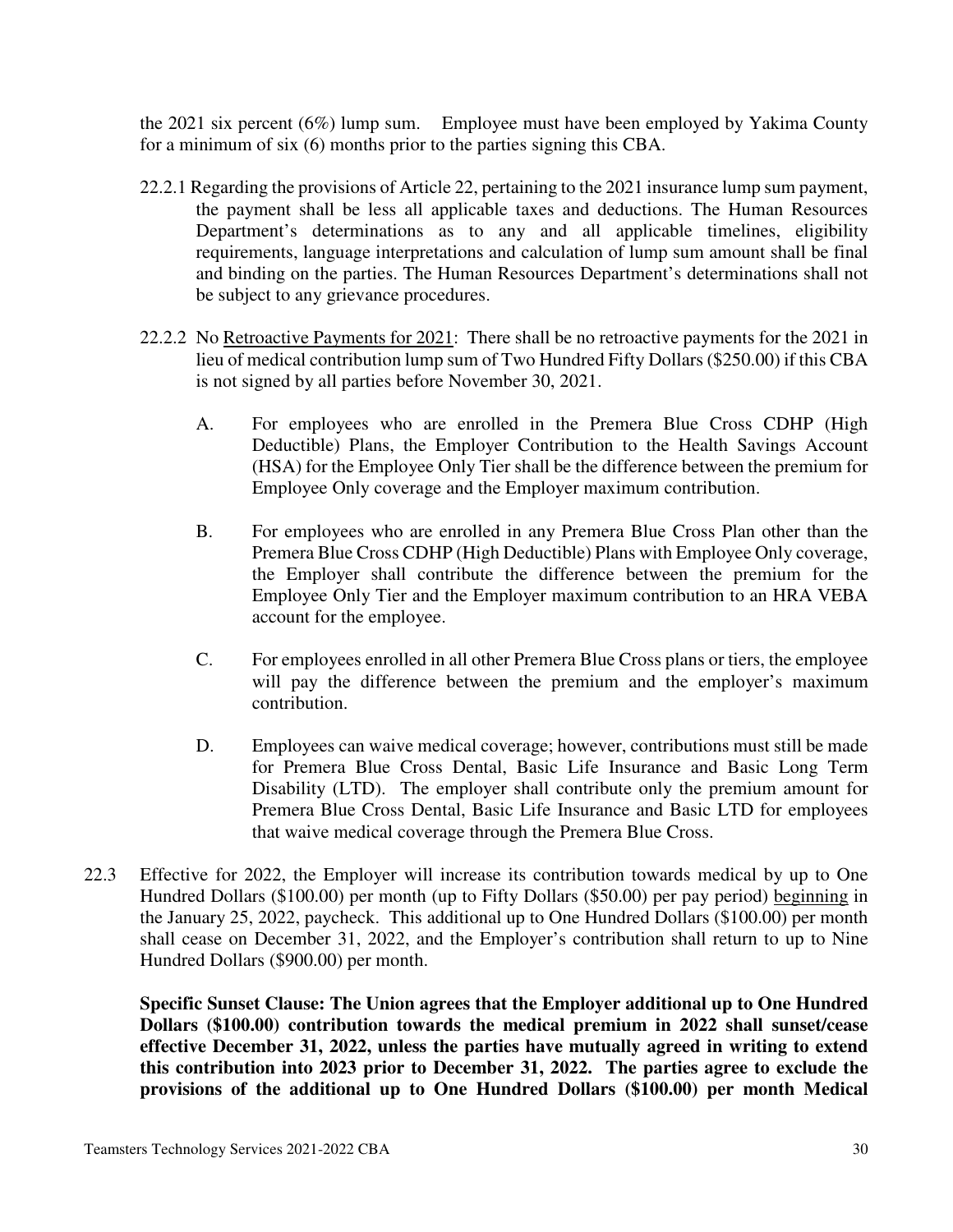the 2021 six percent (6%) lump sum. Employee must have been employed by Yakima County for a minimum of six (6) months prior to the parties signing this CBA.

22.2.1 Regarding the provisions of Article 22, pertaining to the 2021 insurance lump sum payment, the payment shall be less all applicable taxes and deductions. The Human Resources Department's determinations as to any and all applicable timelines, eligibility requirements, language interpretations and calculation of lump sum amount shall be final and binding on the parties. The Human Resources Department's determinations shall not be subject to any grievance procedures.

22.2.2 No <u>Retroactive Payments for 2021</u>: There shall be no retroactive payments for the 2021 in lieu of medical contribution lump sum of Two Hundred Fifty Dollars ($250.00) if this CBA is not signed by all parties before November 30, 2021.

A. For employees who are enrolled in the Premera Blue Cross CDHP (High Deductible) Plans, the Employer Contribution to the Health Savings Account (HSA) for the Employee Only Tier shall be the difference between the premium for Employee Only coverage and the Employer maximum contribution.

B. For employees who are enrolled in any Premera Blue Cross Plan other than the Premera Blue Cross CDHP (High Deductible) Plans with Employee Only coverage, the Employer shall contribute the difference between the premium for the Employee Only Tier and the Employer maximum contribution to an HRA VEBA account for the employee.

C. For employees enrolled in all other Premera Blue Cross plans or tiers, the employee will pay the difference between the premium and the employer's maximum contribution.

D. Employees can waive medical coverage; however, contributions must still be made for Premera Blue Cross Dental, Basic Life Insurance and Basic Long Term Disability (LTD). The employer shall contribute only the premium amount for Premera Blue Cross Dental, Basic Life Insurance and Basic LTD for employees that waive medical coverage through the Premera Blue Cross.

22.3 Effective for 2022, the Employer will increase its contribution towards medical by up to One Hundred Dollars ($100.00) per month (up to Fifty Dollars ($50.00) per pay period) <u>beginning</u> in the January 25, 2022, paycheck. This additional up to One Hundred Dollars ($100.00) per month shall cease on December 31, 2022, and the Employer's contribution shall return to up to Nine Hundred Dollars ($900.00) per month.

**Specific Sunset Clause: The Union agrees that the Employer additional up to One Hundred Dollars ($100.00) contribution towards the medical premium in 2022 shall sunset/cease effective December 31, 2022, unless the parties have mutually agreed in writing to extend this contribution into 2023 prior to December 31, 2022. The parties agree to exclude the provisions of the additional up to One Hundred Dollars ($100.00) per month Medical**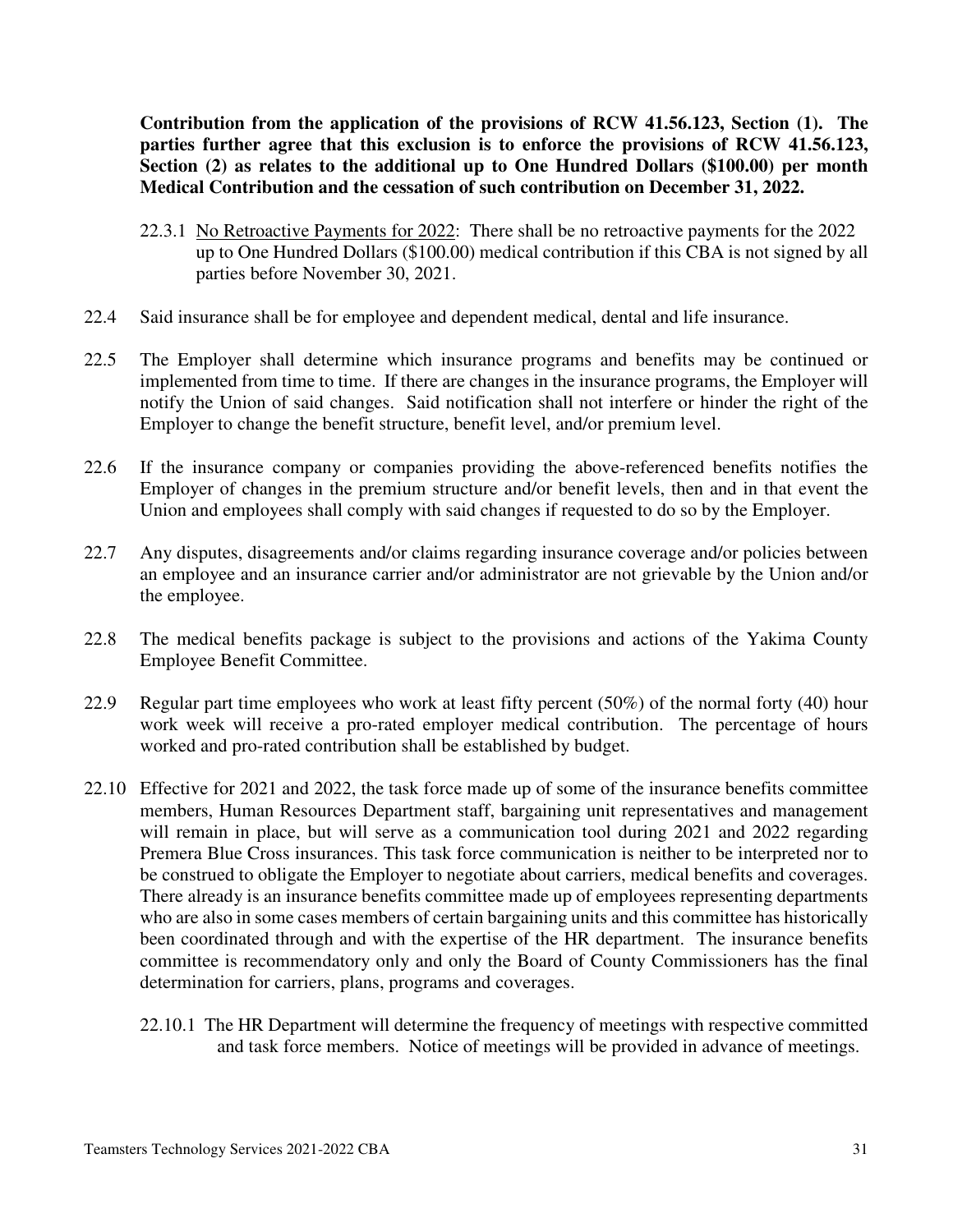**Contribution from the application of the provisions of RCW 41.56.123, Section (1). The parties further agree that this exclusion is to enforce the provisions of RCW 41.56.123, Section (2) as relates to the additional up to One Hundred Dollars ($100.00) per month Medical Contribution and the cessation of such contribution on December 31, 2022.**

22.3.1 No Retroactive Payments for 2022: There shall be no retroactive payments for the 2022 up to One Hundred Dollars ($100.00) medical contribution if this CBA is not signed by all parties before November 30, 2021.

22.4 Said insurance shall be for employee and dependent medical, dental and life insurance.

22.5 The Employer shall determine which insurance programs and benefits may be continued or implemented from time to time. If there are changes in the insurance programs, the Employer will notify the Union of said changes. Said notification shall not interfere or hinder the right of the Employer to change the benefit structure, benefit level, and/or premium level.

22.6 If the insurance company or companies providing the above-referenced benefits notifies the Employer of changes in the premium structure and/or benefit levels, then and in that event the Union and employees shall comply with said changes if requested to do so by the Employer.

22.7 Any disputes, disagreements and/or claims regarding insurance coverage and/or policies between an employee and an insurance carrier and/or administrator are not grievable by the Union and/or the employee.

22.8 The medical benefits package is subject to the provisions and actions of the Yakima County Employee Benefit Committee.

22.9 Regular part time employees who work at least fifty percent (50%) of the normal forty (40) hour work week will receive a pro-rated employer medical contribution. The percentage of hours worked and pro-rated contribution shall be established by budget.

22.10 Effective for 2021 and 2022, the task force made up of some of the insurance benefits committee members, Human Resources Department staff, bargaining unit representatives and management will remain in place, but will serve as a communication tool during 2021 and 2022 regarding Premera Blue Cross insurances. This task force communication is neither to be interpreted nor to be construed to obligate the Employer to negotiate about carriers, medical benefits and coverages. There already is an insurance benefits committee made up of employees representing departments who are also in some cases members of certain bargaining units and this committee has historically been coordinated through and with the expertise of the HR department. The insurance benefits committee is recommendatory only and only the Board of County Commissioners has the final determination for carriers, plans, programs and coverages.

22.10.1 The HR Department will determine the frequency of meetings with respective committed and task force members. Notice of meetings will be provided in advance of meetings.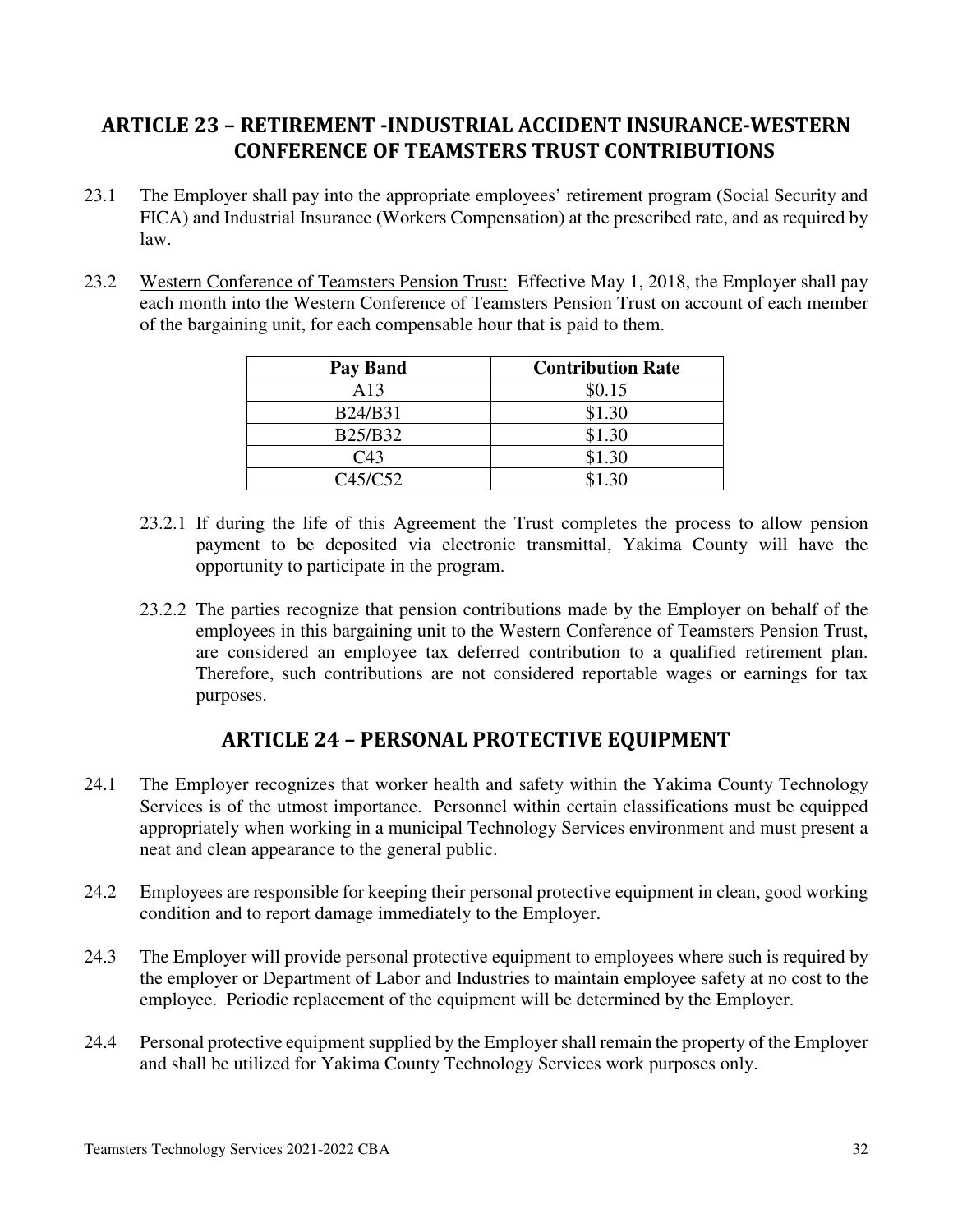## ARTICLE 23 – RETIREMENT -INDUSTRIAL ACCIDENT INSURANCE-WESTERN CONFERENCE OF TEAMSTERS TRUST CONTRIBUTIONS

23.1 The Employer shall pay into the appropriate employees' retirement program (Social Security and FICA) and Industrial Insurance (Workers Compensation) at the prescribed rate, and as required by law.

23.2 Western Conference of Teamsters Pension Trust: Effective May 1, 2018, the Employer shall pay each month into the Western Conference of Teamsters Pension Trust on account of each member of the bargaining unit, for each compensable hour that is paid to them.

| Pay Band | Contribution Rate |
|---|---|
| A13 | \$0.15 |
| B24/B31 | \$1.30 |
| B25/B32 | \$1.30 |
| C43 | \$1.30 |
| C45/C52 | \$1.30 |

23.2.1 If during the life of this Agreement the Trust completes the process to allow pension payment to be deposited via electronic transmittal, Yakima County will have the opportunity to participate in the program.

23.2.2 The parties recognize that pension contributions made by the Employer on behalf of the employees in this bargaining unit to the Western Conference of Teamsters Pension Trust, are considered an employee tax deferred contribution to a qualified retirement plan. Therefore, such contributions are not considered reportable wages or earnings for tax purposes.

## ARTICLE 24 – PERSONAL PROTECTIVE EQUIPMENT

24.1 The Employer recognizes that worker health and safety within the Yakima County Technology Services is of the utmost importance. Personnel within certain classifications must be equipped appropriately when working in a municipal Technology Services environment and must present a neat and clean appearance to the general public.

24.2 Employees are responsible for keeping their personal protective equipment in clean, good working condition and to report damage immediately to the Employer.

24.3 The Employer will provide personal protective equipment to employees where such is required by the employer or Department of Labor and Industries to maintain employee safety at no cost to the employee. Periodic replacement of the equipment will be determined by the Employer.

24.4 Personal protective equipment supplied by the Employer shall remain the property of the Employer and shall be utilized for Yakima County Technology Services work purposes only.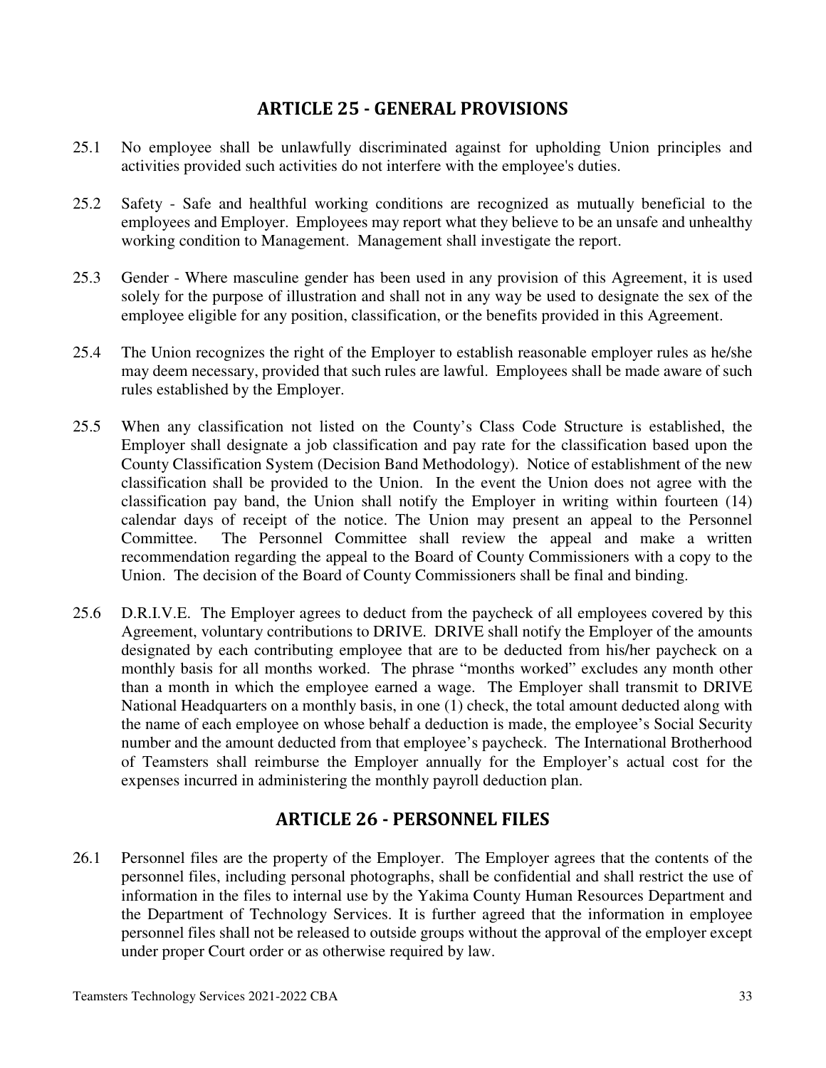## ARTICLE 25 - GENERAL PROVISIONS

25.1 No employee shall be unlawfully discriminated against for upholding Union principles and activities provided such activities do not interfere with the employee's duties.

25.2 Safety - Safe and healthful working conditions are recognized as mutually beneficial to the employees and Employer. Employees may report what they believe to be an unsafe and unhealthy working condition to Management. Management shall investigate the report.

25.3 Gender - Where masculine gender has been used in any provision of this Agreement, it is used solely for the purpose of illustration and shall not in any way be used to designate the sex of the employee eligible for any position, classification, or the benefits provided in this Agreement.

25.4 The Union recognizes the right of the Employer to establish reasonable employer rules as he/she may deem necessary, provided that such rules are lawful. Employees shall be made aware of such rules established by the Employer.

25.5 When any classification not listed on the County's Class Code Structure is established, the Employer shall designate a job classification and pay rate for the classification based upon the County Classification System (Decision Band Methodology). Notice of establishment of the new classification shall be provided to the Union. In the event the Union does not agree with the classification pay band, the Union shall notify the Employer in writing within fourteen (14) calendar days of receipt of the notice. The Union may present an appeal to the Personnel Committee. The Personnel Committee shall review the appeal and make a written recommendation regarding the appeal to the Board of County Commissioners with a copy to the Union. The decision of the Board of County Commissioners shall be final and binding.

25.6 D.R.I.V.E. The Employer agrees to deduct from the paycheck of all employees covered by this Agreement, voluntary contributions to DRIVE. DRIVE shall notify the Employer of the amounts designated by each contributing employee that are to be deducted from his/her paycheck on a monthly basis for all months worked. The phrase "months worked" excludes any month other than a month in which the employee earned a wage. The Employer shall transmit to DRIVE National Headquarters on a monthly basis, in one (1) check, the total amount deducted along with the name of each employee on whose behalf a deduction is made, the employee's Social Security number and the amount deducted from that employee's paycheck. The International Brotherhood of Teamsters shall reimburse the Employer annually for the Employer's actual cost for the expenses incurred in administering the monthly payroll deduction plan.

## ARTICLE 26 - PERSONNEL FILES

26.1 Personnel files are the property of the Employer. The Employer agrees that the contents of the personnel files, including personal photographs, shall be confidential and shall restrict the use of information in the files to internal use by the Yakima County Human Resources Department and the Department of Technology Services. It is further agreed that the information in employee personnel files shall not be released to outside groups without the approval of the employer except under proper Court order or as otherwise required by law.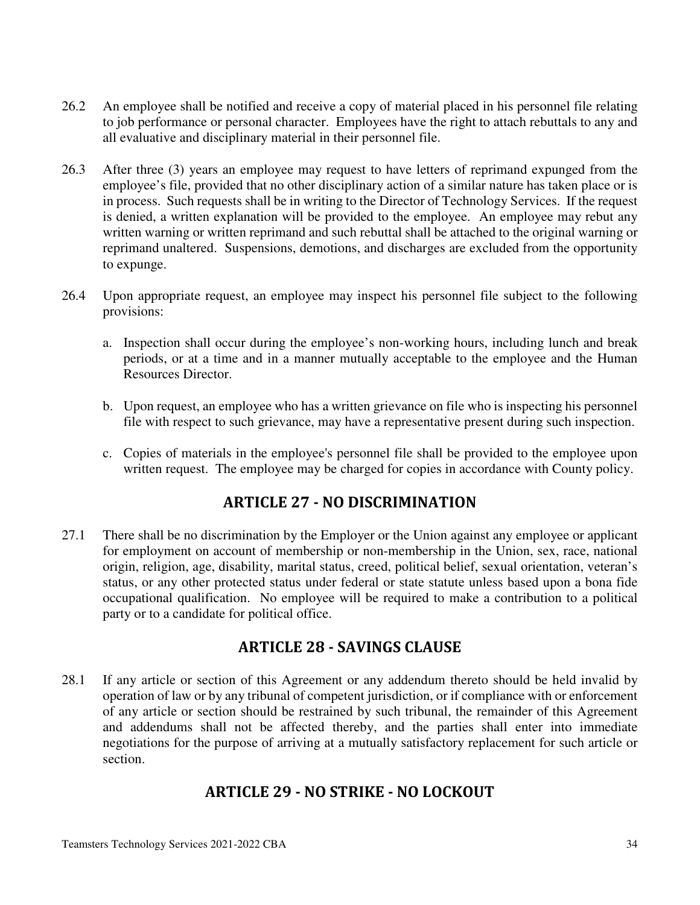26.2 An employee shall be notified and receive a copy of material placed in his personnel file relating to job performance or personal character. Employees have the right to attach rebuttals to any and all evaluative and disciplinary material in their personnel file.

26.3 After three (3) years an employee may request to have letters of reprimand expunged from the employee's file, provided that no other disciplinary action of a similar nature has taken place or is in process. Such requests shall be in writing to the Director of Technology Services. If the request is denied, a written explanation will be provided to the employee. An employee may rebut any written warning or written reprimand and such rebuttal shall be attached to the original warning or reprimand unaltered. Suspensions, demotions, and discharges are excluded from the opportunity to expunge.

26.4 Upon appropriate request, an employee may inspect his personnel file subject to the following provisions:

a. Inspection shall occur during the employee's non-working hours, including lunch and break periods, or at a time and in a manner mutually acceptable to the employee and the Human Resources Director.

b. Upon request, an employee who has a written grievance on file who is inspecting his personnel file with respect to such grievance, may have a representative present during such inspection.

c. Copies of materials in the employee's personnel file shall be provided to the employee upon written request. The employee may be charged for copies in accordance with County policy.

## ARTICLE 27 - NO DISCRIMINATION

27.1 There shall be no discrimination by the Employer or the Union against any employee or applicant for employment on account of membership or non-membership in the Union, sex, race, national origin, religion, age, disability, marital status, creed, political belief, sexual orientation, veteran's status, or any other protected status under federal or state statute unless based upon a bona fide occupational qualification. No employee will be required to make a contribution to a political party or to a candidate for political office.

## ARTICLE 28 - SAVINGS CLAUSE

28.1 If any article or section of this Agreement or any addendum thereto should be held invalid by operation of law or by any tribunal of competent jurisdiction, or if compliance with or enforcement of any article or section should be restrained by such tribunal, the remainder of this Agreement and addendums shall not be affected thereby, and the parties shall enter into immediate negotiations for the purpose of arriving at a mutually satisfactory replacement for such article or section.

## ARTICLE 29 - NO STRIKE - NO LOCKOUT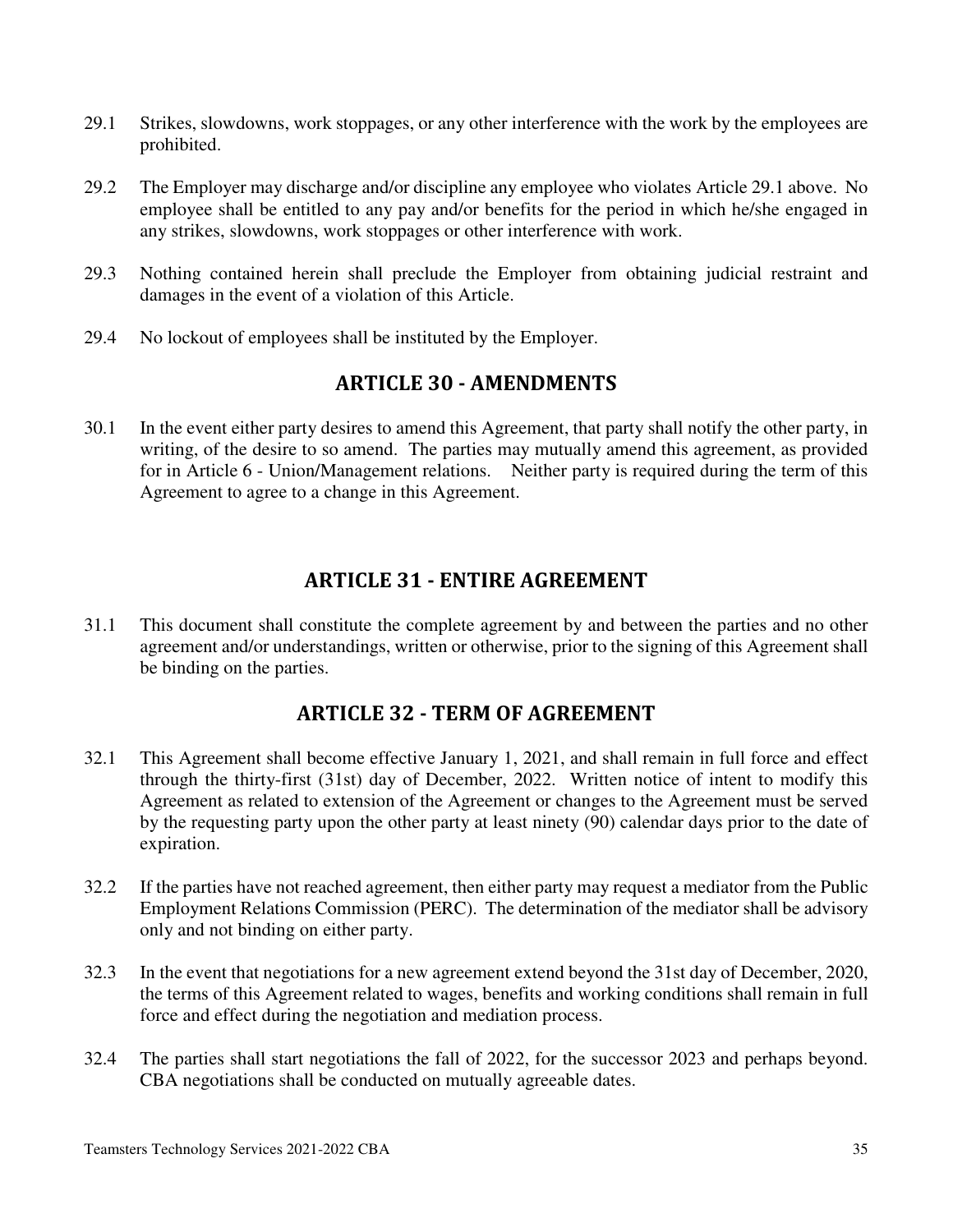29.1 Strikes, slowdowns, work stoppages, or any other interference with the work by the employees are prohibited.

29.2 The Employer may discharge and/or discipline any employee who violates Article 29.1 above. No employee shall be entitled to any pay and/or benefits for the period in which he/she engaged in any strikes, slowdowns, work stoppages or other interference with work.

29.3 Nothing contained herein shall preclude the Employer from obtaining judicial restraint and damages in the event of a violation of this Article.

29.4 No lockout of employees shall be instituted by the Employer.

## ARTICLE 30 - AMENDMENTS

30.1 In the event either party desires to amend this Agreement, that party shall notify the other party, in writing, of the desire to so amend. The parties may mutually amend this agreement, as provided for in Article 6 - Union/Management relations. Neither party is required during the term of this Agreement to agree to a change in this Agreement.

## ARTICLE 31 - ENTIRE AGREEMENT

31.1 This document shall constitute the complete agreement by and between the parties and no other agreement and/or understandings, written or otherwise, prior to the signing of this Agreement shall be binding on the parties.

## ARTICLE 32 - TERM OF AGREEMENT

32.1 This Agreement shall become effective January 1, 2021, and shall remain in full force and effect through the thirty-first (31st) day of December, 2022. Written notice of intent to modify this Agreement as related to extension of the Agreement or changes to the Agreement must be served by the requesting party upon the other party at least ninety (90) calendar days prior to the date of expiration.

32.2 If the parties have not reached agreement, then either party may request a mediator from the Public Employment Relations Commission (PERC). The determination of the mediator shall be advisory only and not binding on either party.

32.3 In the event that negotiations for a new agreement extend beyond the 31st day of December, 2020, the terms of this Agreement related to wages, benefits and working conditions shall remain in full force and effect during the negotiation and mediation process.

32.4 The parties shall start negotiations the fall of 2022, for the successor 2023 and perhaps beyond. CBA negotiations shall be conducted on mutually agreeable dates.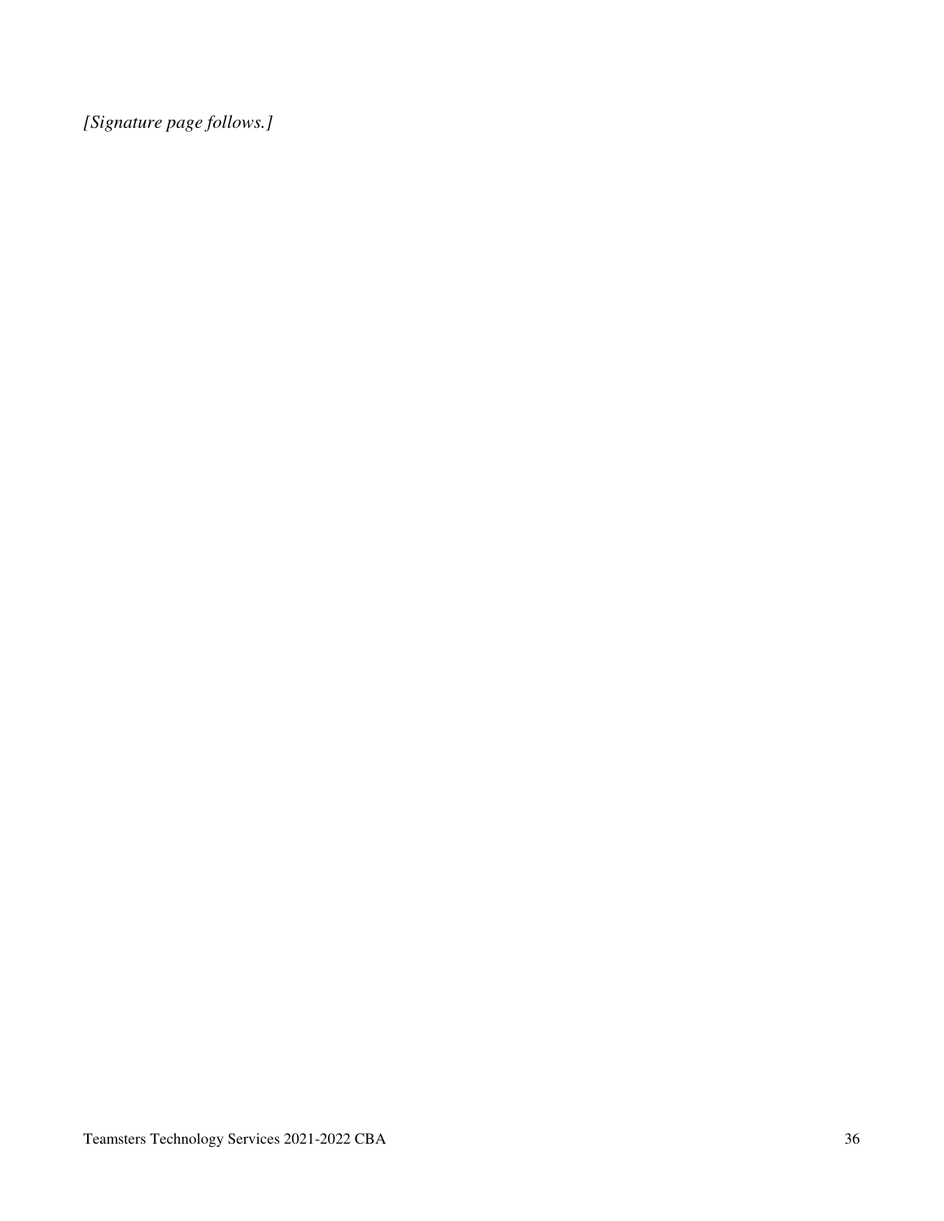*[Signature page follows.]*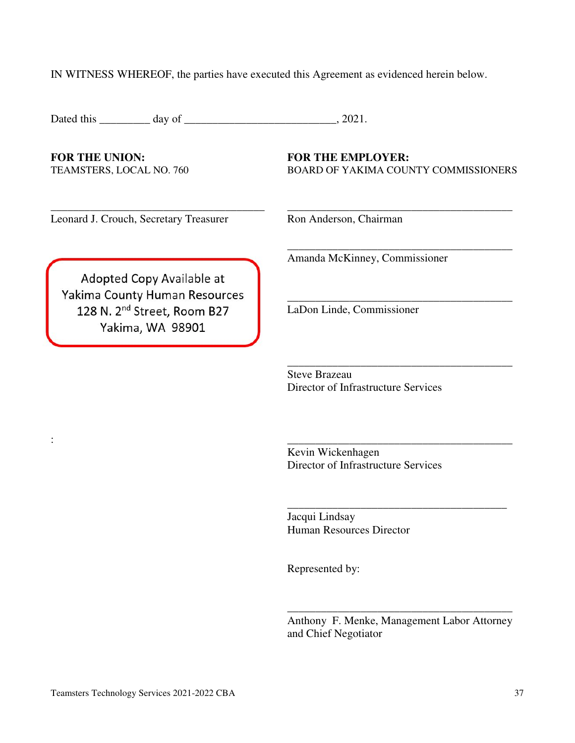IN WITNESS WHEREOF, the parties have executed this Agreement as evidenced herein below.

Dated this _________ day of ___________________________, 2021.

**FOR THE UNION:**
TEAMSTERS, LOCAL NO. 760

_______________________________________
Leonard J. Crouch, Secretary Treasurer

Adopted Copy Available at
Yakima County Human Resources
128 N. 2nd Street, Room B27
Yakima, WA 98901

:

**FOR THE EMPLOYER:**
BOARD OF YAKIMA COUNTY COMMISSIONERS

_______________________________________
Ron Anderson, Chairman

_______________________________________
Amanda McKinney, Commissioner

_______________________________________
LaDon Linde, Commissioner

_______________________________________
Steve Brazeau
Director of Infrastructure Services

_______________________________________
Kevin Wickenhagen
Director of Infrastructure Services

_______________________________________
Jacqui Lindsay
Human Resources Director

Represented by:

_______________________________________
Anthony F. Menke, Management Labor Attorney and Chief Negotiator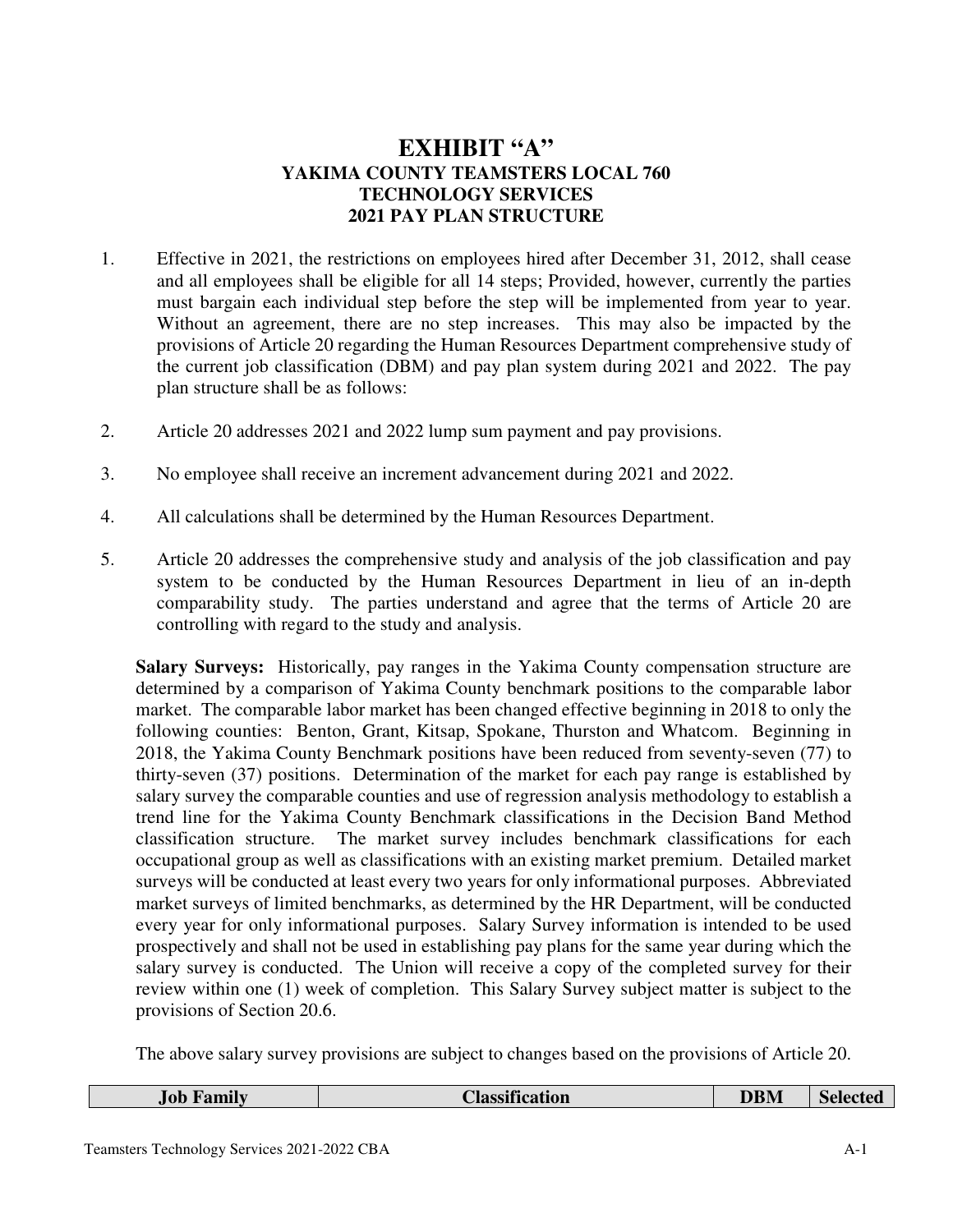# EXHIBIT "A"
## YAKIMA COUNTY TEAMSTERS LOCAL 760
## TECHNOLOGY SERVICES
## 2021 PAY PLAN STRUCTURE

1. Effective in 2021, the restrictions on employees hired after December 31, 2012, shall cease and all employees shall be eligible for all 14 steps; Provided, however, currently the parties must bargain each individual step before the step will be implemented from year to year. Without an agreement, there are no step increases. This may also be impacted by the provisions of Article 20 regarding the Human Resources Department comprehensive study of the current job classification (DBM) and pay plan system during 2021 and 2022. The pay plan structure shall be as follows:

2. Article 20 addresses 2021 and 2022 lump sum payment and pay provisions.

3. No employee shall receive an increment advancement during 2021 and 2022.

4. All calculations shall be determined by the Human Resources Department.

5. Article 20 addresses the comprehensive study and analysis of the job classification and pay system to be conducted by the Human Resources Department in lieu of an in-depth comparability study. The parties understand and agree that the terms of Article 20 are controlling with regard to the study and analysis.

**Salary Surveys:** Historically, pay ranges in the Yakima County compensation structure are determined by a comparison of Yakima County benchmark positions to the comparable labor market. The comparable labor market has been changed effective beginning in 2018 to only the following counties: Benton, Grant, Kitsap, Spokane, Thurston and Whatcom. Beginning in 2018, the Yakima County Benchmark positions have been reduced from seventy-seven (77) to thirty-seven (37) positions. Determination of the market for each pay range is established by salary survey the comparable counties and use of regression analysis methodology to establish a trend line for the Yakima County Benchmark classifications in the Decision Band Method classification structure. The market survey includes benchmark classifications for each occupational group as well as classifications with an existing market premium. Detailed market surveys will be conducted at least every two years for only informational purposes. Abbreviated market surveys of limited benchmarks, as determined by the HR Department, will be conducted every year for only informational purposes. Salary Survey information is intended to be used prospectively and shall not be used in establishing pay plans for the same year during which the salary survey is conducted. The Union will receive a copy of the completed survey for their review within one (1) week of completion. This Salary Survey subject matter is subject to the provisions of Section 20.6.

The above salary survey provisions are subject to changes based on the provisions of Article 20.

| Job Family | Classification | DBM | Selected |
|---|---|---|---|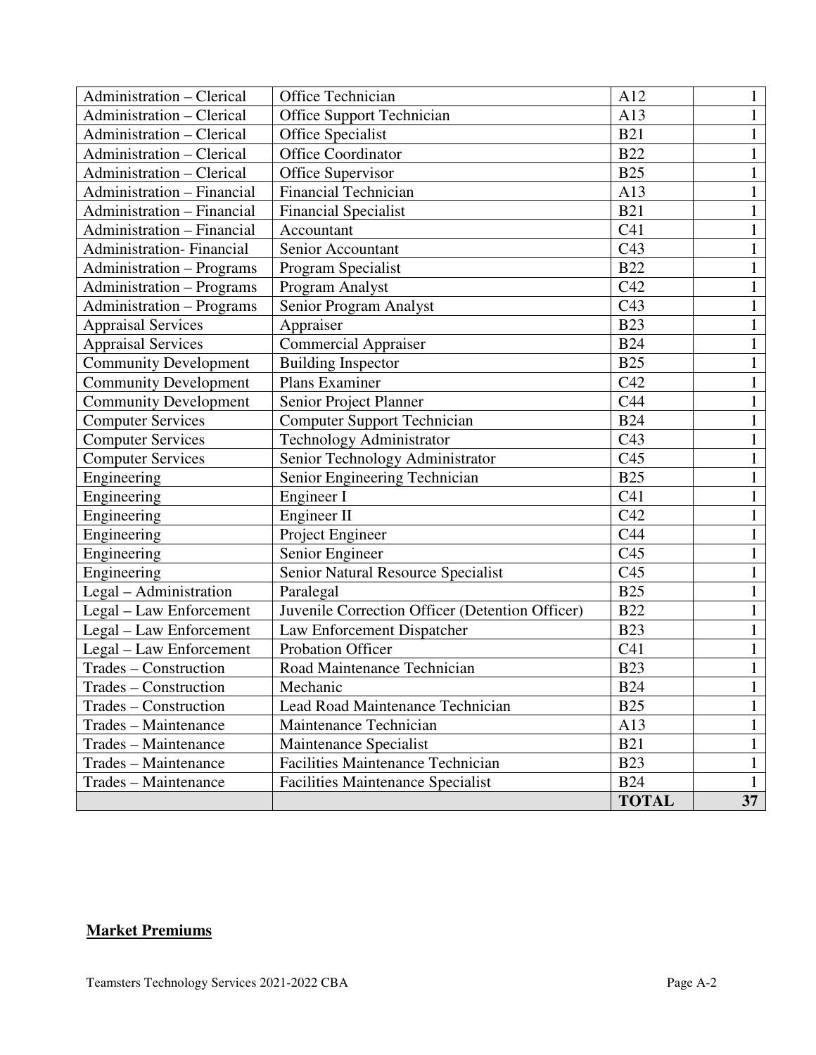| | | | |
|---|---|---|---|
| Administration – Clerical | Office Technician | A12 | 1 |
| Administration – Clerical | Office Support Technician | A13 | 1 |
| Administration – Clerical | Office Specialist | B21 | 1 |
| Administration – Clerical | Office Coordinator | B22 | 1 |
| Administration – Clerical | Office Supervisor | B25 | 1 |
| Administration – Financial | Financial Technician | A13 | 1 |
| Administration – Financial | Financial Specialist | B21 | 1 |
| Administration – Financial | Accountant | C41 | 1 |
| Administration- Financial | Senior Accountant | C43 | 1 |
| Administration – Programs | Program Specialist | B22 | 1 |
| Administration – Programs | Program Analyst | C42 | 1 |
| Administration – Programs | Senior Program Analyst | C43 | 1 |
| Appraisal Services | Appraiser | B23 | 1 |
| Appraisal Services | Commercial Appraiser | B24 | 1 |
| Community Development | Building Inspector | B25 | 1 |
| Community Development | Plans Examiner | C42 | 1 |
| Community Development | Senior Project Planner | C44 | 1 |
| Computer Services | Computer Support Technician | B24 | 1 |
| Computer Services | Technology Administrator | C43 | 1 |
| Computer Services | Senior Technology Administrator | C45 | 1 |
| Engineering | Senior Engineering Technician | B25 | 1 |
| Engineering | Engineer I | C41 | 1 |
| Engineering | Engineer II | C42 | 1 |
| Engineering | Project Engineer | C44 | 1 |
| Engineering | Senior Engineer | C45 | 1 |
| Engineering | Senior Natural Resource Specialist | C45 | 1 |
| Legal – Administration | Paralegal | B25 | 1 |
| Legal – Law Enforcement | Juvenile Correction Officer (Detention Officer) | B22 | 1 |
| Legal – Law Enforcement | Law Enforcement Dispatcher | B23 | 1 |
| Legal – Law Enforcement | Probation Officer | C41 | 1 |
| Trades – Construction | Road Maintenance Technician | B23 | 1 |
| Trades – Construction | Mechanic | B24 | 1 |
| Trades – Construction | Lead Road Maintenance Technician | B25 | 1 |
| Trades – Maintenance | Maintenance Technician | A13 | 1 |
| Trades – Maintenance | Maintenance Specialist | B21 | 1 |
| Trades – Maintenance | Facilities Maintenance Technician | B23 | 1 |
| Trades – Maintenance | Facilities Maintenance Specialist | B24 | 1 |
| | | **TOTAL** | **37** |

**Market Premiums**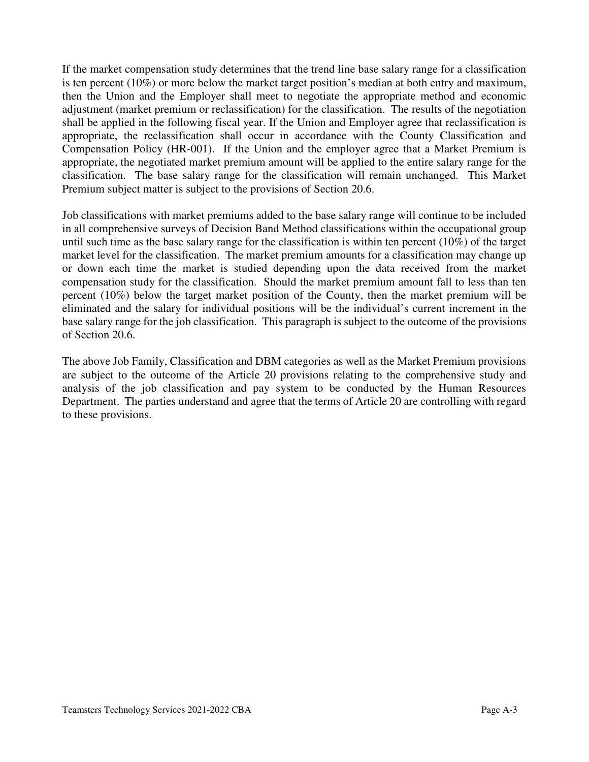If the market compensation study determines that the trend line base salary range for a classification is ten percent (10%) or more below the market target position's median at both entry and maximum, then the Union and the Employer shall meet to negotiate the appropriate method and economic adjustment (market premium or reclassification) for the classification. The results of the negotiation shall be applied in the following fiscal year. If the Union and Employer agree that reclassification is appropriate, the reclassification shall occur in accordance with the County Classification and Compensation Policy (HR-001). If the Union and the employer agree that a Market Premium is appropriate, the negotiated market premium amount will be applied to the entire salary range for the classification. The base salary range for the classification will remain unchanged. This Market Premium subject matter is subject to the provisions of Section 20.6.

Job classifications with market premiums added to the base salary range will continue to be included in all comprehensive surveys of Decision Band Method classifications within the occupational group until such time as the base salary range for the classification is within ten percent (10%) of the target market level for the classification. The market premium amounts for a classification may change up or down each time the market is studied depending upon the data received from the market compensation study for the classification. Should the market premium amount fall to less than ten percent (10%) below the target market position of the County, then the market premium will be eliminated and the salary for individual positions will be the individual's current increment in the base salary range for the job classification. This paragraph is subject to the outcome of the provisions of Section 20.6.

The above Job Family, Classification and DBM categories as well as the Market Premium provisions are subject to the outcome of the Article 20 provisions relating to the comprehensive study and analysis of the job classification and pay system to be conducted by the Human Resources Department. The parties understand and agree that the terms of Article 20 are controlling with regard to these provisions.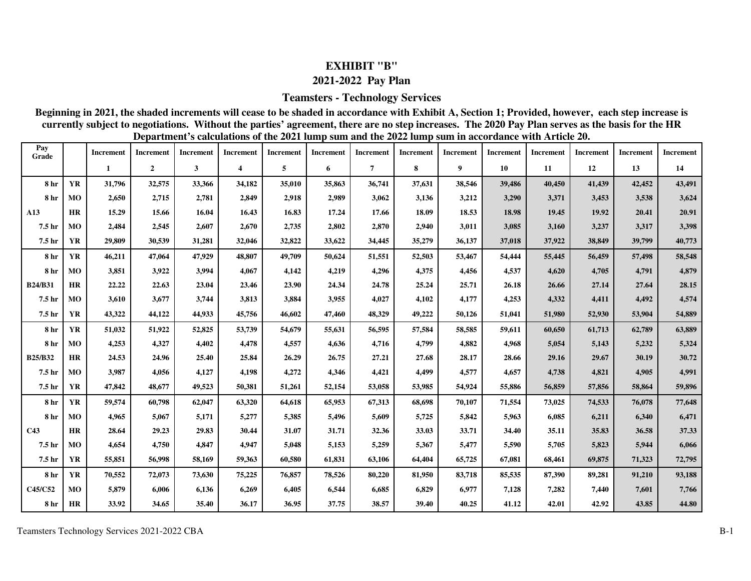# EXHIBIT "B"

## 2021-2022 Pay Plan

## Teamsters - Technology Services

**Beginning in 2021, the shaded increments will cease to be shaded in accordance with Exhibit A, Section 1; Provided, however, each step increase is currently subject to negotiations. Without the parties' agreement, there are no step increases. The 2020 Pay Plan serves as the basis for the HR Department's calculations of the 2021 lump sum and the 2022 lump sum in accordance with Article 20.**

| Pay Grade | | Increment 1 | Increment 2 | Increment 3 | Increment 4 | Increment 5 | Increment 6 | Increment 7 | Increment 8 | Increment 9 | Increment 10 | Increment 11 | Increment 12 | Increment 13 | Increment 14 |
|---|---|---|---|---|---|---|---|---|---|---|---|---|---|---|---|
| 8 hr | YR | 31,796 | 32,575 | 33,366 | 34,182 | 35,010 | 35,863 | 36,741 | 37,631 | 38,546 | 39,486 | 40,450 | 41,439 | 42,452 | 43,491 |
| 8 hr | MO | 2,650 | 2,715 | 2,781 | 2,849 | 2,918 | 2,989 | 3,062 | 3,136 | 3,212 | 3,290 | 3,371 | 3,453 | 3,538 | 3,624 |
| A13 | HR | 15.29 | 15.66 | 16.04 | 16.43 | 16.83 | 17.24 | 17.66 | 18.09 | 18.53 | 18.98 | 19.45 | 19.92 | 20.41 | 20.91 |
| 7.5 hr | MO | 2,484 | 2,545 | 2,607 | 2,670 | 2,735 | 2,802 | 2,870 | 2,940 | 3,011 | 3,085 | 3,160 | 3,237 | 3,317 | 3,398 |
| 7.5 hr | YR | 29,809 | 30,539 | 31,281 | 32,046 | 32,822 | 33,622 | 34,445 | 35,279 | 36,137 | 37,018 | 37,922 | 38,849 | 39,799 | 40,773 |
| 8 hr | YR | 46,211 | 47,064 | 47,929 | 48,807 | 49,709 | 50,624 | 51,551 | 52,503 | 53,467 | 54,444 | 55,445 | 56,459 | 57,498 | 58,548 |
| 8 hr | MO | 3,851 | 3,922 | 3,994 | 4,067 | 4,142 | 4,219 | 4,296 | 4,375 | 4,456 | 4,537 | 4,620 | 4,705 | 4,791 | 4,879 |
| B24/B31 | HR | 22.22 | 22.63 | 23.04 | 23.46 | 23.90 | 24.34 | 24.78 | 25.24 | 25.71 | 26.18 | 26.66 | 27.14 | 27.64 | 28.15 |
| 7.5 hr | MO | 3,610 | 3,677 | 3,744 | 3,813 | 3,884 | 3,955 | 4,027 | 4,102 | 4,177 | 4,253 | 4,332 | 4,411 | 4,492 | 4,574 |
| 7.5 hr | YR | 43,322 | 44,122 | 44,933 | 45,756 | 46,602 | 47,460 | 48,329 | 49,222 | 50,126 | 51,041 | 51,980 | 52,930 | 53,904 | 54,889 |
| 8 hr | YR | 51,032 | 51,922 | 52,825 | 53,739 | 54,679 | 55,631 | 56,595 | 57,584 | 58,585 | 59,611 | 60,650 | 61,713 | 62,789 | 63,889 |
| 8 hr | MO | 4,253 | 4,327 | 4,402 | 4,478 | 4,557 | 4,636 | 4,716 | 4,799 | 4,882 | 4,968 | 5,054 | 5,143 | 5,232 | 5,324 |
| B25/B32 | HR | 24.53 | 24.96 | 25.40 | 25.84 | 26.29 | 26.75 | 27.21 | 27.68 | 28.17 | 28.66 | 29.16 | 29.67 | 30.19 | 30.72 |
| 7.5 hr | MO | 3,987 | 4,056 | 4,127 | 4,198 | 4,272 | 4,346 | 4,421 | 4,499 | 4,577 | 4,657 | 4,738 | 4,821 | 4,905 | 4,991 |
| 7.5 hr | YR | 47,842 | 48,677 | 49,523 | 50,381 | 51,261 | 52,154 | 53,058 | 53,985 | 54,924 | 55,886 | 56,859 | 57,856 | 58,864 | 59,896 |
| 8 hr | YR | 59,574 | 60,798 | 62,047 | 63,320 | 64,618 | 65,953 | 67,313 | 68,698 | 70,107 | 71,554 | 73,025 | 74,533 | 76,078 | 77,648 |
| 8 hr | MO | 4,965 | 5,067 | 5,171 | 5,277 | 5,385 | 5,496 | 5,609 | 5,725 | 5,842 | 5,963 | 6,085 | 6,211 | 6,340 | 6,471 |
| C43 | HR | 28.64 | 29.23 | 29.83 | 30.44 | 31.07 | 31.71 | 32.36 | 33.03 | 33.71 | 34.40 | 35.11 | 35.83 | 36.58 | 37.33 |
| 7.5 hr | MO | 4,654 | 4,750 | 4,847 | 4,947 | 5,048 | 5,153 | 5,259 | 5,367 | 5,477 | 5,590 | 5,705 | 5,823 | 5,944 | 6,066 |
| 7.5 hr | YR | 55,851 | 56,998 | 58,169 | 59,363 | 60,580 | 61,831 | 63,106 | 64,404 | 65,725 | 67,081 | 68,461 | 69,875 | 71,323 | 72,795 |
| 8 hr | YR | 70,552 | 72,073 | 73,630 | 75,225 | 76,857 | 78,526 | 80,220 | 81,950 | 83,718 | 85,535 | 87,390 | 89,281 | 91,210 | 93,188 |
| C45/C52 | MO | 5,879 | 6,006 | 6,136 | 6,269 | 6,405 | 6,544 | 6,685 | 6,829 | 6,977 | 7,128 | 7,282 | 7,440 | 7,601 | 7,766 |
| 8 hr | HR | 33.92 | 34.65 | 35.40 | 36.17 | 36.95 | 37.75 | 38.57 | 39.40 | 40.25 | 41.12 | 42.01 | 42.92 | 43.85 | 44.80 |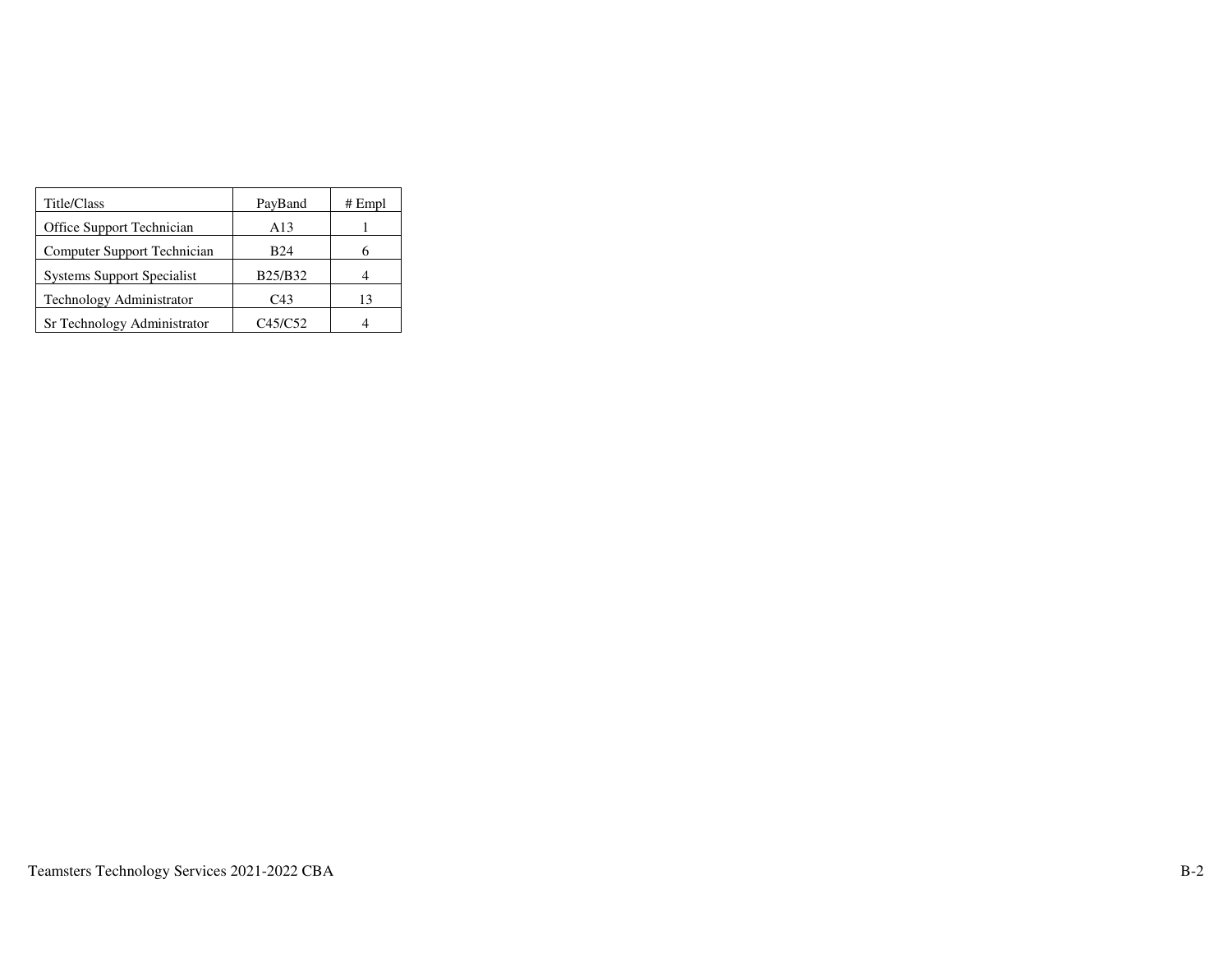| Title/Class | PayBand | # Empl |
|---|---|---|
| Office Support Technician | A13 | 1 |
| Computer Support Technician | B24 | 6 |
| Systems Support Specialist | B25/B32 | 4 |
| Technology Administrator | C43 | 13 |
| Sr Technology Administrator | C45/C52 | 4 |